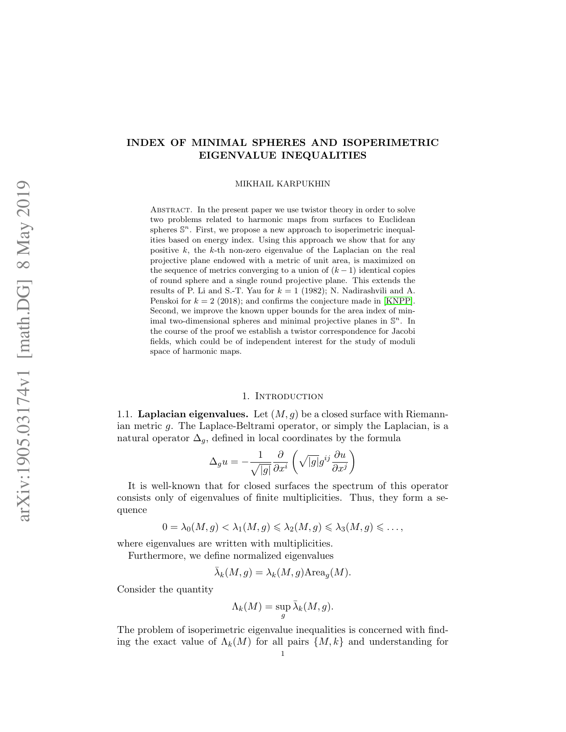# INDEX OF MINIMAL SPHERES AND ISOPERIMETRIC EIGENVALUE INEQUALITIES

MIKHAIL KARPUKHIN

Abstract. In the present paper we use twistor theory in order to solve two problems related to harmonic maps from surfaces to Euclidean spheres $\mathbb{S}^n$. First, we propose a new approach to isoperimetric inequalities based on energy index. Using this approach we show that for any positive $k$, the $k$-th non-zero eigenvalue of the Laplacian on the real projective plane endowed with a metric of unit area, is maximized on the sequence of metrics converging to a union of $(k-1)$ identical copies of round sphere and a single round projective plane. This extends the results of P. Li and S.-T. Yau for $k=1$ (1982); N. Nadirashvili and A. Penskoi for $k=2$ (2018); and confirms the conjecture made in [KNPP]. Second, we improve the known upper bounds for the area index of minimal two-dimensional spheres and minimal projective planes in $\mathbb{S}^n$. In the course of the proof we establish a twistor correspondence for Jacobi fields, which could be of independent interest for the study of moduli space of harmonic maps.

## 1. Introduction

1.1. **Laplacian eigenvalues.** Let $(M,g)$ be a closed surface with Riemannian metric $g$. The Laplace-Beltrami operator, or simply the Laplacian, is a natural operator $\Delta_g$, defined in local coordinates by the formula

$$\Delta_g u = -\frac{1}{\sqrt{|g|}}\frac{\partial}{\partial x^i}\left(\sqrt{|g|}g^{ij}\frac{\partial u}{\partial x^j}\right)$$

It is well-known that for closed surfaces the spectrum of this operator consists only of eigenvalues of finite multiplicities. Thus, they form a sequence

$$0=\lambda_0(M,g)<\lambda_1(M,g)\leqslant\lambda_2(M,g)\leqslant\lambda_3(M,g)\leqslant\dots,$$

where eigenvalues are written with multiplicities.

Furthermore, we define normalized eigenvalues

$$\bar\lambda_k(M,g)=\lambda_k(M,g)\mathrm{Area}_g(M).$$

Consider the quantity

$$\Lambda_k(M)=\sup_g\bar\lambda_k(M,g).$$

The problem of isoperimetric eigenvalue inequalities is concerned with finding the exact value of $\Lambda_k(M)$ for all pairs $\{M,k\}$ and understanding for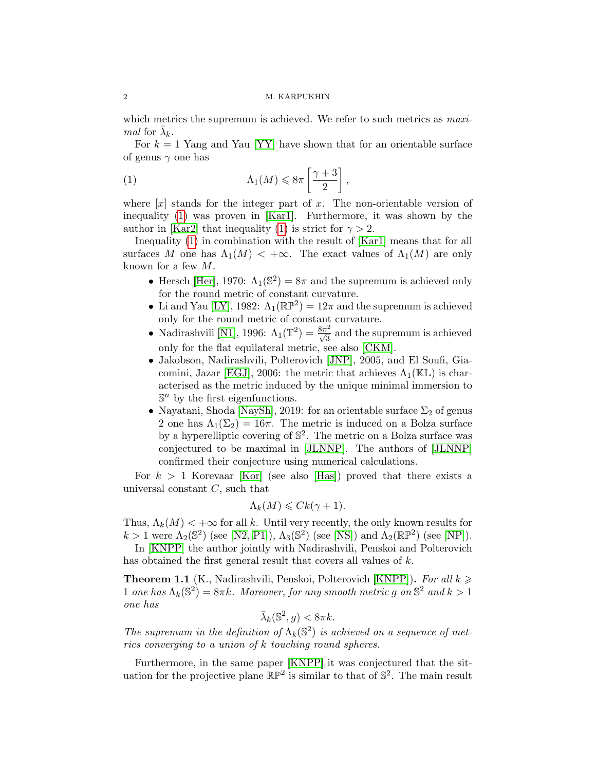which metrics the supremum is achieved. We refer to such metrics as *maximal* for $\bar{\lambda}_k$.

For $k = 1$ Yang and Yau [YY] have shown that for an orientable surface of genus $\gamma$ one has

$$\Lambda_1(M) \leqslant 8\pi \left[\frac{\gamma+3}{2}\right], \tag{1}$$

where $[x]$ stands for the integer part of $x$. The non-orientable version of inequality (1) was proven in [Kar1]. Furthermore, it was shown by the author in [Kar2] that inequality (1) is strict for $\gamma > 2$.

Inequality (1) in combination with the result of [Kar1] means that for all surfaces $M$ one has $\Lambda_1(M) < +\infty$. The exact values of $\Lambda_1(M)$ are only known for a few $M$.

- Hersch [Her], 1970: $\Lambda_1(\mathbb{S}^2) = 8\pi$ and the supremum is achieved only for the round metric of constant curvature.
- Li and Yau [LY], 1982: $\Lambda_1(\mathbb{RP}^2) = 12\pi$ and the supremum is achieved only for the round metric of constant curvature.
- Nadirashvili [N1], 1996: $\Lambda_1(\mathbb{T}^2) = \frac{8\pi^2}{\sqrt{3}}$ and the supremum is achieved only for the flat equilateral metric, see also [CKM].
- Jakobson, Nadirashvili, Polterovich [JNP], 2005, and El Soufi, Giacomini, Jazar [EGJ], 2006: the metric that achieves $\Lambda_1(\mathbb{KL})$ is characterised as the metric induced by the unique minimal immersion to $\mathbb{S}^n$ by the first eigenfunctions.
- Nayatani, Shoda [NaySh], 2019: for an orientable surface $\Sigma_2$ of genus 2 one has $\Lambda_1(\Sigma_2) = 16\pi$. The metric is induced on a Bolza surface by a hyperelliptic covering of $\mathbb{S}^2$. The metric on a Bolza surface was conjectured to be maximal in [JLNNP]. The authors of [JLNNP] confirmed their conjecture using numerical calculations.

For $k > 1$ Korevaar [Kor] (see also [Has]) proved that there exists a universal constant $C$, such that

$$\Lambda_k(M) \leqslant Ck(\gamma + 1).$$

Thus, $\Lambda_k(M) < +\infty$ for all $k$. Until very recently, the only known results for $k > 1$ were $\Lambda_2(\mathbb{S}^2)$ (see [N2, P1]), $\Lambda_3(\mathbb{S}^2)$ (see [NS]) and $\Lambda_2(\mathbb{RP}^2)$ (see [NP]).

In [KNPP] the author jointly with Nadirashvili, Penskoi and Polterovich has obtained the first general result that covers all values of $k$.

**Theorem 1.1** (K., Nadirashvili, Penskoi, Polterovich [KNPP])**.** *For all $k \geqslant 1$ one has $\Lambda_k(\mathbb{S}^2) = 8\pi k$. Moreover, for any smooth metric $g$ on $\mathbb{S}^2$ and $k > 1$ one has*

$$\bar{\lambda}_k(\mathbb{S}^2, g) < 8\pi k.$$

*The supremum in the definition of $\Lambda_k(\mathbb{S}^2)$ is achieved on a sequence of metrics converging to a union of $k$ touching round spheres.*

Furthermore, in the same paper [KNPP] it was conjectured that the situation for the projective plane $\mathbb{RP}^2$ is similar to that of $\mathbb{S}^2$. The main result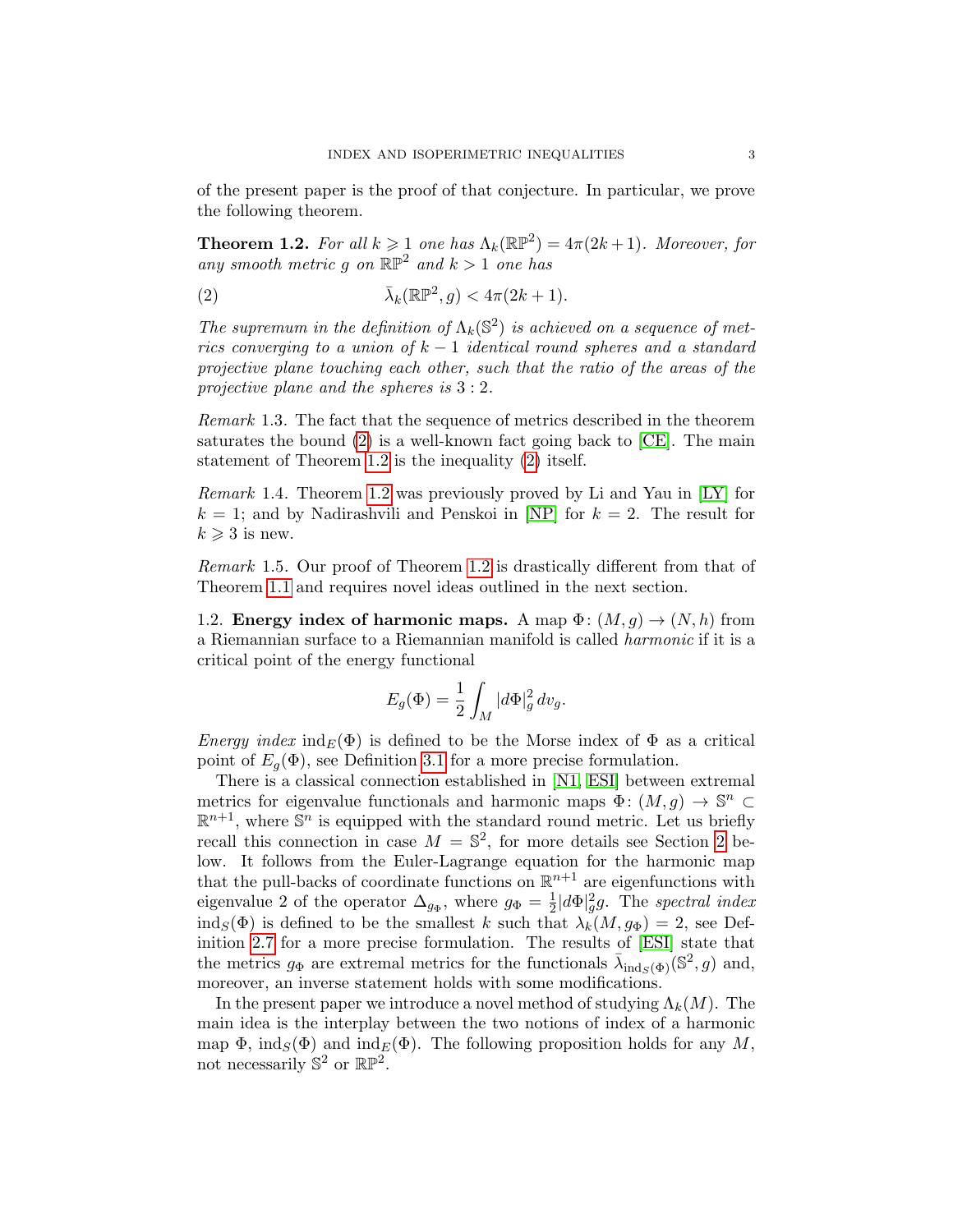of the present paper is the proof of that conjecture. In particular, we prove the following theorem.

**Theorem 1.2.** *For all $k \geqslant 1$ one has $\Lambda_k(\mathbb{RP}^2) = 4\pi(2k+1)$. Moreover, for any smooth metric $g$ on $\mathbb{RP}^2$ and $k > 1$ one has*

$$\bar{\lambda}_k(\mathbb{RP}^2, g) < 4\pi(2k+1). \tag{2}$$

*The supremum in the definition of $\Lambda_k(\mathbb{S}^2)$ is achieved on a sequence of metrics converging to a union of $k-1$ identical round spheres and a standard projective plane touching each other, such that the ratio of the areas of the projective plane and the spheres is $3:2$.*

*Remark* 1.3. The fact that the sequence of metrics described in the theorem saturates the bound (2) is a well-known fact going back to [CE]. The main statement of Theorem 1.2 is the inequality (2) itself.

*Remark* 1.4. Theorem 1.2 was previously proved by Li and Yau in [LY] for $k = 1$; and by Nadirashvili and Penskoi in [NP] for $k = 2$. The result for $k \geqslant 3$ is new.

*Remark* 1.5. Our proof of Theorem 1.2 is drastically different from that of Theorem 1.1 and requires novel ideas outlined in the next section.

1.2. **Energy index of harmonic maps.** A map $\Phi\colon (M, g) \to (N, h)$ from a Riemannian surface to a Riemannian manifold is called *harmonic* if it is a critical point of the energy functional

$$E_g(\Phi) = \frac{1}{2}\int_M |d\Phi|_g^2 \, dv_g.$$

*Energy index* $\mathrm{ind}_E(\Phi)$ is defined to be the Morse index of $\Phi$ as a critical point of $E_g(\Phi)$, see Definition 3.1 for a more precise formulation.

There is a classical connection established in [N1, ESI] between extremal metrics for eigenvalue functionals and harmonic maps $\Phi\colon (M, g) \to \mathbb{S}^n \subset \mathbb{R}^{n+1}$, where $\mathbb{S}^n$ is equipped with the standard round metric. Let us briefly recall this connection in case $M = \mathbb{S}^2$, for more details see Section 2 below. It follows from the Euler-Lagrange equation for the harmonic map that the pull-backs of coordinate functions on $\mathbb{R}^{n+1}$ are eigenfunctions with eigenvalue 2 of the operator $\Delta_{g_\Phi}$, where $g_\Phi = \frac{1}{2}|d\Phi|_g^2 g$. The *spectral index* $\mathrm{ind}_S(\Phi)$ is defined to be the smallest $k$ such that $\lambda_k(M, g_\Phi) = 2$, see Definition 2.7 for a more precise formulation. The results of [ESI] state that the metrics $g_\Phi$ are extremal metrics for the functionals $\bar{\lambda}_{\mathrm{ind}_S(\Phi)}(\mathbb{S}^2, g)$ and, moreover, an inverse statement holds with some modifications.

In the present paper we introduce a novel method of studying $\Lambda_k(M)$. The main idea is the interplay between the two notions of index of a harmonic map $\Phi$, $\mathrm{ind}_S(\Phi)$ and $\mathrm{ind}_E(\Phi)$. The following proposition holds for any $M$, not necessarily $\mathbb{S}^2$ or $\mathbb{RP}^2$.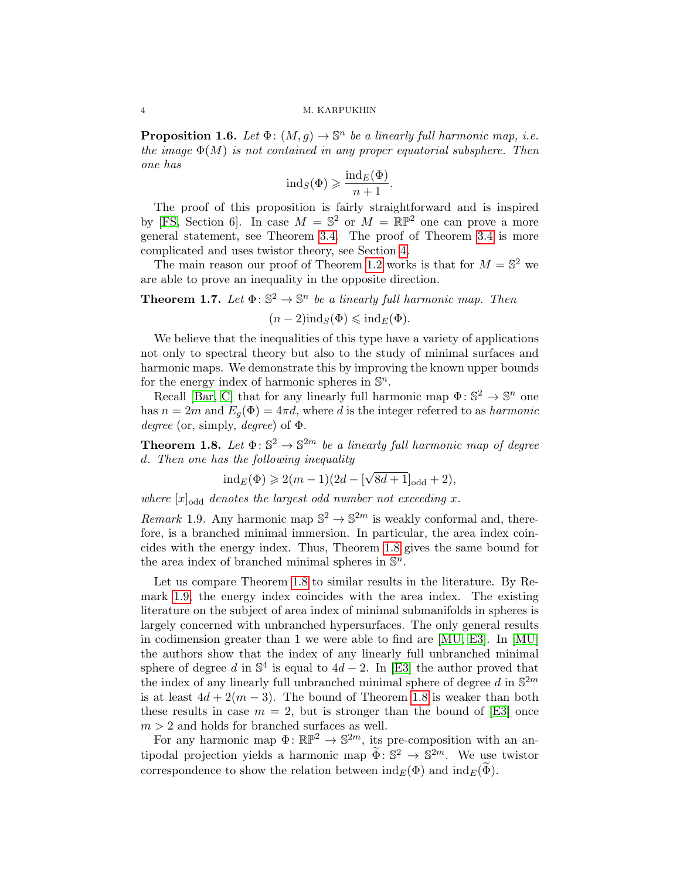**Proposition 1.6.** *Let $\Phi\colon (M,g)\to\mathbb{S}^n$ be a linearly full harmonic map, i.e. the image $\Phi(M)$ is not contained in any proper equatorial subsphere. Then one has*

$$\mathrm{ind}_S(\Phi)\geqslant\frac{\mathrm{ind}_E(\Phi)}{n+1}.$$

The proof of this proposition is fairly straightforward and is inspired by [FS, Section 6]. In case $M=\mathbb{S}^2$ or $M=\mathbb{RP}^2$ one can prove a more general statement, see Theorem 3.4. The proof of Theorem 3.4 is more complicated and uses twistor theory, see Section 4.

The main reason our proof of Theorem 1.2 works is that for $M=\mathbb{S}^2$ we are able to prove an inequality in the opposite direction.

**Theorem 1.7.** *Let $\Phi\colon\mathbb{S}^2\to\mathbb{S}^n$ be a linearly full harmonic map. Then*

$$(n-2)\mathrm{ind}_S(\Phi)\leqslant\mathrm{ind}_E(\Phi).$$

We believe that the inequalities of this type have a variety of applications not only to spectral theory but also to the study of minimal surfaces and harmonic maps. We demonstrate this by improving the known upper bounds for the energy index of harmonic spheres in $\mathbb{S}^n$.

Recall [Bar, C] that for any linearly full harmonic map $\Phi\colon\mathbb{S}^2\to\mathbb{S}^n$ one has $n=2m$ and $E_g(\Phi)=4\pi d$, where $d$ is the integer referred to as *harmonic degree* (or, simply, *degree*) of $\Phi$.

**Theorem 1.8.** *Let $\Phi\colon\mathbb{S}^2\to\mathbb{S}^{2m}$ be a linearly full harmonic map of degree $d$. Then one has the following inequality*

$$\mathrm{ind}_E(\Phi)\geqslant 2(m-1)(2d-[\sqrt{8d+1}]_{\mathrm{odd}}+2),$$

*where $[x]_{\mathrm{odd}}$ denotes the largest odd number not exceeding $x$.*

*Remark* 1.9. Any harmonic map $\mathbb{S}^2\to\mathbb{S}^{2m}$ is weakly conformal and, therefore, is a branched minimal immersion. In particular, the area index coincides with the energy index. Thus, Theorem 1.8 gives the same bound for the area index of branched minimal spheres in $\mathbb{S}^n$.

Let us compare Theorem 1.8 to similar results in the literature. By Remark 1.9, the energy index coincides with the area index. The existing literature on the subject of area index of minimal submanifolds in spheres is largely concerned with unbranched hypersurfaces. The only general results in codimension greater than 1 we were able to find are [MU, E3]. In [MU] the authors show that the index of any linearly full unbranched minimal sphere of degree $d$ in $\mathbb{S}^4$ is equal to $4d-2$. In [E3] the author proved that the index of any linearly full unbranched minimal sphere of degree $d$ in $\mathbb{S}^{2m}$ is at least $4d+2(m-3)$. The bound of Theorem 1.8 is weaker than both these results in case $m=2$, but is stronger than the bound of [E3] once $m>2$ and holds for branched surfaces as well.

For any harmonic map $\Phi\colon\mathbb{RP}^2\to\mathbb{S}^{2m}$, its pre-composition with an antipodal projection yields a harmonic map $\widetilde{\Phi}\colon\mathbb{S}^2\to\mathbb{S}^{2m}$. We use twistor correspondence to show the relation between $\mathrm{ind}_E(\Phi)$ and $\mathrm{ind}_E(\widetilde{\Phi})$.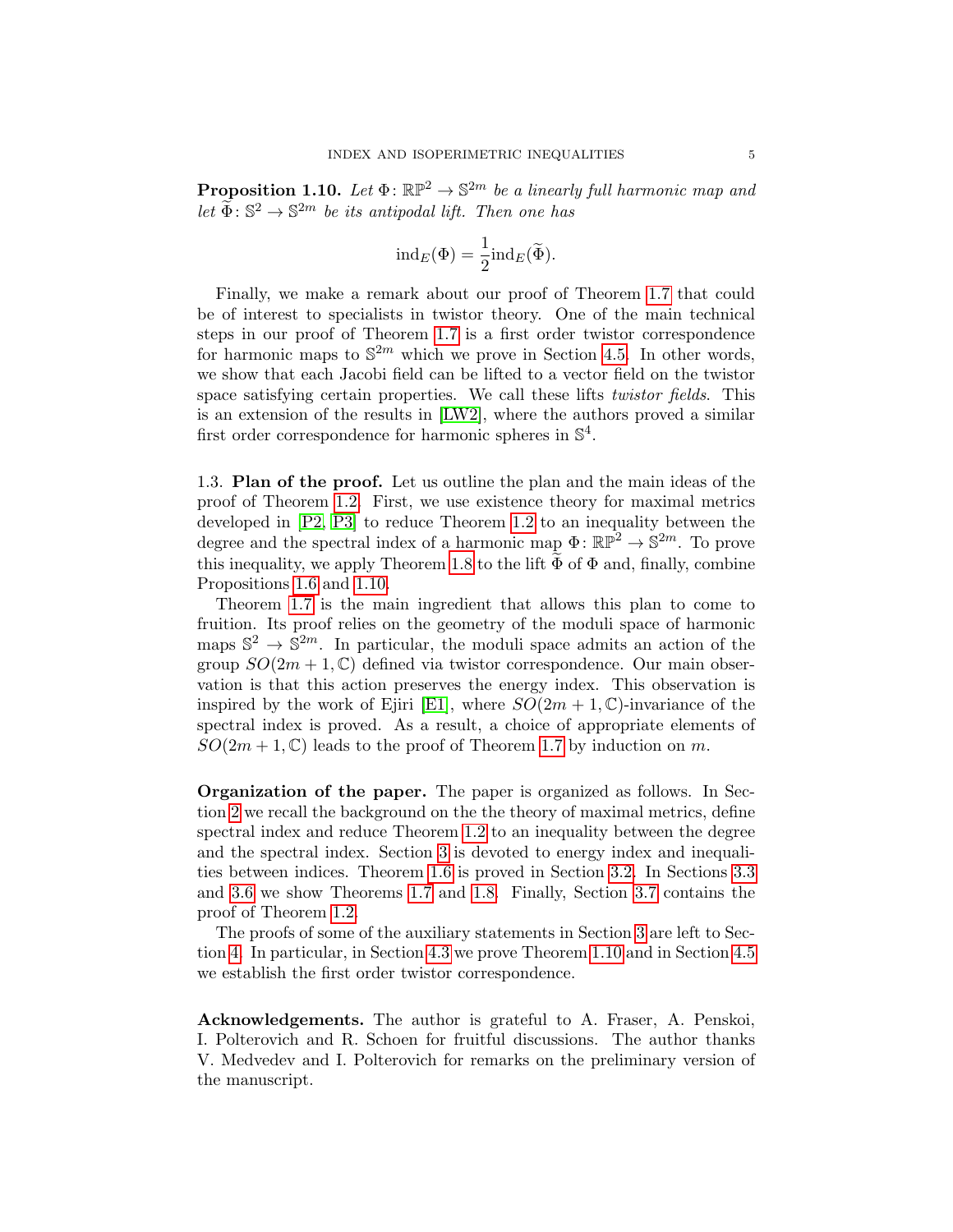**Proposition 1.10.** *Let $\Phi\colon \mathbb{RP}^2 \to \mathbb{S}^{2m}$ be a linearly full harmonic map and let $\widetilde{\Phi}\colon \mathbb{S}^2 \to \mathbb{S}^{2m}$ be its antipodal lift. Then one has*

$$\mathrm{ind}_E(\Phi) = \frac{1}{2}\mathrm{ind}_E(\widetilde{\Phi}).$$

Finally, we make a remark about our proof of Theorem 1.7 that could be of interest to specialists in twistor theory. One of the main technical steps in our proof of Theorem 1.7 is a first order twistor correspondence for harmonic maps to $\mathbb{S}^{2m}$ which we prove in Section 4.5. In other words, we show that each Jacobi field can be lifted to a vector field on the twistor space satisfying certain properties. We call these lifts *twistor fields*. This is an extension of the results in [LW2], where the authors proved a similar first order correspondence for harmonic spheres in $\mathbb{S}^4$.

1.3. **Plan of the proof.** Let us outline the plan and the main ideas of the proof of Theorem 1.2. First, we use existence theory for maximal metrics developed in [P2, P3] to reduce Theorem 1.2 to an inequality between the degree and the spectral index of a harmonic map $\Phi\colon \mathbb{RP}^2 \to \mathbb{S}^{2m}$. To prove this inequality, we apply Theorem 1.8 to the lift $\widetilde{\Phi}$ of $\Phi$ and, finally, combine Propositions 1.6 and 1.10.

Theorem 1.7 is the main ingredient that allows this plan to come to fruition. Its proof relies on the geometry of the moduli space of harmonic maps $\mathbb{S}^2 \to \mathbb{S}^{2m}$. In particular, the moduli space admits an action of the group $SO(2m+1,\mathbb{C})$ defined via twistor correspondence. Our main observation is that this action preserves the energy index. This observation is inspired by the work of Ejiri [E1], where $SO(2m+1,\mathbb{C})$-invariance of the spectral index is proved. As a result, a choice of appropriate elements of $SO(2m+1,\mathbb{C})$ leads to the proof of Theorem 1.7 by induction on $m$.

**Organization of the paper.** The paper is organized as follows. In Section 2 we recall the background on the the theory of maximal metrics, define spectral index and reduce Theorem 1.2 to an inequality between the degree and the spectral index. Section 3 is devoted to energy index and inequalities between indices. Theorem 1.6 is proved in Section 3.2. In Sections 3.3 and 3.6 we show Theorems 1.7 and 1.8. Finally, Section 3.7 contains the proof of Theorem 1.2.

The proofs of some of the auxiliary statements in Section 3 are left to Section 4. In particular, in Section 4.3 we prove Theorem 1.10 and in Section 4.5 we establish the first order twistor correspondence.

**Acknowledgements.** The author is grateful to A. Fraser, A. Penskoi, I. Polterovich and R. Schoen for fruitful discussions. The author thanks V. Medvedev and I. Polterovich for remarks on the preliminary version of the manuscript.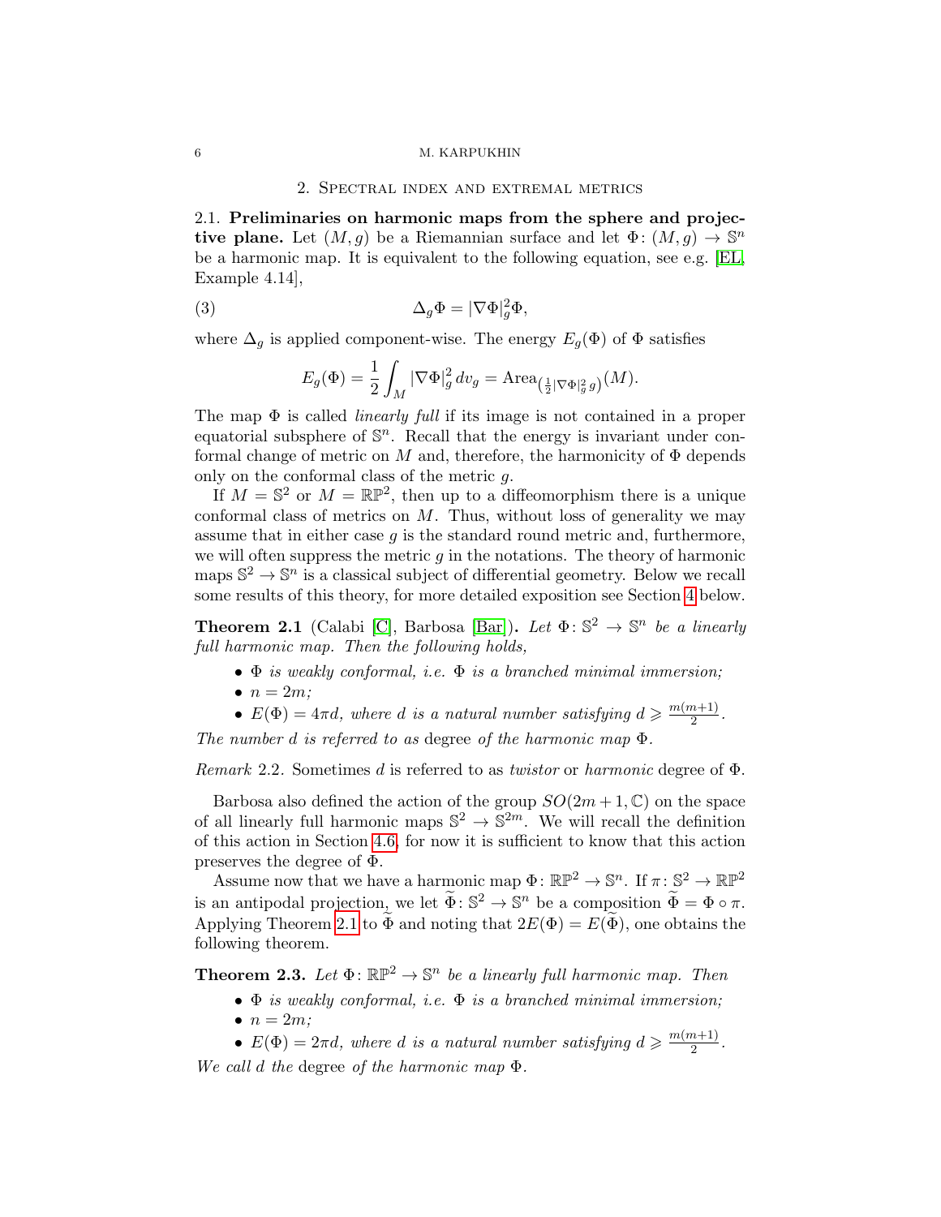## 2. Spectral index and extremal metrics

**2.1. Preliminaries on harmonic maps from the sphere and projective plane.** Let $(M,g)$ be a Riemannian surface and let $\Phi\colon (M,g)\to\mathbb{S}^n$ be a harmonic map. It is equivalent to the following equation, see e.g. [EL, Example 4.14],

$$\Delta_g\Phi = |\nabla\Phi|_g^2\Phi, \tag{3}$$

where $\Delta_g$ is applied component-wise. The energy $E_g(\Phi)$ of $\Phi$ satisfies

$$E_g(\Phi) = \frac{1}{2}\int_M |\nabla\Phi|_g^2\,dv_g = \mathrm{Area}_{\left(\frac{1}{2}|\nabla\Phi|_g^2\,g\right)}(M).$$

The map $\Phi$ is called *linearly full* if its image is not contained in a proper equatorial subsphere of $\mathbb{S}^n$. Recall that the energy is invariant under conformal change of metric on $M$ and, therefore, the harmonicity of $\Phi$ depends only on the conformal class of the metric $g$.

If $M=\mathbb{S}^2$ or $M=\mathbb{RP}^2$, then up to a diffeomorphism there is a unique conformal class of metrics on $M$. Thus, without loss of generality we may assume that in either case $g$ is the standard round metric and, furthermore, we will often suppress the metric $g$ in the notations. The theory of harmonic maps $\mathbb{S}^2\to\mathbb{S}^n$ is a classical subject of differential geometry. Below we recall some results of this theory, for more detailed exposition see Section 4 below.

**Theorem 2.1** (Calabi [C], Barbosa [Bar])**.** *Let $\Phi\colon\mathbb{S}^2\to\mathbb{S}^n$ be a linearly full harmonic map. Then the following holds,*

- *$\Phi$ is weakly conformal, i.e. $\Phi$ is a branched minimal immersion;*
- *$n=2m$;*
- *$E(\Phi)=4\pi d$, where $d$ is a natural number satisfying $d\geqslant \frac{m(m+1)}{2}$.*

*The number $d$ is referred to as* degree *of the harmonic map $\Phi$.*

*Remark* 2.2. Sometimes $d$ is referred to as *twistor* or *harmonic* degree of $\Phi$.

Barbosa also defined the action of the group $SO(2m+1,\mathbb{C})$ on the space of all linearly full harmonic maps $\mathbb{S}^2\to\mathbb{S}^{2m}$. We will recall the definition of this action in Section 4.6, for now it is sufficient to know that this action preserves the degree of $\Phi$.

Assume now that we have a harmonic map $\Phi\colon\mathbb{RP}^2\to\mathbb{S}^n$. If $\pi\colon\mathbb{S}^2\to\mathbb{RP}^2$ is an antipodal projection, we let $\widetilde\Phi\colon\mathbb{S}^2\to\mathbb{S}^n$ be a composition $\widetilde\Phi=\Phi\circ\pi$. Applying Theorem 2.1 to $\widetilde\Phi$ and noting that $2E(\Phi)=E(\widetilde\Phi)$, one obtains the following theorem.

**Theorem 2.3.** *Let $\Phi\colon\mathbb{RP}^2\to\mathbb{S}^n$ be a linearly full harmonic map. Then*

- *$\Phi$ is weakly conformal, i.e. $\Phi$ is a branched minimal immersion;*
- *$n=2m$;*
- *$E(\Phi)=2\pi d$, where $d$ is a natural number satisfying $d\geqslant\frac{m(m+1)}{2}$.*

*We call $d$ the* degree *of the harmonic map $\Phi$.*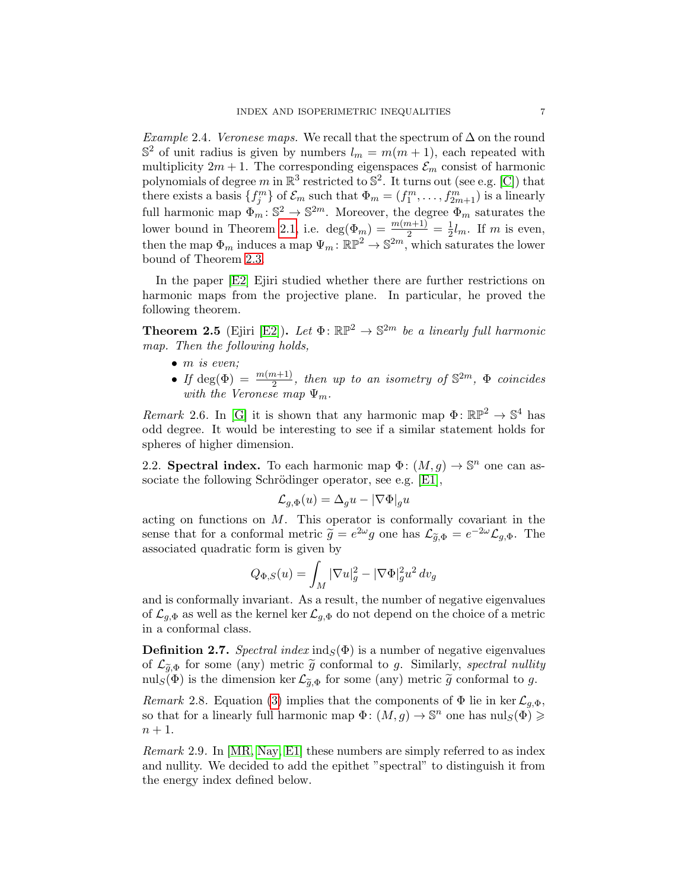*Example* 2.4. *Veronese maps.* We recall that the spectrum of $\Delta$ on the round $\mathbb{S}^2$ of unit radius is given by numbers $l_m = m(m+1)$, each repeated with multiplicity $2m+1$. The corresponding eigenspaces $\mathcal{E}_m$ consist of harmonic polynomials of degree $m$ in $\mathbb{R}^3$ restricted to $\mathbb{S}^2$. It turns out (see e.g. [C]) that there exists a basis $\{f_j^m\}$ of $\mathcal{E}_m$ such that $\Phi_m = (f_1^m, \dots, f_{2m+1}^m)$ is a linearly full harmonic map $\Phi_m \colon \mathbb{S}^2 \to \mathbb{S}^{2m}$. Moreover, the degree $\Phi_m$ saturates the lower bound in Theorem 2.1, i.e. $\deg(\Phi_m) = \frac{m(m+1)}{2} = \frac{1}{2}l_m$. If $m$ is even, then the map $\Phi_m$ induces a map $\Psi_m \colon \mathbb{RP}^2 \to \mathbb{S}^{2m}$, which saturates the lower bound of Theorem 2.3.

In the paper [E2] Ejiri studied whether there are further restrictions on harmonic maps from the projective plane. In particular, he proved the following theorem.

**Theorem 2.5** (Ejiri [E2])**.** *Let $\Phi \colon \mathbb{RP}^2 \to \mathbb{S}^{2m}$ be a linearly full harmonic map. Then the following holds,*

- *$m$ is even;*
- *If $\deg(\Phi) = \frac{m(m+1)}{2}$, then up to an isometry of $\mathbb{S}^{2m}$, $\Phi$ coincides with the Veronese map $\Psi_m$.*

*Remark* 2.6. In [G] it is shown that any harmonic map $\Phi \colon \mathbb{RP}^2 \to \mathbb{S}^4$ has odd degree. It would be interesting to see if a similar statement holds for spheres of higher dimension.

2.2. **Spectral index.** To each harmonic map $\Phi \colon (M, g) \to \mathbb{S}^n$ one can associate the following Schrödinger operator, see e.g. [E1],

$$\mathcal{L}_{g,\Phi}(u) = \Delta_g u - |\nabla \Phi|_g u$$

acting on functions on $M$. This operator is conformally covariant in the sense that for a conformal metric $\widetilde{g} = e^{2\omega} g$ one has $\mathcal{L}_{\widetilde{g},\Phi} = e^{-2\omega}\mathcal{L}_{g,\Phi}$. The associated quadratic form is given by

$$Q_{\Phi,S}(u) = \int_M |\nabla u|_g^2 - |\nabla \Phi|_g^2 u^2 \, dv_g$$

and is conformally invariant. As a result, the number of negative eigenvalues of $\mathcal{L}_{g,\Phi}$ as well as the kernel $\ker \mathcal{L}_{g,\Phi}$ do not depend on the choice of a metric in a conformal class.

**Definition 2.7.** *Spectral index* $\mathrm{ind}_S(\Phi)$ is a number of negative eigenvalues of $\mathcal{L}_{\widetilde{g},\Phi}$ for some (any) metric $\widetilde{g}$ conformal to $g$. Similarly, *spectral nullity* $\mathrm{nul}_S(\Phi)$ is the dimension $\ker \mathcal{L}_{\widetilde{g},\Phi}$ for some (any) metric $\widetilde{g}$ conformal to $g$.

*Remark* 2.8. Equation (3) implies that the components of $\Phi$ lie in $\ker \mathcal{L}_{g,\Phi}$, so that for a linearly full harmonic map $\Phi \colon (M, g) \to \mathbb{S}^n$ one has $\mathrm{nul}_S(\Phi) \geqslant n+1$.

*Remark* 2.9. In [MR, Nay, E1] these numbers are simply referred to as index and nullity. We decided to add the epithet "spectral" to distinguish it from the energy index defined below.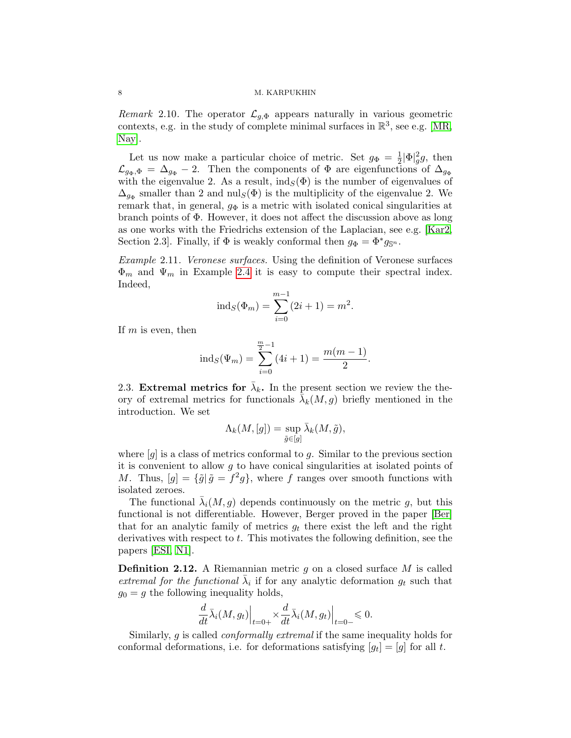*Remark* 2.10. The operator $\mathcal{L}_{g,\Phi}$ appears naturally in various geometric contexts, e.g. in the study of complete minimal surfaces in $\mathbb{R}^3$, see e.g. [MR, Nay].

Let us now make a particular choice of metric. Set $g_\Phi = \frac{1}{2}|\Phi|^2_g g$, then $\mathcal{L}_{g_\Phi,\Phi} = \Delta_{g_\Phi} - 2$. Then the components of $\Phi$ are eigenfunctions of $\Delta_{g_\Phi}$ with the eigenvalue 2. As a result, $\mathrm{ind}_S(\Phi)$ is the number of eigenvalues of $\Delta_{g_\Phi}$ smaller than 2 and $\mathrm{nul}_S(\Phi)$ is the multiplicity of the eigenvalue 2. We remark that, in general, $g_\Phi$ is a metric with isolated conical singularities at branch points of $\Phi$. However, it does not affect the discussion above as long as one works with the Friedrichs extension of the Laplacian, see e.g. [Kar2, Section 2.3]. Finally, if $\Phi$ is weakly conformal then $g_\Phi = \Phi^* g_{\mathbb{S}^n}$.

*Example* 2.11. *Veronese surfaces.* Using the definition of Veronese surfaces $\Phi_m$ and $\Psi_m$ in Example 2.4 it is easy to compute their spectral index. Indeed,

$$\mathrm{ind}_S(\Phi_m) = \sum_{i=0}^{m-1}(2i+1) = m^2.$$

If $m$ is even, then

$$\mathrm{ind}_S(\Psi_m) = \sum_{i=0}^{\frac{m}{2}-1}(4i+1) = \frac{m(m-1)}{2}.$$

## 2.3. Extremal metrics for $\bar{\lambda}_k$.

In the present section we review the theory of extremal metrics for functionals $\bar{\lambda}_k(M,g)$ briefly mentioned in the introduction. We set

$$\Lambda_k(M,[g]) = \sup_{\tilde{g}\in[g]} \bar{\lambda}_k(M,\tilde{g}),$$

where $[g]$ is a class of metrics conformal to $g$. Similar to the previous section it is convenient to allow $g$ to have conical singularities at isolated points of $M$. Thus, $[g] = \{\tilde{g}|\, \tilde{g} = f^2 g\}$, where $f$ ranges over smooth functions with isolated zeroes.

The functional $\bar{\lambda}_i(M,g)$ depends continuously on the metric $g$, but this functional is not differentiable. However, Berger proved in the paper [Ber] that for an analytic family of metrics $g_t$ there exist the left and the right derivatives with respect to $t$. This motivates the following definition, see the papers [ESI, N1].

**Definition 2.12.** A Riemannian metric $g$ on a closed surface $M$ is called *extremal for the functional* $\bar{\lambda}_i$ if for any analytic deformation $g_t$ such that $g_0 = g$ the following inequality holds,

$$\frac{d}{dt}\bar{\lambda}_i(M,g_t)\Big|_{t=0+} \times \frac{d}{dt}\bar{\lambda}_i(M,g_t)\Big|_{t=0-} \leqslant 0.$$

Similarly, $g$ is called *conformally extremal* if the same inequality holds for conformal deformations, i.e. for deformations satisfying $[g_t] = [g]$ for all $t$.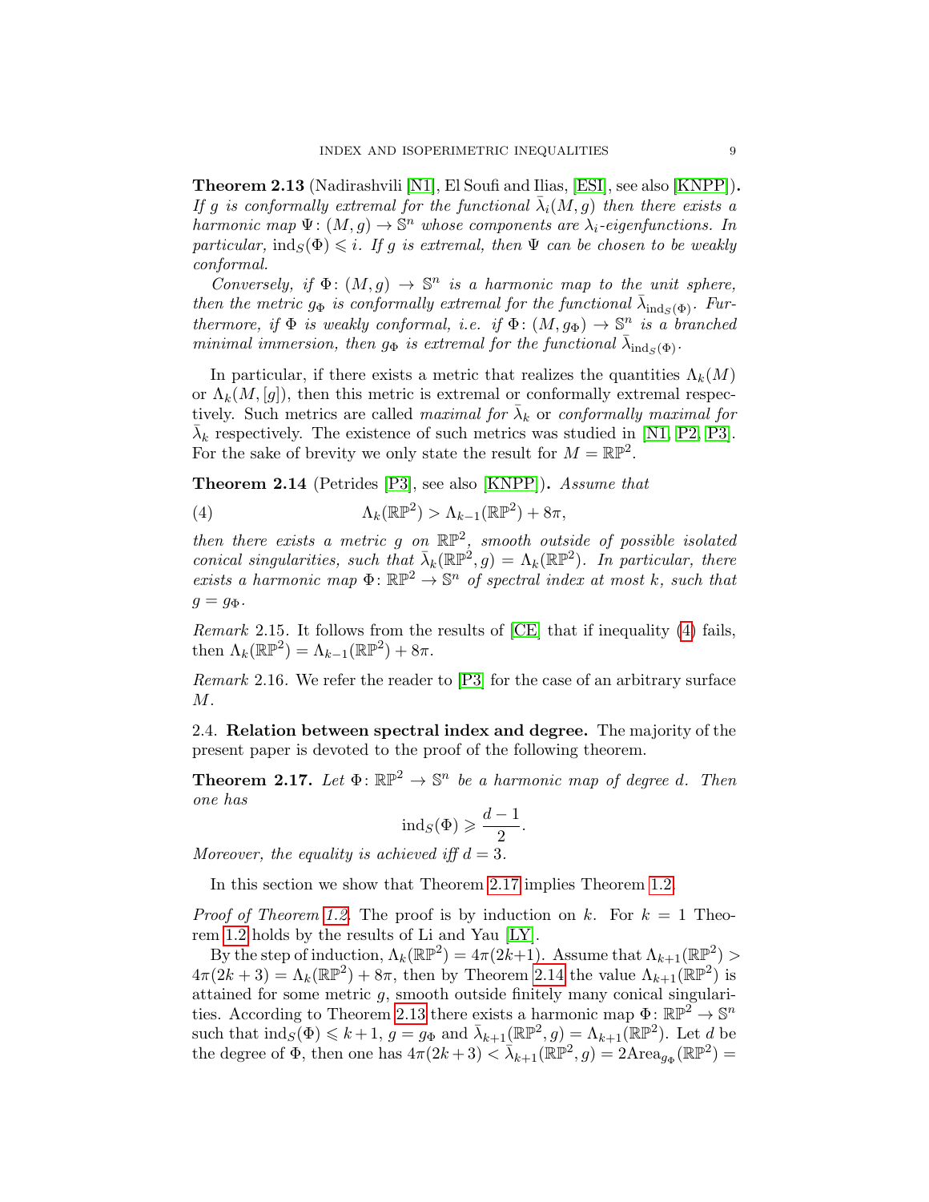**Theorem 2.13** (Nadirashvili [N1], El Soufi and Ilias, [ESI], see also [KNPP])**.** *If $g$ is conformally extremal for the functional $\bar\lambda_i(M,g)$ then there exists a harmonic map $\Psi\colon (M,g)\to\mathbb{S}^n$ whose components are $\lambda_i$-eigenfunctions. In particular, $\mathrm{ind}_S(\Phi)\leqslant i$. If $g$ is extremal, then $\Psi$ can be chosen to be weakly conformal.*

*Conversely, if $\Phi\colon (M,g)\to\mathbb{S}^n$ is a harmonic map to the unit sphere, then the metric $g_\Phi$ is conformally extremal for the functional $\bar\lambda_{\mathrm{ind}_S(\Phi)}$. Furthermore, if $\Phi$ is weakly conformal, i.e. if $\Phi\colon (M,g_\Phi)\to\mathbb{S}^n$ is a branched minimal immersion, then $g_\Phi$ is extremal for the functional $\bar\lambda_{\mathrm{ind}_S(\Phi)}$.*

In particular, if there exists a metric that realizes the quantities $\Lambda_k(M)$ or $\Lambda_k(M,[g])$, then this metric is extremal or conformally extremal respectively. Such metrics are called *maximal for* $\bar\lambda_k$ or *conformally maximal for* $\bar\lambda_k$ respectively. The existence of such metrics was studied in [N1, P2, P3]. For the sake of brevity we only state the result for $M=\mathbb{RP}^2$.

**Theorem 2.14** (Petrides [P3], see also [KNPP])**.** *Assume that*

$$\Lambda_k(\mathbb{RP}^2) > \Lambda_{k-1}(\mathbb{RP}^2)+8\pi, \tag{4}$$

*then there exists a metric $g$ on $\mathbb{RP}^2$, smooth outside of possible isolated conical singularities, such that $\bar\lambda_k(\mathbb{RP}^2,g)=\Lambda_k(\mathbb{RP}^2)$. In particular, there exists a harmonic map $\Phi\colon\mathbb{RP}^2\to\mathbb{S}^n$ of spectral index at most $k$, such that $g=g_\Phi$.*

*Remark* 2.15. It follows from the results of [CE] that if inequality (4) fails, then $\Lambda_k(\mathbb{RP}^2)=\Lambda_{k-1}(\mathbb{RP}^2)+8\pi$.

*Remark* 2.16. We refer the reader to [P3] for the case of an arbitrary surface $M$.

2.4. **Relation between spectral index and degree.** The majority of the present paper is devoted to the proof of the following theorem.

**Theorem 2.17.** *Let $\Phi\colon\mathbb{RP}^2\to\mathbb{S}^n$ be a harmonic map of degree $d$. Then one has*

$$\mathrm{ind}_S(\Phi)\geqslant\frac{d-1}{2}.$$

*Moreover, the equality is achieved iff $d=3$.*

In this section we show that Theorem 2.17 implies Theorem 1.2.

*Proof of Theorem 1.2.* The proof is by induction on $k$. For $k=1$ Theorem 1.2 holds by the results of Li and Yau [LY].

By the step of induction, $\Lambda_k(\mathbb{RP}^2)=4\pi(2k+1)$. Assume that $\Lambda_{k+1}(\mathbb{RP}^2)>4\pi(2k+3)=\Lambda_k(\mathbb{RP}^2)+8\pi$, then by Theorem 2.14 the value $\Lambda_{k+1}(\mathbb{RP}^2)$ is attained for some metric $g$, smooth outside finitely many conical singularities. According to Theorem 2.13 there exists a harmonic map $\Phi\colon\mathbb{RP}^2\to\mathbb{S}^n$ such that $\mathrm{ind}_S(\Phi)\leqslant k+1$, $g=g_\Phi$ and $\bar\lambda_{k+1}(\mathbb{RP}^2,g)=\Lambda_{k+1}(\mathbb{RP}^2)$. Let $d$ be the degree of $\Phi$, then one has $4\pi(2k+3)<\bar\lambda_{k+1}(\mathbb{RP}^2,g)=2\mathrm{Area}_{g_\Phi}(\mathbb{RP}^2)=$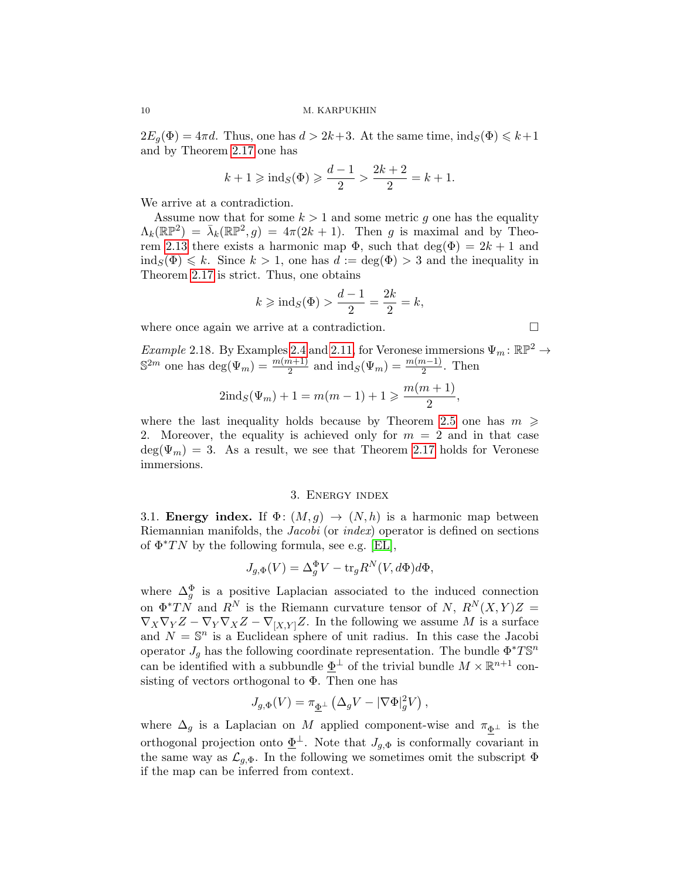$2E_g(\Phi) = 4\pi d$. Thus, one has $d > 2k+3$. At the same time, $\mathrm{ind}_S(\Phi) \leqslant k+1$ and by Theorem 2.17 one has

$$k + 1 \geqslant \mathrm{ind}_S(\Phi) \geqslant \frac{d-1}{2} > \frac{2k+2}{2} = k+1.$$

We arrive at a contradiction.

Assume now that for some $k > 1$ and some metric $g$ one has the equality $\Lambda_k(\mathbb{RP}^2) = \bar{\lambda}_k(\mathbb{RP}^2, g) = 4\pi(2k+1)$. Then $g$ is maximal and by Theorem 2.13 there exists a harmonic map $\Phi$, such that $\deg(\Phi) = 2k+1$ and $\mathrm{ind}_S(\Phi) \leqslant k$. Since $k > 1$, one has $d := \deg(\Phi) > 3$ and the inequality in Theorem 2.17 is strict. Thus, one obtains

$$k \geqslant \mathrm{ind}_S(\Phi) > \frac{d-1}{2} = \frac{2k}{2} = k,$$

where once again we arrive at a contradiction. $\square$

*Example* 2.18. By Examples 2.4 and 2.11, for Veronese immersions $\Psi_m \colon \mathbb{RP}^2 \to \mathbb{S}^{2m}$ one has $\deg(\Psi_m) = \frac{m(m+1)}{2}$ and $\mathrm{ind}_S(\Psi_m) = \frac{m(m-1)}{2}$. Then

$$2\mathrm{ind}_S(\Psi_m) + 1 = m(m-1) + 1 \geqslant \frac{m(m+1)}{2},$$

where the last inequality holds because by Theorem 2.5 one has $m \geqslant 2$. Moreover, the equality is achieved only for $m = 2$ and in that case $\deg(\Psi_m) = 3$. As a result, we see that Theorem 2.17 holds for Veronese immersions.

## 3. Energy index

3.1. **Energy index.** If $\Phi \colon (M, g) \to (N, h)$ is a harmonic map between Riemannian manifolds, the *Jacobi* (or *index*) operator is defined on sections of $\Phi^*TN$ by the following formula, see e.g. [EL],

$$J_{g,\Phi}(V) = \Delta_g^{\Phi} V - \mathrm{tr}_g R^N(V, d\Phi)d\Phi,$$

where $\Delta_g^{\Phi}$ is a positive Laplacian associated to the induced connection on $\Phi^*TN$ and $R^N$ is the Riemann curvature tensor of $N$, $R^N(X,Y)Z = \nabla_X\nabla_Y Z - \nabla_Y \nabla_X Z - \nabla_{[X,Y]}Z$. In the following we assume $M$ is a surface and $N = \mathbb{S}^n$ is a Euclidean sphere of unit radius. In this case the Jacobi operator $J_g$ has the following coordinate representation. The bundle $\Phi^*T\mathbb{S}^n$ can be identified with a subbundle $\underline{\Phi}^{\perp}$ of the trivial bundle $M \times \mathbb{R}^{n+1}$ consisting of vectors orthogonal to $\Phi$. Then one has

$$J_{g,\Phi}(V) = \pi_{\underline{\Phi}^{\perp}}\left(\Delta_g V - |\nabla\Phi|_g^2 V\right),$$

where $\Delta_g$ is a Laplacian on $M$ applied component-wise and $\pi_{\underline{\Phi}^{\perp}}$ is the orthogonal projection onto $\underline{\Phi}^{\perp}$. Note that $J_{g,\Phi}$ is conformally covariant in the same way as $\mathcal{L}_{g,\Phi}$. In the following we sometimes omit the subscript $\Phi$ if the map can be inferred from context.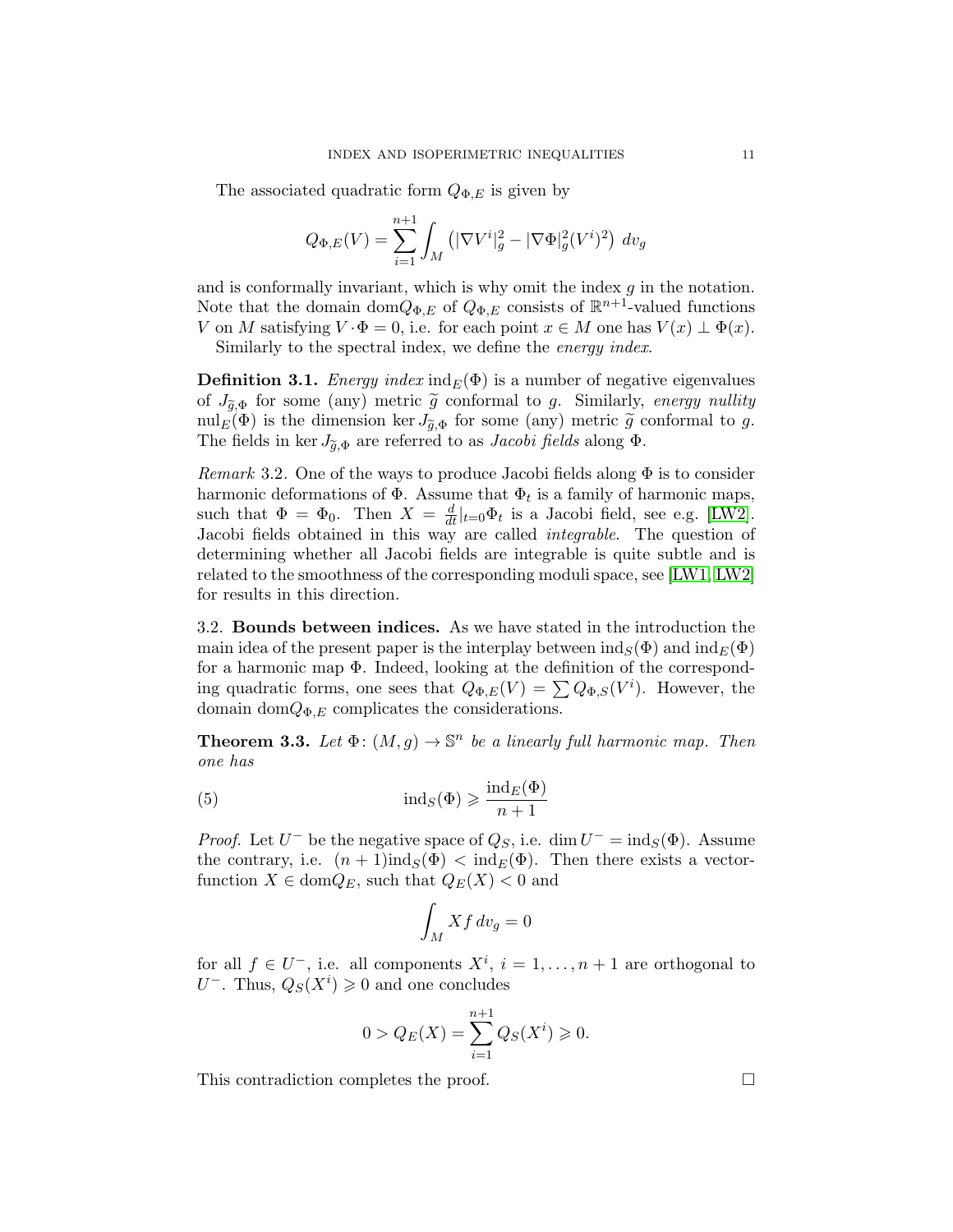The associated quadratic form $Q_{\Phi,E}$ is given by

$$Q_{\Phi,E}(V) = \sum_{i=1}^{n+1} \int_M \left( |\nabla V^i|_g^2 - |\nabla \Phi|_g^2 (V^i)^2 \right) \, dv_g$$

and is conformally invariant, which is why omit the index $g$ in the notation. Note that the domain $\mathrm{dom} Q_{\Phi,E}$ of $Q_{\Phi,E}$ consists of $\mathbb{R}^{n+1}$-valued functions $V$ on $M$ satisfying $V \cdot \Phi = 0$, i.e. for each point $x \in M$ one has $V(x) \perp \Phi(x)$.

Similarly to the spectral index, we define the *energy index*.

**Definition 3.1.** *Energy index* $\mathrm{ind}_E(\Phi)$ *is a number of negative eigenvalues of* $J_{\widetilde{g},\Phi}$ *for some (any) metric* $\widetilde{g}$ *conformal to* $g$*. Similarly, energy nullity* $\mathrm{nul}_E(\Phi)$ *is the dimension* $\ker J_{\widetilde{g},\Phi}$ *for some (any) metric* $\widetilde{g}$ *conformal to* $g$*. The fields in* $\ker J_{\widetilde{g},\Phi}$ *are referred to as Jacobi fields along* $\Phi$*.*

*Remark* 3.2. One of the ways to produce Jacobi fields along $\Phi$ is to consider harmonic deformations of $\Phi$. Assume that $\Phi_t$ is a family of harmonic maps, such that $\Phi = \Phi_0$. Then $X = \frac{d}{dt}|_{t=0}\Phi_t$ is a Jacobi field, see e.g. [LW2]. Jacobi fields obtained in this way are called *integrable*. The question of determining whether all Jacobi fields are integrable is quite subtle and is related to the smoothness of the corresponding moduli space, see [LW1, LW2] for results in this direction.

## 3.2. Bounds between indices.

As we have stated in the introduction the main idea of the present paper is the interplay between $\mathrm{ind}_S(\Phi)$ and $\mathrm{ind}_E(\Phi)$ for a harmonic map $\Phi$. Indeed, looking at the definition of the corresponding quadratic forms, one sees that $Q_{\Phi,E}(V) = \sum Q_{\Phi,S}(V^i)$. However, the domain $\mathrm{dom} Q_{\Phi,E}$ complicates the considerations.

**Theorem 3.3.** *Let* $\Phi\colon (M,g) \to \mathbb{S}^n$ *be a linearly full harmonic map. Then one has*

$$\mathrm{ind}_S(\Phi) \geqslant \frac{\mathrm{ind}_E(\Phi)}{n+1} \tag{5}$$

*Proof.* Let $U^-$ be the negative space of $Q_S$, i.e. $\dim U^- = \mathrm{ind}_S(\Phi)$. Assume the contrary, i.e. $(n+1)\mathrm{ind}_S(\Phi) < \mathrm{ind}_E(\Phi)$. Then there exists a vector-function $X \in \mathrm{dom} Q_E$, such that $Q_E(X) < 0$ and

$$\int_M X f \, dv_g = 0$$

for all $f \in U^-$, i.e. all components $X^i$, $i = 1, \dots, n+1$ are orthogonal to $U^-$. Thus, $Q_S(X^i) \geqslant 0$ and one concludes

$$0 > Q_E(X) = \sum_{i=1}^{n+1} Q_S(X^i) \geqslant 0.$$

This contradiction completes the proof. $\square$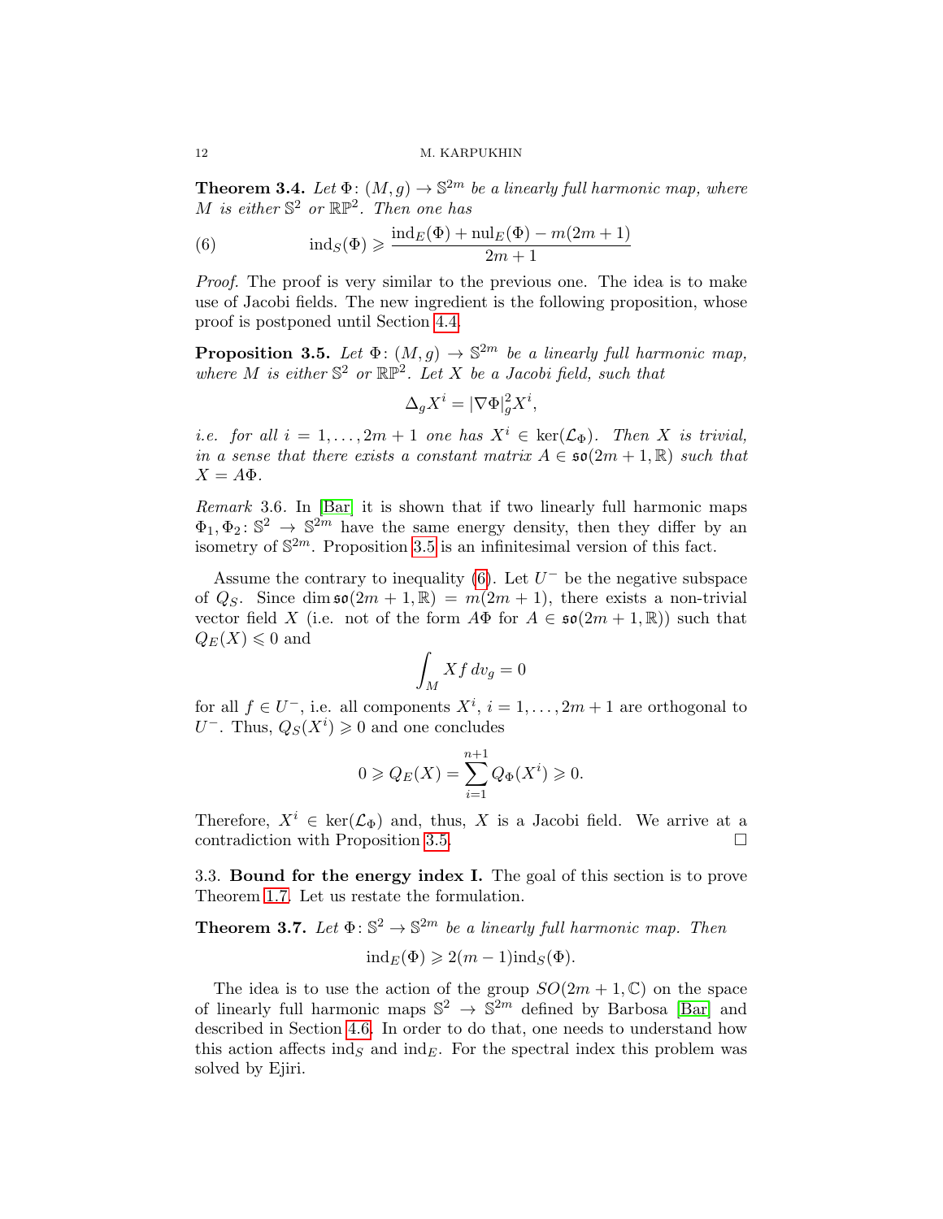**Theorem 3.4.** *Let $\Phi\colon (M,g)\to\mathbb{S}^{2m}$ be a linearly full harmonic map, where $M$ is either $\mathbb{S}^2$ or $\mathbb{RP}^2$. Then one has*

$$\mathrm{ind}_S(\Phi)\geqslant \frac{\mathrm{ind}_E(\Phi)+\mathrm{nul}_E(\Phi)-m(2m+1)}{2m+1} \tag{6}$$

*Proof.* The proof is very similar to the previous one. The idea is to make use of Jacobi fields. The new ingredient is the following proposition, whose proof is postponed until Section 4.4.

**Proposition 3.5.** *Let $\Phi\colon (M,g)\to\mathbb{S}^{2m}$ be a linearly full harmonic map, where $M$ is either $\mathbb{S}^2$ or $\mathbb{RP}^2$. Let $X$ be a Jacobi field, such that*

$$\Delta_g X^i = |\nabla\Phi|^2_g X^i,$$

*i.e. for all $i=1,\dots,2m+1$ one has $X^i\in\ker(\mathcal{L}_\Phi)$. Then $X$ is trivial, in a sense that there exists a constant matrix $A\in\mathfrak{so}(2m+1,\mathbb{R})$ such that $X=A\Phi$.*

*Remark* 3.6. In [Bar] it is shown that if two linearly full harmonic maps $\Phi_1,\Phi_2\colon\mathbb{S}^2\to\mathbb{S}^{2m}$ have the same energy density, then they differ by an isometry of $\mathbb{S}^{2m}$. Proposition 3.5 is an infinitesimal version of this fact.

Assume the contrary to inequality (6). Let $U^-$ be the negative subspace of $Q_S$. Since $\dim\mathfrak{so}(2m+1,\mathbb{R}) = m(2m+1)$, there exists a non-trivial vector field $X$ (i.e. not of the form $A\Phi$ for $A\in\mathfrak{so}(2m+1,\mathbb{R})$) such that $Q_E(X)\leqslant 0$ and

$$\int_M Xf\,dv_g = 0$$

for all $f\in U^-$, i.e. all components $X^i$, $i=1,\dots,2m+1$ are orthogonal to $U^-$. Thus, $Q_S(X^i)\geqslant 0$ and one concludes

$$0\geqslant Q_E(X)=\sum_{i=1}^{n+1}Q_\Phi(X^i)\geqslant 0.$$

Therefore, $X^i\in\ker(\mathcal{L}_\Phi)$ and, thus, $X$ is a Jacobi field. We arrive at a contradiction with Proposition 3.5. $\square$

### 3.3. Bound for the energy index I.

The goal of this section is to prove Theorem 1.7. Let us restate the formulation.

**Theorem 3.7.** *Let $\Phi\colon\mathbb{S}^2\to\mathbb{S}^{2m}$ be a linearly full harmonic map. Then*

$$\mathrm{ind}_E(\Phi)\geqslant 2(m-1)\mathrm{ind}_S(\Phi).$$

The idea is to use the action of the group $SO(2m+1,\mathbb{C})$ on the space of linearly full harmonic maps $\mathbb{S}^2\to\mathbb{S}^{2m}$ defined by Barbosa [Bar] and described in Section 4.6. In order to do that, one needs to understand how this action affects $\mathrm{ind}_S$ and $\mathrm{ind}_E$. For the spectral index this problem was solved by Ejiri.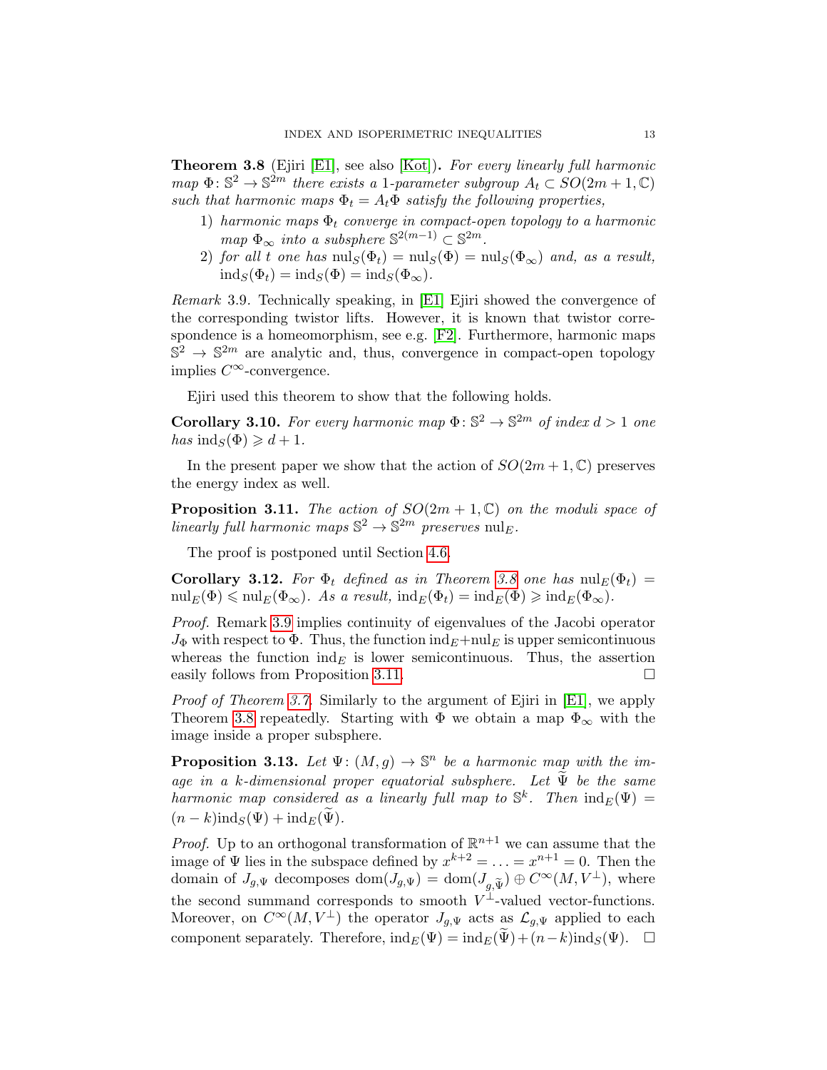**Theorem 3.8** (Ejiri [E1], see also [Kot]). *For every linearly full harmonic map $\Phi\colon \mathbb{S}^2 \to \mathbb{S}^{2m}$ there exists a 1-parameter subgroup $A_t \subset SO(2m+1,\mathbb{C})$ such that harmonic maps $\Phi_t = A_t\Phi$ satisfy the following properties,*

1) *harmonic maps $\Phi_t$ converge in compact-open topology to a harmonic map $\Phi_\infty$ into a subsphere $\mathbb{S}^{2(m-1)} \subset \mathbb{S}^{2m}$.*
2) *for all $t$ one has $\mathrm{nul}_S(\Phi_t) = \mathrm{nul}_S(\Phi) = \mathrm{nul}_S(\Phi_\infty)$ and, as a result, $\mathrm{ind}_S(\Phi_t) = \mathrm{ind}_S(\Phi) = \mathrm{ind}_S(\Phi_\infty)$.*

*Remark* 3.9. Technically speaking, in [E1] Ejiri showed the convergence of the corresponding twistor lifts. However, it is known that twistor correspondence is a homeomorphism, see e.g. [F2]. Furthermore, harmonic maps $\mathbb{S}^2 \to \mathbb{S}^{2m}$ are analytic and, thus, convergence in compact-open topology implies $C^\infty$-convergence.

Ejiri used this theorem to show that the following holds.

**Corollary 3.10.** *For every harmonic map $\Phi\colon \mathbb{S}^2 \to \mathbb{S}^{2m}$ of index $d > 1$ one has $\mathrm{ind}_S(\Phi) \geqslant d+1$.*

In the present paper we show that the action of $SO(2m+1,\mathbb{C})$ preserves the energy index as well.

**Proposition 3.11.** *The action of $SO(2m+1,\mathbb{C})$ on the moduli space of linearly full harmonic maps $\mathbb{S}^2 \to \mathbb{S}^{2m}$ preserves $\mathrm{nul}_E$.*

The proof is postponed until Section 4.6.

**Corollary 3.12.** *For $\Phi_t$ defined as in Theorem 3.8 one has $\mathrm{nul}_E(\Phi_t) = \mathrm{nul}_E(\Phi) \leqslant \mathrm{nul}_E(\Phi_\infty)$. As a result, $\mathrm{ind}_E(\Phi_t) = \mathrm{ind}_E(\Phi) \geqslant \mathrm{ind}_E(\Phi_\infty)$.*

*Proof.* Remark 3.9 implies continuity of eigenvalues of the Jacobi operator $J_\Phi$ with respect to $\Phi$. Thus, the function $\mathrm{ind}_E + \mathrm{nul}_E$ is upper semicontinuous whereas the function $\mathrm{ind}_E$ is lower semicontinuous. Thus, the assertion easily follows from Proposition 3.11. □

*Proof of Theorem 3.7.* Similarly to the argument of Ejiri in [E1], we apply Theorem 3.8 repeatedly. Starting with $\Phi$ we obtain a map $\Phi_\infty$ with the image inside a proper subsphere.

**Proposition 3.13.** *Let $\Psi\colon (M,g) \to \mathbb{S}^n$ be a harmonic map with the image in a $k$-dimensional proper equatorial subsphere. Let $\widetilde{\Psi}$ be the same harmonic map considered as a linearly full map to $\mathbb{S}^k$. Then $\mathrm{ind}_E(\Psi) = (n-k)\mathrm{ind}_S(\Psi) + \mathrm{ind}_E(\widetilde{\Psi})$.*

*Proof.* Up to an orthogonal transformation of $\mathbb{R}^{n+1}$ we can assume that the image of $\Psi$ lies in the subspace defined by $x^{k+2} = \ldots = x^{n+1} = 0$. Then the domain of $J_{g,\Psi}$ decomposes $\mathrm{dom}(J_{g,\Psi}) = \mathrm{dom}(J_{g,\widetilde{\Psi}}) \oplus C^\infty(M, V^\perp)$, where the second summand corresponds to smooth $V^\perp$-valued vector-functions. Moreover, on $C^\infty(M,V^\perp)$ the operator $J_{g,\Psi}$ acts as $\mathcal{L}_{g,\Psi}$ applied to each component separately. Therefore, $\mathrm{ind}_E(\Psi) = \mathrm{ind}_E(\widetilde{\Psi}) + (n-k)\mathrm{ind}_S(\Psi)$. □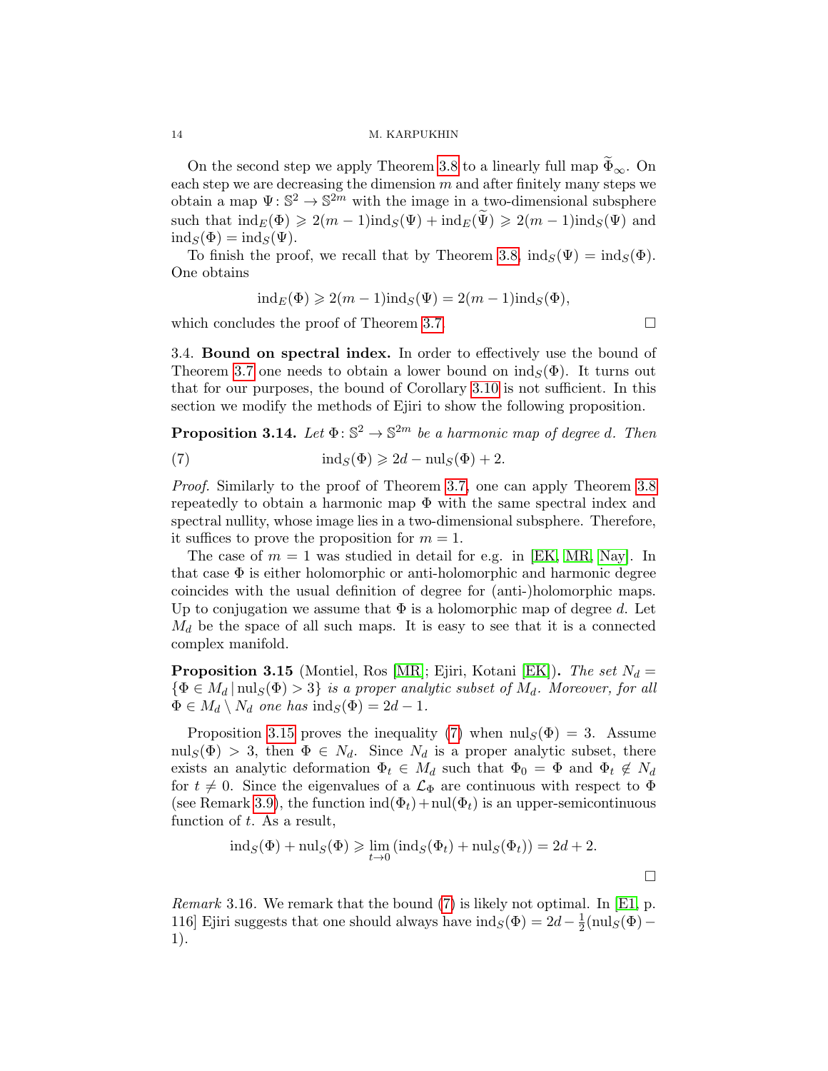On the second step we apply Theorem 3.8 to a linearly full map $\widetilde{\Phi}_\infty$. On each step we are decreasing the dimension $m$ and after finitely many steps we obtain a map $\Psi\colon \mathbb{S}^2 \to \mathbb{S}^{2m}$ with the image in a two-dimensional subsphere such that $\mathrm{ind}_E(\Phi) \geqslant 2(m-1)\mathrm{ind}_S(\Psi) + \mathrm{ind}_E(\widetilde{\Psi}) \geqslant 2(m-1)\mathrm{ind}_S(\Psi)$ and $\mathrm{ind}_S(\Phi) = \mathrm{ind}_S(\Psi)$.

To finish the proof, we recall that by Theorem 3.8, $\mathrm{ind}_S(\Psi) = \mathrm{ind}_S(\Phi)$. One obtains

$$\mathrm{ind}_E(\Phi) \geqslant 2(m-1)\mathrm{ind}_S(\Psi) = 2(m-1)\mathrm{ind}_S(\Phi),$$

which concludes the proof of Theorem 3.7. $\square$

3.4. **Bound on spectral index.** In order to effectively use the bound of Theorem 3.7 one needs to obtain a lower bound on $\mathrm{ind}_S(\Phi)$. It turns out that for our purposes, the bound of Corollary 3.10 is not sufficient. In this section we modify the methods of Ejiri to show the following proposition.

**Proposition 3.14.** *Let $\Phi\colon \mathbb{S}^2 \to \mathbb{S}^{2m}$ be a harmonic map of degree $d$. Then*

$$\mathrm{ind}_S(\Phi) \geqslant 2d - \mathrm{nul}_S(\Phi) + 2. \tag{7}$$

*Proof.* Similarly to the proof of Theorem 3.7, one can apply Theorem 3.8 repeatedly to obtain a harmonic map $\Phi$ with the same spectral index and spectral nullity, whose image lies in a two-dimensional subsphere. Therefore, it suffices to prove the proposition for $m = 1$.

The case of $m = 1$ was studied in detail for e.g. in [EK, MR, Nay]. In that case $\Phi$ is either holomorphic or anti-holomorphic and harmonic degree coincides with the usual definition of degree for (anti-)holomorphic maps. Up to conjugation we assume that $\Phi$ is a holomorphic map of degree $d$. Let $M_d$ be the space of all such maps. It is easy to see that it is a connected complex manifold.

**Proposition 3.15** (Montiel, Ros [MR]; Ejiri, Kotani [EK]). *The set $N_d = \{\Phi \in M_d \,|\, \mathrm{nul}_S(\Phi) > 3\}$ is a proper analytic subset of $M_d$. Moreover, for all $\Phi \in M_d \setminus N_d$ one has $\mathrm{ind}_S(\Phi) = 2d - 1$.*

Proposition 3.15 proves the inequality (7) when $\mathrm{nul}_S(\Phi) = 3$. Assume $\mathrm{nul}_S(\Phi) > 3$, then $\Phi \in N_d$. Since $N_d$ is a proper analytic subset, there exists an analytic deformation $\Phi_t \in M_d$ such that $\Phi_0 = \Phi$ and $\Phi_t \notin N_d$ for $t \neq 0$. Since the eigenvalues of a $\mathcal{L}_\Phi$ are continuous with respect to $\Phi$ (see Remark 3.9), the function $\mathrm{ind}(\Phi_t) + \mathrm{nul}(\Phi_t)$ is an upper-semicontinuous function of $t$. As a result,

$$\mathrm{ind}_S(\Phi) + \mathrm{nul}_S(\Phi) \geqslant \lim_{t\to 0}\left(\mathrm{ind}_S(\Phi_t) + \mathrm{nul}_S(\Phi_t)\right) = 2d + 2.$$

$\square$

*Remark* 3.16. We remark that the bound (7) is likely not optimal. In [E1, p. 116] Ejiri suggests that one should always have $\mathrm{ind}_S(\Phi) = 2d - \frac{1}{2}(\mathrm{nul}_S(\Phi) - 1)$.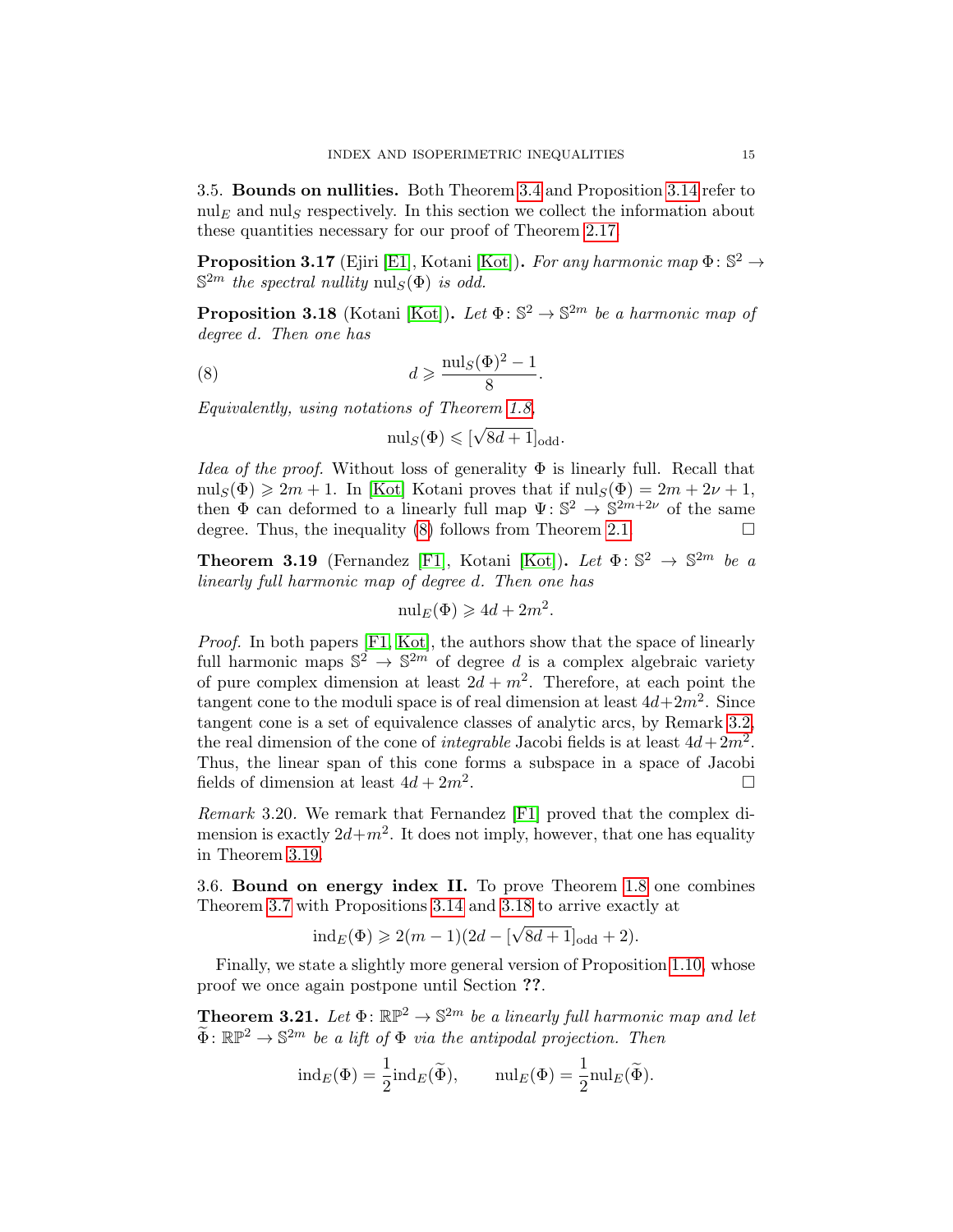3.5. **Bounds on nullities.** Both Theorem 3.4 and Proposition 3.14 refer to $\mathrm{nul}_E$ and $\mathrm{nul}_S$ respectively. In this section we collect the information about these quantities necessary for our proof of Theorem 2.17.

**Proposition 3.17** (Ejiri [E1], Kotani [Kot]). *For any harmonic map $\Phi\colon \mathbb{S}^2 \to \mathbb{S}^{2m}$ the spectral nullity $\mathrm{nul}_S(\Phi)$ is odd.*

**Proposition 3.18** (Kotani [Kot]). *Let $\Phi\colon \mathbb{S}^2 \to \mathbb{S}^{2m}$ be a harmonic map of degree $d$. Then one has*

$$d \geqslant \frac{\mathrm{nul}_S(\Phi)^2 - 1}{8}. \tag{8}$$

*Equivalently, using notations of Theorem 1.8,*

$$\mathrm{nul}_S(\Phi) \leqslant [\sqrt{8d+1}]_{\mathrm{odd}}.$$

*Idea of the proof.* Without loss of generality $\Phi$ is linearly full. Recall that $\mathrm{nul}_S(\Phi) \geqslant 2m+1$. In [Kot] Kotani proves that if $\mathrm{nul}_S(\Phi) = 2m + 2\nu + 1$, then $\Phi$ can deformed to a linearly full map $\Psi\colon \mathbb{S}^2 \to \mathbb{S}^{2m+2\nu}$ of the same degree. Thus, the inequality (8) follows from Theorem 2.1. □

**Theorem 3.19** (Fernandez [F1], Kotani [Kot]). *Let $\Phi\colon \mathbb{S}^2 \to \mathbb{S}^{2m}$ be a linearly full harmonic map of degree $d$. Then one has*

$$\mathrm{nul}_E(\Phi) \geqslant 4d + 2m^2.$$

*Proof.* In both papers [F1, Kot], the authors show that the space of linearly full harmonic maps $\mathbb{S}^2 \to \mathbb{S}^{2m}$ of degree $d$ is a complex algebraic variety of pure complex dimension at least $2d + m^2$. Therefore, at each point the tangent cone to the moduli space is of real dimension at least $4d+2m^2$. Since tangent cone is a set of equivalence classes of analytic arcs, by Remark 3.2, the real dimension of the cone of *integrable* Jacobi fields is at least $4d+2m^2$. Thus, the linear span of this cone forms a subspace in a space of Jacobi fields of dimension at least $4d + 2m^2$. □

*Remark* 3.20. We remark that Fernandez [F1] proved that the complex dimension is exactly $2d+m^2$. It does not imply, however, that one has equality in Theorem 3.19.

3.6. **Bound on energy index II.** To prove Theorem 1.8 one combines Theorem 3.7 with Propositions 3.14 and 3.18 to arrive exactly at

$$\mathrm{ind}_E(\Phi) \geqslant 2(m-1)(2d - [\sqrt{8d+1}]_{\mathrm{odd}} + 2).$$

Finally, we state a slightly more general version of Proposition 1.10, whose proof we once again postpone until Section **??**.

**Theorem 3.21.** *Let $\Phi\colon \mathbb{RP}^2 \to \mathbb{S}^{2m}$ be a linearly full harmonic map and let $\widetilde{\Phi}\colon \mathbb{RP}^2 \to \mathbb{S}^{2m}$ be a lift of $\Phi$ via the antipodal projection. Then*

$$\mathrm{ind}_E(\Phi) = \frac{1}{2}\mathrm{ind}_E(\widetilde{\Phi}), \qquad \mathrm{nul}_E(\Phi) = \frac{1}{2}\mathrm{nul}_E(\widetilde{\Phi}).$$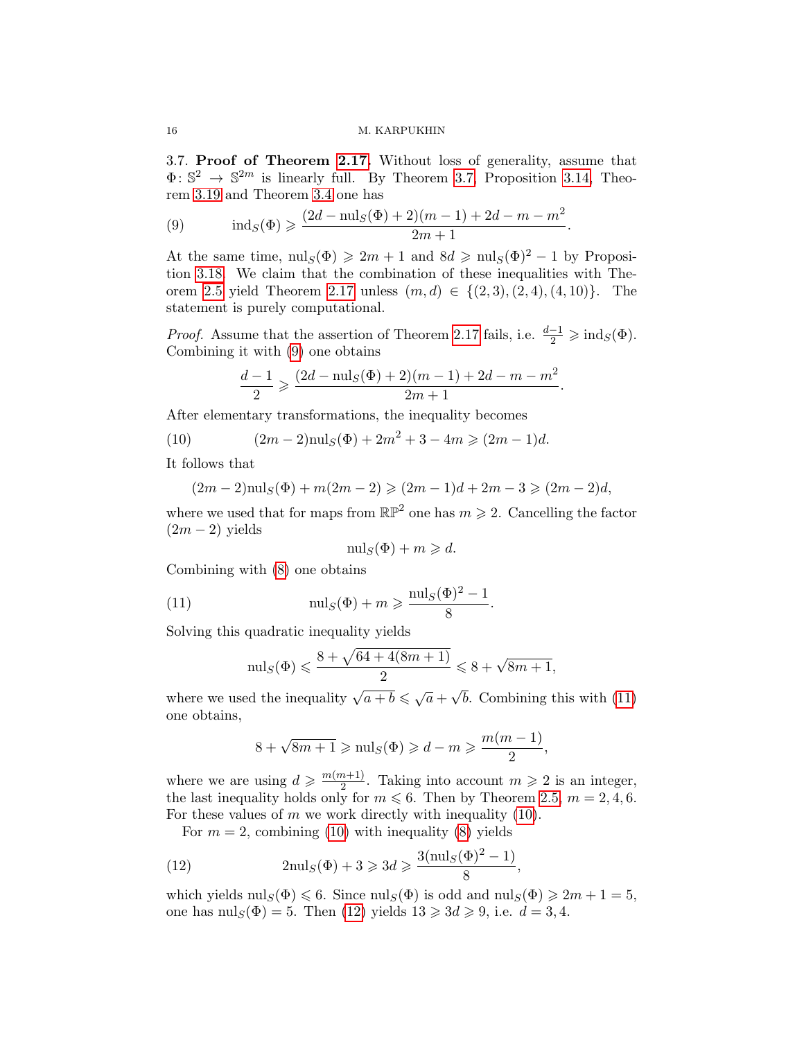3.7. **Proof of Theorem 2.17.** Without loss of generality, assume that $\Phi\colon \mathbb{S}^2 \to \mathbb{S}^{2m}$ is linearly full. By Theorem 3.7, Proposition 3.14, Theorem 3.19 and Theorem 3.4 one has

$$\operatorname{ind}_S(\Phi) \geqslant \frac{(2d - \operatorname{nul}_S(\Phi) + 2)(m-1) + 2d - m - m^2}{2m+1}. \tag{9}$$

At the same time, $\operatorname{nul}_S(\Phi) \geqslant 2m+1$ and $8d \geqslant \operatorname{nul}_S(\Phi)^2 - 1$ by Proposition 3.18. We claim that the combination of these inequalities with Theorem 2.5 yield Theorem 2.17 unless $(m,d) \in \{(2,3),(2,4),(4,10)\}$. The statement is purely computational.

*Proof.* Assume that the assertion of Theorem 2.17 fails, i.e. $\frac{d-1}{2} \geqslant \operatorname{ind}_S(\Phi)$. Combining it with (9) one obtains

$$\frac{d-1}{2} \geqslant \frac{(2d - \operatorname{nul}_S(\Phi) + 2)(m-1) + 2d - m - m^2}{2m+1}.$$

After elementary transformations, the inequality becomes

$$(2m-2)\operatorname{nul}_S(\Phi) + 2m^2 + 3 - 4m \geqslant (2m-1)d. \tag{10}$$

It follows that

$$(2m-2)\operatorname{nul}_S(\Phi) + m(2m-2) \geqslant (2m-1)d + 2m - 3 \geqslant (2m-2)d,$$

where we used that for maps from $\mathbb{RP}^2$ one has $m \geqslant 2$. Cancelling the factor $(2m-2)$ yields

$$\operatorname{nul}_S(\Phi) + m \geqslant d.$$

Combining with (8) one obtains

$$\operatorname{nul}_S(\Phi) + m \geqslant \frac{\operatorname{nul}_S(\Phi)^2 - 1}{8}. \tag{11}$$

Solving this quadratic inequality yields

$$\operatorname{nul}_S(\Phi) \leqslant \frac{8 + \sqrt{64 + 4(8m+1)}}{2} \leqslant 8 + \sqrt{8m+1},$$

where we used the inequality $\sqrt{a+b} \leqslant \sqrt{a} + \sqrt{b}$. Combining this with (11) one obtains,

$$8 + \sqrt{8m+1} \geqslant \operatorname{nul}_S(\Phi) \geqslant d - m \geqslant \frac{m(m-1)}{2},$$

where we are using $d \geqslant \frac{m(m+1)}{2}$. Taking into account $m \geqslant 2$ is an integer, the last inequality holds only for $m \leqslant 6$. Then by Theorem 2.5, $m = 2, 4, 6$. For these values of $m$ we work directly with inequality (10).

For $m = 2$, combining (10) with inequality (8) yields

$$2\operatorname{nul}_S(\Phi) + 3 \geqslant 3d \geqslant \frac{3(\operatorname{nul}_S(\Phi)^2 - 1)}{8}, \tag{12}$$

which yields $\operatorname{nul}_S(\Phi) \leqslant 6$. Since $\operatorname{nul}_S(\Phi)$ is odd and $\operatorname{nul}_S(\Phi) \geqslant 2m+1 = 5$, one has $\operatorname{nul}_S(\Phi) = 5$. Then (12) yields $13 \geqslant 3d \geqslant 9$, i.e. $d = 3, 4$.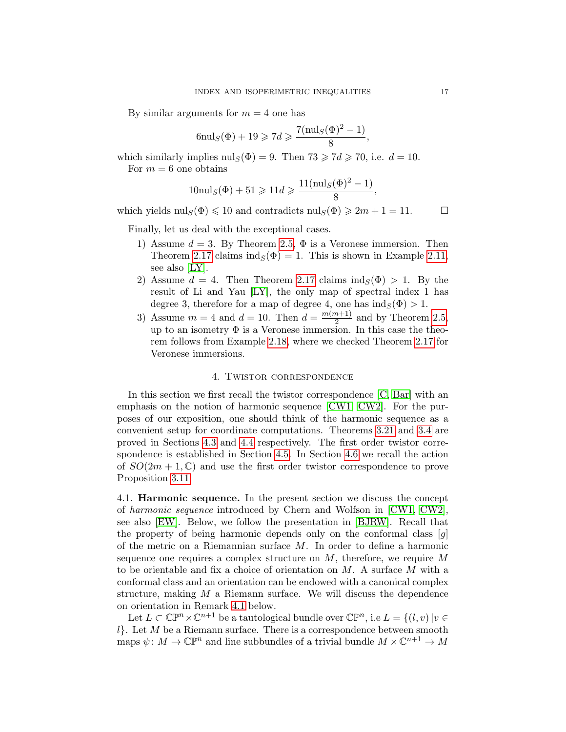By similar arguments for $m = 4$ one has

$$6\mathrm{nul}_S(\Phi) + 19 \geqslant 7d \geqslant \frac{7(\mathrm{nul}_S(\Phi)^2 - 1)}{8},$$

which similarly implies $\mathrm{nul}_S(\Phi) = 9$. Then $73 \geqslant 7d \geqslant 70$, i.e. $d = 10$.

For $m = 6$ one obtains

$$10\mathrm{nul}_S(\Phi) + 51 \geqslant 11d \geqslant \frac{11(\mathrm{nul}_S(\Phi)^2 - 1)}{8},$$

which yields $\mathrm{nul}_S(\Phi) \leqslant 10$ and contradicts $\mathrm{nul}_S(\Phi) \geqslant 2m + 1 = 11$. $\square$

Finally, let us deal with the exceptional cases.

1) Assume $d = 3$. By Theorem 2.5, $\Phi$ is a Veronese immersion. Then Theorem 2.17 claims $\mathrm{ind}_S(\Phi) = 1$. This is shown in Example 2.11, see also [LY].
2) Assume $d = 4$. Then Theorem 2.17 claims $\mathrm{ind}_S(\Phi) > 1$. By the result of Li and Yau [LY], the only map of spectral index 1 has degree 3, therefore for a map of degree 4, one has $\mathrm{ind}_S(\Phi) > 1$.
3) Assume $m = 4$ and $d = 10$. Then $d = \frac{m(m+1)}{2}$ and by Theorem 2.5, up to an isometry $\Phi$ is a Veronese immersion. In this case the theorem follows from Example 2.18, where we checked Theorem 2.17 for Veronese immersions.

## 4. Twistor correspondence

In this section we first recall the twistor correspondence [C, Bar] with an emphasis on the notion of harmonic sequence [CW1, CW2]. For the purposes of our exposition, one should think of the harmonic sequence as a convenient setup for coordinate computations. Theorems 3.21 and 3.4 are proved in Sections 4.3 and 4.4 respectively. The first order twistor correspondence is established in Section 4.5. In Section 4.6 we recall the action of $SO(2m + 1, \mathbb{C})$ and use the first order twistor correspondence to prove Proposition 3.11.

4.1. **Harmonic sequence.** In the present section we discuss the concept of *harmonic sequence* introduced by Chern and Wolfson in [CW1, CW2], see also [EW]. Below, we follow the presentation in [BJRW]. Recall that the property of being harmonic depends only on the conformal class $[g]$ of the metric on a Riemannian surface $M$. In order to define a harmonic sequence one requires a complex structure on $M$, therefore, we require $M$ to be orientable and fix a choice of orientation on $M$. A surface $M$ with a conformal class and an orientation can be endowed with a canonical complex structure, making $M$ a Riemann surface. We will discuss the dependence on orientation in Remark 4.1 below.

Let $L \subset \mathbb{CP}^n \times \mathbb{C}^{n+1}$ be a tautological bundle over $\mathbb{CP}^n$, i.e $L = \{(l, v) \,|\, v \in l\}$. Let $M$ be a Riemann surface. There is a correspondence between smooth maps $\psi \colon M \to \mathbb{CP}^n$ and line subbundles of a trivial bundle $M \times \mathbb{C}^{n+1} \to M$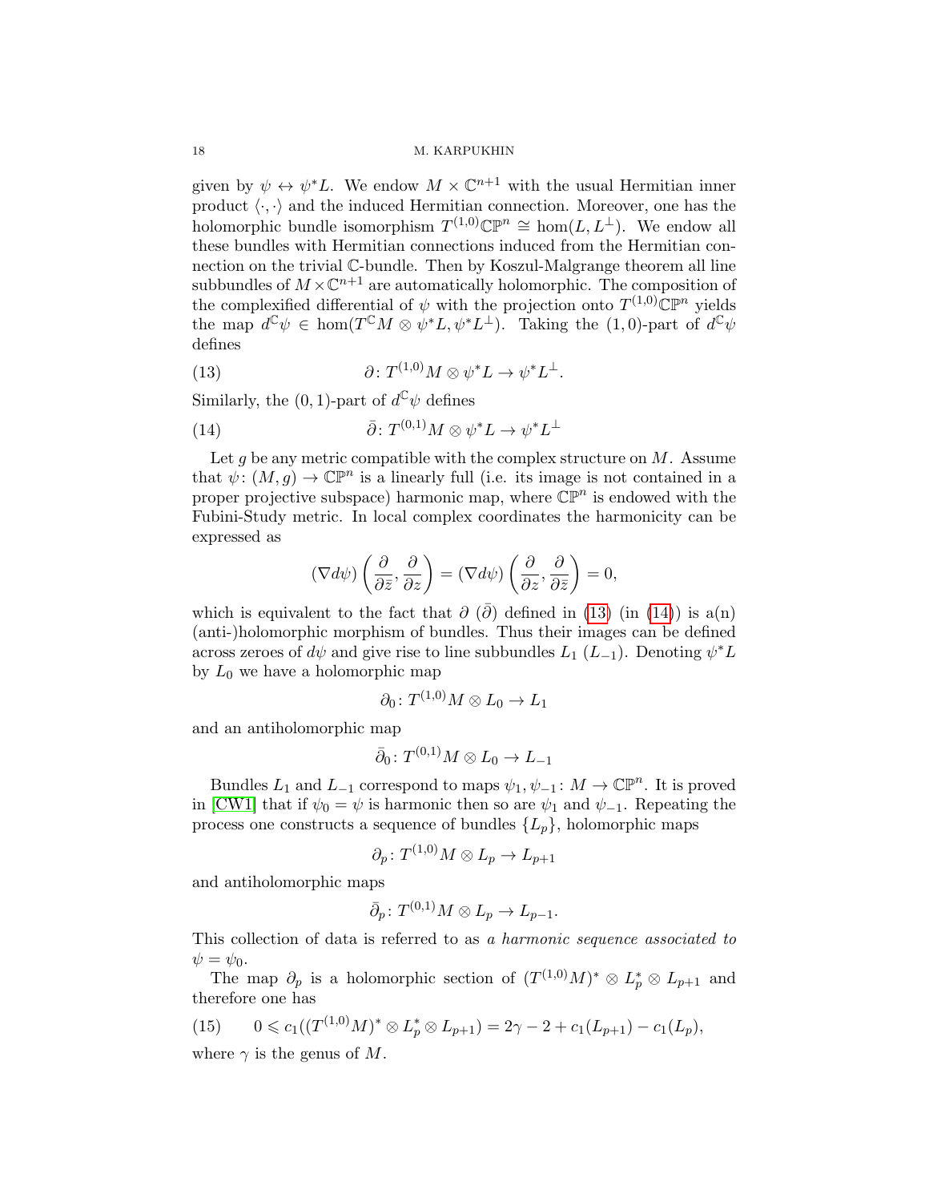given by $\psi \leftrightarrow \psi^*L$. We endow $M \times \mathbb{C}^{n+1}$ with the usual Hermitian inner product $\langle \cdot, \cdot \rangle$ and the induced Hermitian connection. Moreover, one has the holomorphic bundle isomorphism $T^{(1,0)}\mathbb{CP}^n \cong \hom(L, L^\perp)$. We endow all these bundles with Hermitian connections induced from the Hermitian connection on the trivial $\mathbb{C}$-bundle. Then by Koszul-Malgrange theorem all line subbundles of $M \times \mathbb{C}^{n+1}$ are automatically holomorphic. The composition of the complexified differential of $\psi$ with the projection onto $T^{(1,0)}\mathbb{CP}^n$ yields the map $d^{\mathbb{C}}\psi \in \hom(T^{\mathbb{C}}M \otimes \psi^*L, \psi^*L^\perp)$. Taking the $(1,0)$-part of $d^{\mathbb{C}}\psi$ defines

$$\partial \colon T^{(1,0)}M \otimes \psi^*L \to \psi^*L^\perp. \tag{13}$$

Similarly, the $(0,1)$-part of $d^{\mathbb{C}}\psi$ defines

$$\bar{\partial} \colon T^{(0,1)}M \otimes \psi^*L \to \psi^*L^\perp \tag{14}$$

Let $g$ be any metric compatible with the complex structure on $M$. Assume that $\psi \colon (M, g) \to \mathbb{CP}^n$ is a linearly full (i.e. its image is not contained in a proper projective subspace) harmonic map, where $\mathbb{CP}^n$ is endowed with the Fubini-Study metric. In local complex coordinates the harmonicity can be expressed as

$$(\nabla d\psi)\left(\frac{\partial}{\partial \bar{z}}, \frac{\partial}{\partial z}\right) = (\nabla d\psi)\left(\frac{\partial}{\partial z}, \frac{\partial}{\partial \bar{z}}\right) = 0,$$

which is equivalent to the fact that $\partial$ ($\bar{\partial}$) defined in (13) (in (14)) is a(n) (anti-)holomorphic morphism of bundles. Thus their images can be defined across zeroes of $d\psi$ and give rise to line subbundles $L_1$ ($L_{-1}$). Denoting $\psi^*L$ by $L_0$ we have a holomorphic map

$$\partial_0 \colon T^{(1,0)}M \otimes L_0 \to L_1$$

and an antiholomorphic map

$$\bar{\partial}_0 \colon T^{(0,1)}M \otimes L_0 \to L_{-1}$$

Bundles $L_1$ and $L_{-1}$ correspond to maps $\psi_1, \psi_{-1} \colon M \to \mathbb{CP}^n$. It is proved in [CW1] that if $\psi_0 = \psi$ is harmonic then so are $\psi_1$ and $\psi_{-1}$. Repeating the process one constructs a sequence of bundles $\{L_p\}$, holomorphic maps

$$\partial_p \colon T^{(1,0)}M \otimes L_p \to L_{p+1}$$

and antiholomorphic maps

$$\bar{\partial}_p \colon T^{(0,1)}M \otimes L_p \to L_{p-1}.$$

This collection of data is referred to as *a harmonic sequence associated to* $\psi = \psi_0$.

The map $\partial_p$ is a holomorphic section of $(T^{(1,0)}M)^* \otimes L_p^* \otimes L_{p+1}$ and therefore one has

$$0 \leqslant c_1((T^{(1,0)}M)^* \otimes L_p^* \otimes L_{p+1}) = 2\gamma - 2 + c_1(L_{p+1}) - c_1(L_p), \tag{15}$$

where $\gamma$ is the genus of $M$.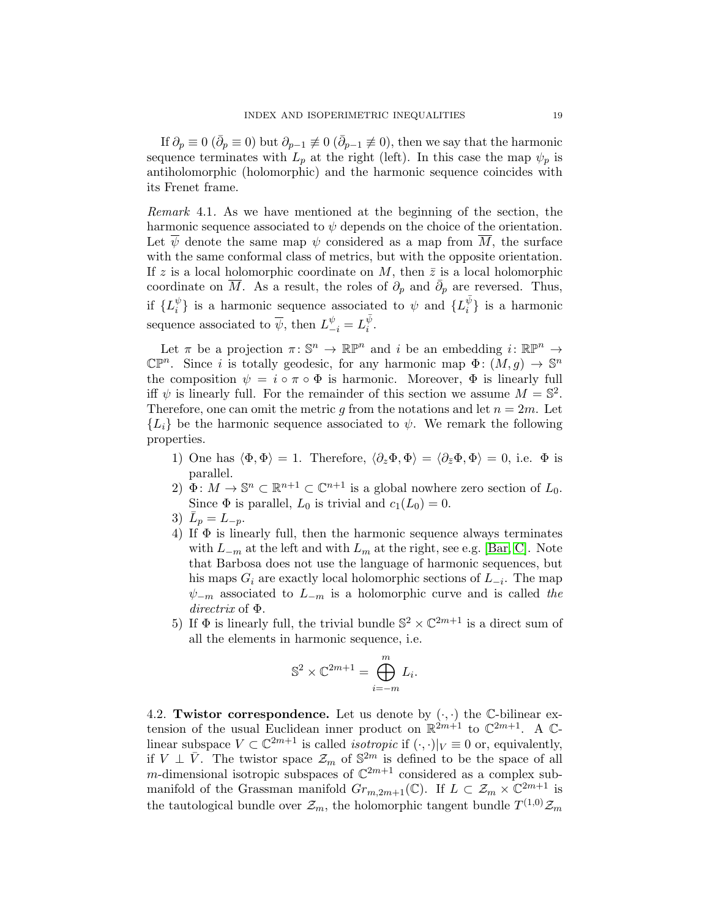If $\partial_p \equiv 0$ ($\bar\partial_p \equiv 0$) but $\partial_{p-1} \not\equiv 0$ ($\bar\partial_{p-1} \not\equiv 0$), then we say that the harmonic sequence terminates with $L_p$ at the right (left). In this case the map $\psi_p$ is antiholomorphic (holomorphic) and the harmonic sequence coincides with its Frenet frame.

*Remark* 4.1. As we have mentioned at the beginning of the section, the harmonic sequence associated to $\psi$ depends on the choice of the orientation. Let $\overline{\psi}$ denote the same map $\psi$ considered as a map from $\overline{M}$, the surface with the same conformal class of metrics, but with the opposite orientation. If $z$ is a local holomorphic coordinate on $M$, then $\bar z$ is a local holomorphic coordinate on $\overline{M}$. As a result, the roles of $\partial_p$ and $\bar\partial_p$ are reversed. Thus, if $\{L_i^\psi\}$ is a harmonic sequence associated to $\psi$ and $\{L_i^{\bar\psi}\}$ is a harmonic sequence associated to $\overline{\psi}$, then $L_{-i}^\psi = L_i^{\bar\psi}$.

Let $\pi$ be a projection $\pi\colon \mathbb{S}^n \to \mathbb{RP}^n$ and $i$ be an embedding $i\colon \mathbb{RP}^n \to \mathbb{CP}^n$. Since $i$ is totally geodesic, for any harmonic map $\Phi\colon (M,g) \to \mathbb{S}^n$ the composition $\psi = i \circ \pi \circ \Phi$ is harmonic. Moreover, $\Phi$ is linearly full iff $\psi$ is linearly full. For the remainder of this section we assume $M = \mathbb{S}^2$. Therefore, one can omit the metric $g$ from the notations and let $n = 2m$. Let $\{L_i\}$ be the harmonic sequence associated to $\psi$. We remark the following properties.

1) One has $\langle \Phi, \Phi\rangle = 1$. Therefore, $\langle \partial_z\Phi, \Phi\rangle = \langle \partial_{\bar z}\Phi, \Phi\rangle = 0$, i.e. $\Phi$ is parallel.
2) $\Phi\colon M \to \mathbb{S}^n \subset \mathbb{R}^{n+1} \subset \mathbb{C}^{n+1}$ is a global nowhere zero section of $L_0$. Since $\Phi$ is parallel, $L_0$ is trivial and $c_1(L_0) = 0$.
3) $\bar L_p = L_{-p}$.
4) If $\Phi$ is linearly full, then the harmonic sequence always terminates with $L_{-m}$ at the left and with $L_m$ at the right, see e.g. [Bar, C]. Note that Barbosa does not use the language of harmonic sequences, but his maps $G_i$ are exactly local holomorphic sections of $L_{-i}$. The map $\psi_{-m}$ associated to $L_{-m}$ is a holomorphic curve and is called *the directrix* of $\Phi$.
5) If $\Phi$ is linearly full, the trivial bundle $\mathbb{S}^2 \times \mathbb{C}^{2m+1}$ is a direct sum of all the elements in harmonic sequence, i.e.
$$\mathbb{S}^2 \times \mathbb{C}^{2m+1} = \bigoplus_{i=-m}^{m} L_i.$$

4.2. **Twistor correspondence.** Let us denote by $(\cdot,\cdot)$ the $\mathbb{C}$-bilinear extension of the usual Euclidean inner product on $\mathbb{R}^{2m+1}$ to $\mathbb{C}^{2m+1}$. A $\mathbb{C}$-linear subspace $V \subset \mathbb{C}^{2m+1}$ is called *isotropic* if $(\cdot,\cdot)|_V \equiv 0$ or, equivalently, if $V \perp \bar V$. The twistor space $\mathcal{Z}_m$ of $\mathbb{S}^{2m}$ is defined to be the space of all $m$-dimensional isotropic subspaces of $\mathbb{C}^{2m+1}$ considered as a complex submanifold of the Grassman manifold $Gr_{m,2m+1}(\mathbb{C})$. If $L \subset \mathcal{Z}_m \times \mathbb{C}^{2m+1}$ is the tautological bundle over $\mathcal{Z}_m$, the holomorphic tangent bundle $T^{(1,0)}\mathcal{Z}_m$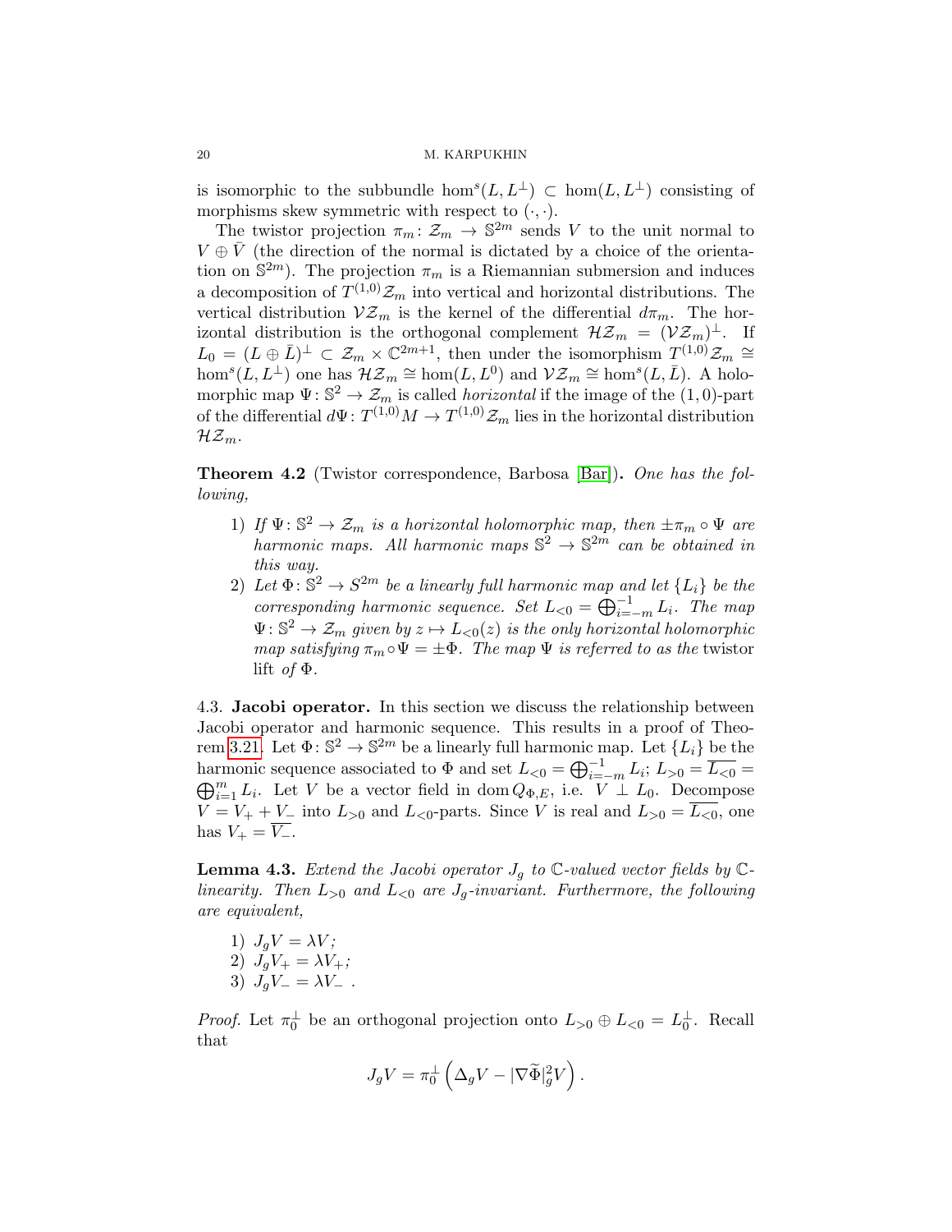is isomorphic to the subbundle $\hom^s(L, L^\perp) \subset \hom(L, L^\perp)$ consisting of morphisms skew symmetric with respect to $(\cdot,\cdot)$.

The twistor projection $\pi_m\colon \mathcal{Z}_m \to \mathbb{S}^{2m}$ sends $V$ to the unit normal to $V \oplus \bar{V}$ (the direction of the normal is dictated by a choice of the orientation on $\mathbb{S}^{2m}$). The projection $\pi_m$ is a Riemannian submersion and induces a decomposition of $T^{(1,0)}\mathcal{Z}_m$ into vertical and horizontal distributions. The vertical distribution $\mathcal{V}\mathcal{Z}_m$ is the kernel of the differential $d\pi_m$. The horizontal distribution is the orthogonal complement $\mathcal{H}\mathcal{Z}_m = (\mathcal{V}\mathcal{Z}_m)^\perp$. If $L_0 = (L \oplus \bar{L})^\perp \subset \mathcal{Z}_m \times \mathbb{C}^{2m+1}$, then under the isomorphism $T^{(1,0)}\mathcal{Z}_m \cong \hom^s(L, L^\perp)$ one has $\mathcal{H}\mathcal{Z}_m \cong \hom(L, L^0)$ and $\mathcal{V}\mathcal{Z}_m \cong \hom^s(L, \bar{L})$. A holomorphic map $\Psi\colon \mathbb{S}^2 \to \mathcal{Z}_m$ is called *horizontal* if the image of the $(1,0)$-part of the differential $d\Psi\colon T^{(1,0)}M \to T^{(1,0)}\mathcal{Z}_m$ lies in the horizontal distribution $\mathcal{H}\mathcal{Z}_m$.

**Theorem 4.2** (Twistor correspondence, Barbosa [Bar])**.** *One has the following,*

1) *If $\Psi\colon \mathbb{S}^2 \to \mathcal{Z}_m$ is a horizontal holomorphic map, then $\pm\pi_m \circ \Psi$ are harmonic maps. All harmonic maps $\mathbb{S}^2 \to \mathbb{S}^{2m}$ can be obtained in this way.*
2) *Let $\Phi\colon \mathbb{S}^2 \to S^{2m}$ be a linearly full harmonic map and let $\{L_i\}$ be the corresponding harmonic sequence. Set $L_{<0} = \bigoplus_{i=-m}^{-1} L_i$. The map $\Psi\colon \mathbb{S}^2 \to \mathcal{Z}_m$ given by $z \mapsto L_{<0}(z)$ is the only horizontal holomorphic map satisfying $\pi_m \circ \Psi = \pm\Phi$. The map $\Psi$ is referred to as the* twistor lift *of $\Phi$.*

4.3. **Jacobi operator.** In this section we discuss the relationship between Jacobi operator and harmonic sequence. This results in a proof of Theorem 3.21. Let $\Phi\colon \mathbb{S}^2 \to \mathbb{S}^{2m}$ be a linearly full harmonic map. Let $\{L_i\}$ be the harmonic sequence associated to $\Phi$ and set $L_{<0} = \bigoplus_{i=-m}^{-1} L_i$; $L_{>0} = \overline{L_{<0}} = \bigoplus_{i=1}^{m} L_i$. Let $V$ be a vector field in $\operatorname{dom} Q_{\Phi,E}$, i.e. $V \perp L_0$. Decompose $V = V_+ + V_-$ into $L_{>0}$ and $L_{<0}$-parts. Since $V$ is real and $L_{>0} = \overline{L_{<0}}$, one has $V_+ = \overline{V_-}$.

**Lemma 4.3.** *Extend the Jacobi operator $J_g$ to $\mathbb{C}$-valued vector fields by $\mathbb{C}$-linearity. Then $L_{>0}$ and $L_{<0}$ are $J_g$-invariant. Furthermore, the following are equivalent,*

1) *$J_gV = \lambda V$;*
2) *$J_gV_+ = \lambda V_+$;*
3) *$J_gV_- = \lambda V_-$ .*

*Proof.* Let $\pi_0^\perp$ be an orthogonal projection onto $L_{>0} \oplus L_{<0} = L_0^\perp$. Recall that

$$J_gV = \pi_0^\perp\left(\Delta_g V - |\nabla\widetilde{\Phi}|_g^2 V\right).$$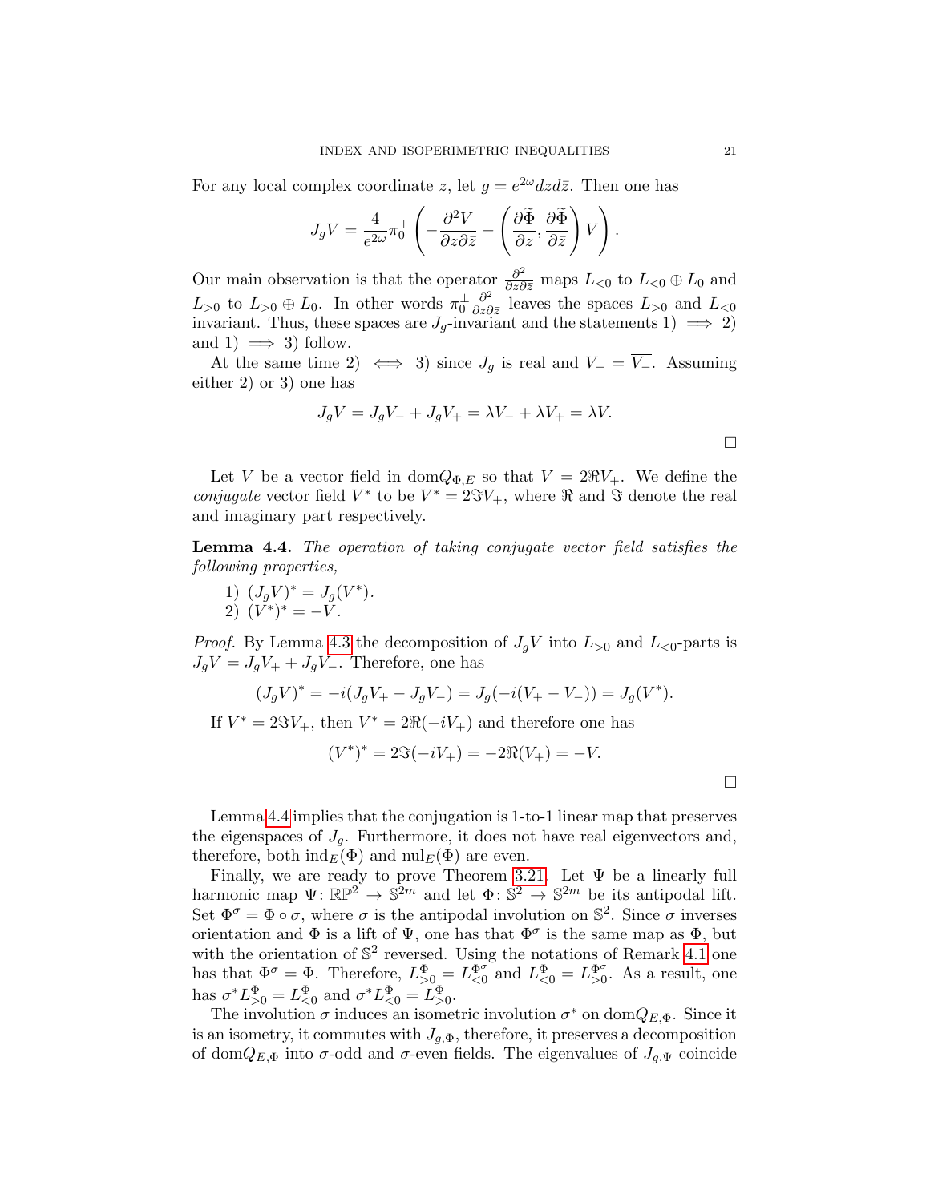For any local complex coordinate $z$, let $g = e^{2\omega} dz d\bar{z}$. Then one has

$$J_g V = \frac{4}{e^{2\omega}} \pi_0^{\perp} \left( -\frac{\partial^2 V}{\partial z \partial \bar{z}} - \left( \frac{\partial \widetilde{\Phi}}{\partial z}, \frac{\partial \widetilde{\Phi}}{\partial \bar{z}} \right) V \right).$$

Our main observation is that the operator $\frac{\partial^2}{\partial z \partial \bar{z}}$ maps $L_{<0}$ to $L_{<0} \oplus L_0$ and $L_{>0}$ to $L_{>0} \oplus L_0$. In other words $\pi_0^{\perp} \frac{\partial^2}{\partial z \partial \bar{z}}$ leaves the spaces $L_{>0}$ and $L_{<0}$ invariant. Thus, these spaces are $J_g$-invariant and the statements 1) $\implies$ 2) and 1) $\implies$ 3) follow.

At the same time 2) $\iff$ 3) since $J_g$ is real and $V_+ = \overline{V_-}$. Assuming either 2) or 3) one has

$$J_g V = J_g V_- + J_g V_+ = \lambda V_- + \lambda V_+ = \lambda V.$$

□

Let $V$ be a vector field in $\mathrm{dom} Q_{\Phi,E}$ so that $V = 2\Re V_+$. We define the *conjugate* vector field $V^*$ to be $V^* = 2\Im V_+$, where $\Re$ and $\Im$ denote the real and imaginary part respectively.

**Lemma 4.4.** *The operation of taking conjugate vector field satisfies the following properties,*

1) $(J_g V)^* = J_g(V^*)$.
2) $(V^*)^* = -V$.

*Proof.* By Lemma 4.3 the decomposition of $J_g V$ into $L_{>0}$ and $L_{<0}$-parts is $J_g V = J_g V_+ + J_g V_-$. Therefore, one has

$$(J_g V)^* = -i(J_g V_+ - J_g V_-) = J_g(-i(V_+ - V_-)) = J_g(V^*).$$

If $V^* = 2\Im V_+$, then $V^* = 2\Re(-iV_+)$ and therefore one has

$$(V^*)^* = 2\Im(-iV_+) = -2\Re(V_+) = -V.$$

□

Lemma 4.4 implies that the conjugation is 1-to-1 linear map that preserves the eigenspaces of $J_g$. Furthermore, it does not have real eigenvectors and, therefore, both $\mathrm{ind}_E(\Phi)$ and $\mathrm{nul}_E(\Phi)$ are even.

Finally, we are ready to prove Theorem 3.21. Let $\Psi$ be a linearly full harmonic map $\Psi \colon \mathbb{RP}^2 \to \mathbb{S}^{2m}$ and let $\Phi \colon \mathbb{S}^2 \to \mathbb{S}^{2m}$ be its antipodal lift. Set $\Phi^\sigma = \Phi \circ \sigma$, where $\sigma$ is the antipodal involution on $\mathbb{S}^2$. Since $\sigma$ inverses orientation and $\Phi$ is a lift of $\Psi$, one has that $\Phi^\sigma$ is the same map as $\Phi$, but with the orientation of $\mathbb{S}^2$ reversed. Using the notations of Remark 4.1 one has that $\Phi^\sigma = \overline{\Phi}$. Therefore, $L^\Phi_{>0} = L^{\Phi^\sigma}_{<0}$ and $L^\Phi_{<0} = L^{\Phi^\sigma}_{>0}$. As a result, one has $\sigma^* L^\Phi_{>0} = L^\Phi_{<0}$ and $\sigma^* L^\Phi_{<0} = L^\Phi_{>0}$.

The involution $\sigma$ induces an isometric involution $\sigma^*$ on $\mathrm{dom} Q_{E,\Phi}$. Since it is an isometry, it commutes with $J_{g,\Phi}$, therefore, it preserves a decomposition of $\mathrm{dom} Q_{E,\Phi}$ into $\sigma$-odd and $\sigma$-even fields. The eigenvalues of $J_{g,\Psi}$ coincide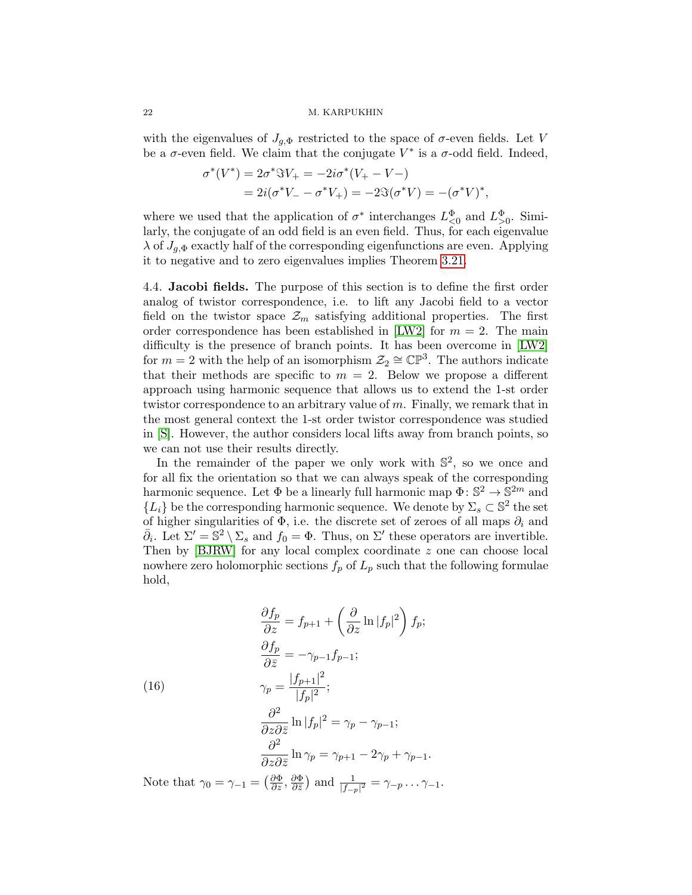with the eigenvalues of $J_{g,\Phi}$ restricted to the space of $\sigma$-even fields. Let $V$ be a $\sigma$-even field. We claim that the conjugate $V^*$ is a $\sigma$-odd field. Indeed,

$$
\begin{aligned}
\sigma^*(V^*) &= 2\sigma^*\Im V_+ = -2i\sigma^*(V_+ - V-) \\
&= 2i(\sigma^* V_- - \sigma^* V_+) = -2\Im(\sigma^* V) = -(\sigma^* V)^*,
\end{aligned}
$$

where we used that the application of $\sigma^*$ interchanges $L^\Phi_{<0}$ and $L^\Phi_{>0}$. Similarly, the conjugate of an odd field is an even field. Thus, for each eigenvalue $\lambda$ of $J_{g,\Phi}$ exactly half of the corresponding eigenfunctions are even. Applying it to negative and to zero eigenvalues implies Theorem 3.21.

**4.4. Jacobi fields.** The purpose of this section is to define the first order analog of twistor correspondence, i.e. to lift any Jacobi field to a vector field on the twistor space $\mathcal{Z}_m$ satisfying additional properties. The first order correspondence has been established in [LW2] for $m = 2$. The main difficulty is the presence of branch points. It has been overcome in [LW2] for $m = 2$ with the help of an isomorphism $\mathcal{Z}_2 \cong \mathbb{CP}^3$. The authors indicate that their methods are specific to $m = 2$. Below we propose a different approach using harmonic sequence that allows us to extend the 1-st order twistor correspondence to an arbitrary value of $m$. Finally, we remark that in the most general context the 1-st order twistor correspondence was studied in [S]. However, the author considers local lifts away from branch points, so we can not use their results directly.

In the remainder of the paper we only work with $\mathbb{S}^2$, so we once and for all fix the orientation so that we can always speak of the corresponding harmonic sequence. Let $\Phi$ be a linearly full harmonic map $\Phi\colon \mathbb{S}^2 \to \mathbb{S}^{2m}$ and $\{L_i\}$ be the corresponding harmonic sequence. We denote by $\Sigma_s \subset \mathbb{S}^2$ the set of higher singularities of $\Phi$, i.e. the discrete set of zeroes of all maps $\partial_i$ and $\bar\partial_i$. Let $\Sigma' = \mathbb{S}^2 \setminus \Sigma_s$ and $f_0 = \Phi$. Thus, on $\Sigma'$ these operators are invertible. Then by [BJRW] for any local complex coordinate $z$ one can choose local nowhere zero holomorphic sections $f_p$ of $L_p$ such that the following formulae hold,

$$
\begin{aligned}
&\frac{\partial f_p}{\partial z} = f_{p+1} + \left(\frac{\partial}{\partial z}\ln|f_p|^2\right) f_p; \\
&\frac{\partial f_p}{\partial \bar z} = -\gamma_{p-1} f_{p-1}; \\
&\gamma_p = \frac{|f_{p+1}|^2}{|f_p|^2}; \\
&\frac{\partial^2}{\partial z \partial \bar z}\ln|f_p|^2 = \gamma_p - \gamma_{p-1}; \\
&\frac{\partial^2}{\partial z \partial \bar z}\ln\gamma_p = \gamma_{p+1} - 2\gamma_p + \gamma_{p-1}.
\end{aligned}
\tag{16}
$$

Note that $\gamma_0 = \gamma_{-1} = \left(\frac{\partial \Phi}{\partial z}, \frac{\partial \Phi}{\partial \bar z}\right)$ and $\frac{1}{|f_{-p}|^2} = \gamma_{-p}\dots\gamma_{-1}$.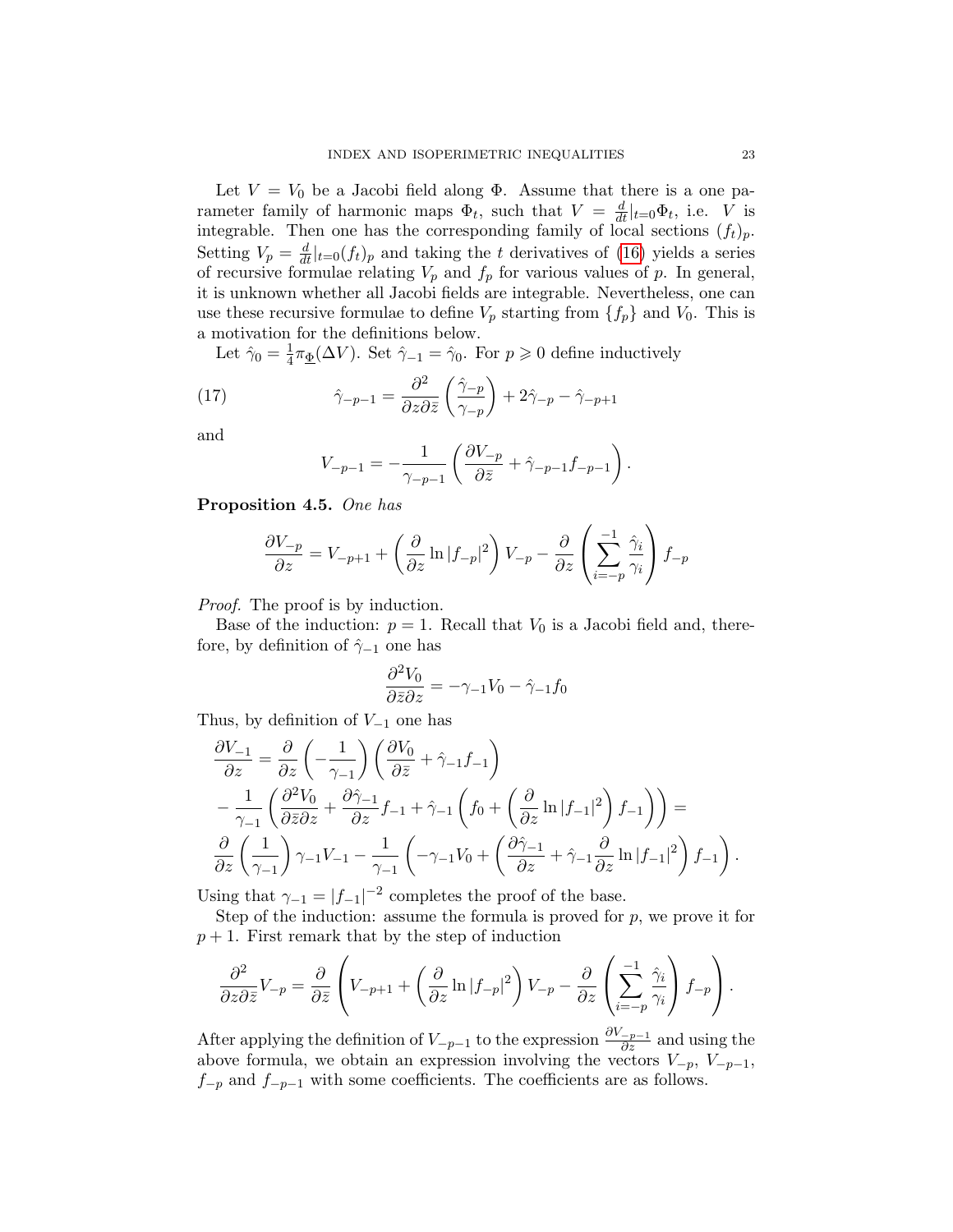Let $V = V_0$ be a Jacobi field along $\Phi$. Assume that there is a one parameter family of harmonic maps $\Phi_t$, such that $V = \frac{d}{dt}|_{t=0}\Phi_t$, i.e. $V$ is integrable. Then one has the corresponding family of local sections $(f_t)_p$. Setting $V_p = \frac{d}{dt}|_{t=0}(f_t)_p$ and taking the $t$ derivatives of (16) yields a series of recursive formulae relating $V_p$ and $f_p$ for various values of $p$. In general, it is unknown whether all Jacobi fields are integrable. Nevertheless, one can use these recursive formulae to define $V_p$ starting from $\{f_p\}$ and $V_0$. This is a motivation for the definitions below.

Let $\hat{\gamma}_0 = \frac{1}{4}\pi_{\underline{\Phi}}(\Delta V)$. Set $\hat{\gamma}_{-1} = \hat{\gamma}_0$. For $p \geqslant 0$ define inductively

$$\hat{\gamma}_{-p-1} = \frac{\partial^2}{\partial z \partial \bar{z}}\left(\frac{\hat{\gamma}_{-p}}{\gamma_{-p}}\right) + 2\hat{\gamma}_{-p} - \hat{\gamma}_{-p+1} \tag{17}$$

and

$$V_{-p-1} = -\frac{1}{\gamma_{-p-1}}\left(\frac{\partial V_{-p}}{\partial \bar{z}} + \hat{\gamma}_{-p-1} f_{-p-1}\right).$$

**Proposition 4.5.** *One has*

$$\frac{\partial V_{-p}}{\partial z} = V_{-p+1} + \left(\frac{\partial}{\partial z}\ln|f_{-p}|^2\right)V_{-p} - \frac{\partial}{\partial z}\left(\sum_{i=-p}^{-1}\frac{\hat{\gamma}_i}{\gamma_i}\right)f_{-p}$$

*Proof.* The proof is by induction.

Base of the induction: $p = 1$. Recall that $V_0$ is a Jacobi field and, therefore, by definition of $\hat{\gamma}_{-1}$ one has

$$\frac{\partial^2 V_0}{\partial \bar{z}\partial z} = -\gamma_{-1}V_0 - \hat{\gamma}_{-1}f_0$$

Thus, by definition of $V_{-1}$ one has

$$\begin{aligned}
&\frac{\partial V_{-1}}{\partial z} = \frac{\partial}{\partial z}\left(-\frac{1}{\gamma_{-1}}\right)\left(\frac{\partial V_0}{\partial \bar{z}} + \hat{\gamma}_{-1}f_{-1}\right) \\
&-\frac{1}{\gamma_{-1}}\left(\frac{\partial^2 V_0}{\partial \bar{z}\partial z} + \frac{\partial \hat{\gamma}_{-1}}{\partial z}f_{-1} + \hat{\gamma}_{-1}\left(f_0 + \left(\frac{\partial}{\partial z}\ln|f_{-1}|^2\right)f_{-1}\right)\right) = \\
&\frac{\partial}{\partial z}\left(\frac{1}{\gamma_{-1}}\right)\gamma_{-1}V_{-1} - \frac{1}{\gamma_{-1}}\left(-\gamma_{-1}V_0 + \left(\frac{\partial \hat{\gamma}_{-1}}{\partial z} + \hat{\gamma}_{-1}\frac{\partial}{\partial z}\ln|f_{-1}|^2\right)f_{-1}\right).
\end{aligned}$$

Using that $\gamma_{-1} = |f_{-1}|^{-2}$ completes the proof of the base.

Step of the induction: assume the formula is proved for $p$, we prove it for $p+1$. First remark that by the step of induction

$$\frac{\partial^2}{\partial z \partial \bar{z}}V_{-p} = \frac{\partial}{\partial \bar{z}}\left(V_{-p+1} + \left(\frac{\partial}{\partial z}\ln|f_{-p}|^2\right)V_{-p} - \frac{\partial}{\partial z}\left(\sum_{i=-p}^{-1}\frac{\hat{\gamma}_i}{\gamma_i}\right)f_{-p}\right).$$

After applying the definition of $V_{-p-1}$ to the expression $\frac{\partial V_{-p-1}}{\partial z}$ and using the above formula, we obtain an expression involving the vectors $V_{-p}$, $V_{-p-1}$, $f_{-p}$ and $f_{-p-1}$ with some coefficients. The coefficients are as follows.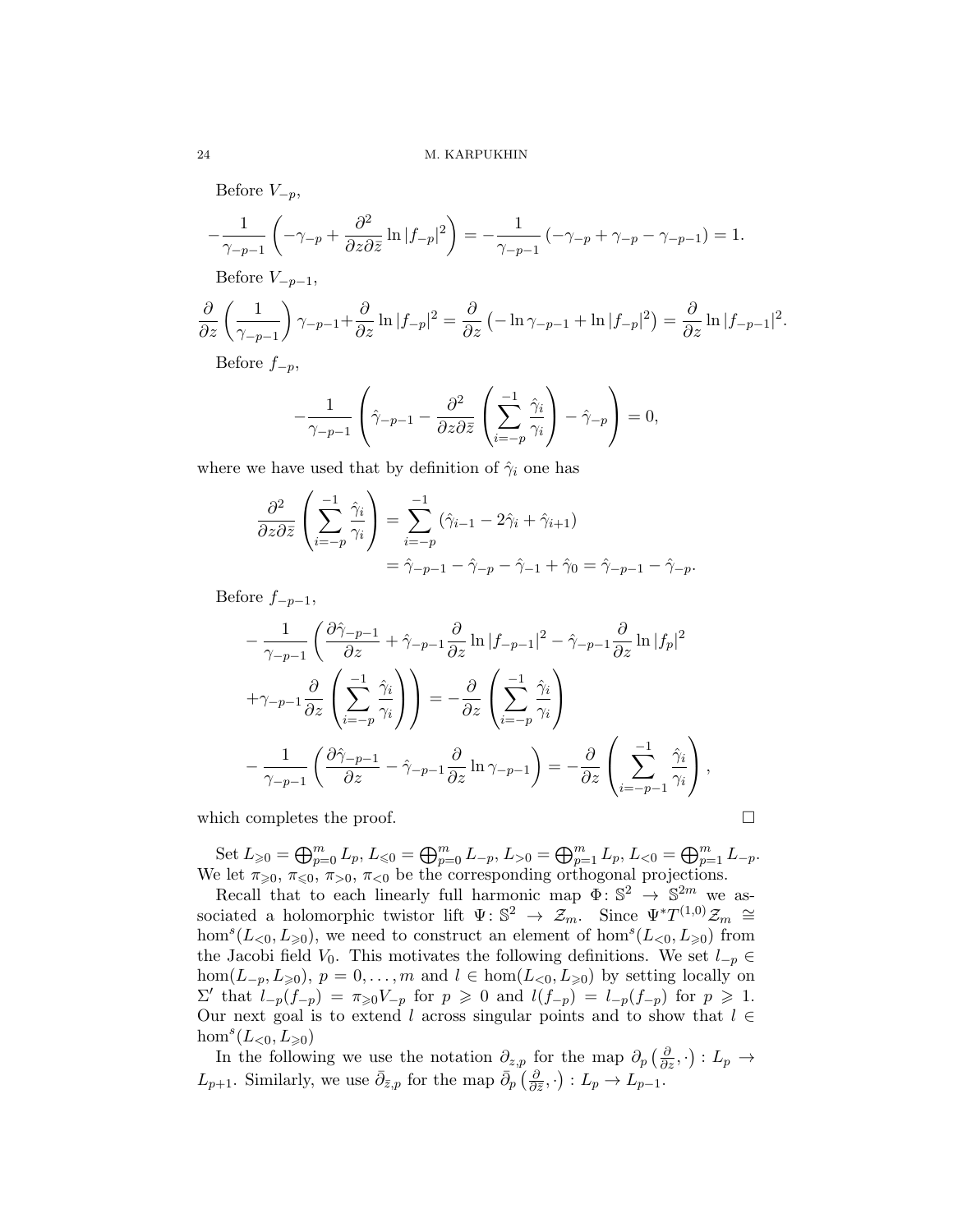Before $V_{-p}$,

$$-\frac{1}{\gamma_{-p-1}}\left(-\gamma_{-p}+\frac{\partial^2}{\partial z\partial\bar z}\ln|f_{-p}|^2\right)=-\frac{1}{\gamma_{-p-1}}\left(-\gamma_{-p}+\gamma_{-p}-\gamma_{-p-1}\right)=1.$$

Before $V_{-p-1}$,

$$\frac{\partial}{\partial z}\left(\frac{1}{\gamma_{-p-1}}\right)\gamma_{-p-1}+\frac{\partial}{\partial z}\ln|f_{-p}|^2=\frac{\partial}{\partial z}\left(-\ln\gamma_{-p-1}+\ln|f_{-p}|^2\right)=\frac{\partial}{\partial z}\ln|f_{-p-1}|^2.$$

Before $f_{-p}$,

$$-\frac{1}{\gamma_{-p-1}}\left(\hat\gamma_{-p-1}-\frac{\partial^2}{\partial z\partial\bar z}\left(\sum_{i=-p}^{-1}\frac{\hat\gamma_i}{\gamma_i}\right)-\hat\gamma_{-p}\right)=0,$$

where we have used that by definition of $\hat\gamma_i$ one has

$$\begin{aligned}\frac{\partial^2}{\partial z\partial\bar z}\left(\sum_{i=-p}^{-1}\frac{\hat\gamma_i}{\gamma_i}\right)&=\sum_{i=-p}^{-1}\left(\hat\gamma_{i-1}-2\hat\gamma_i+\hat\gamma_{i+1}\right)\\&=\hat\gamma_{-p-1}-\hat\gamma_{-p}-\hat\gamma_{-1}+\hat\gamma_0=\hat\gamma_{-p-1}-\hat\gamma_{-p}.\end{aligned}$$

Before $f_{-p-1}$,

$$\begin{aligned}&-\frac{1}{\gamma_{-p-1}}\left(\frac{\partial\hat\gamma_{-p-1}}{\partial z}+\hat\gamma_{-p-1}\frac{\partial}{\partial z}\ln|f_{-p-1}|^2-\hat\gamma_{-p-1}\frac{\partial}{\partial z}\ln|f_p|^2\right.\\&\left.+\gamma_{-p-1}\frac{\partial}{\partial z}\left(\sum_{i=-p}^{-1}\frac{\hat\gamma_i}{\gamma_i}\right)\right)=-\frac{\partial}{\partial z}\left(\sum_{i=-p}^{-1}\frac{\hat\gamma_i}{\gamma_i}\right)\\&-\frac{1}{\gamma_{-p-1}}\left(\frac{\partial\hat\gamma_{-p-1}}{\partial z}-\hat\gamma_{-p-1}\frac{\partial}{\partial z}\ln\gamma_{-p-1}\right)=-\frac{\partial}{\partial z}\left(\sum_{i=-p-1}^{-1}\frac{\hat\gamma_i}{\gamma_i}\right),\end{aligned}$$

which completes the proof. $\square$

Set $L_{\geqslant 0}=\bigoplus_{p=0}^m L_p$, $L_{\leqslant 0}=\bigoplus_{p=0}^m L_{-p}$, $L_{>0}=\bigoplus_{p=1}^m L_p$, $L_{<0}=\bigoplus_{p=1}^m L_{-p}$. We let $\pi_{\geqslant 0}$, $\pi_{\leqslant 0}$, $\pi_{>0}$, $\pi_{<0}$ be the corresponding orthogonal projections.

Recall that to each linearly full harmonic map $\Phi\colon\mathbb{S}^2\to\mathbb{S}^{2m}$ we associated a holomorphic twistor lift $\Psi\colon\mathbb{S}^2\to\mathcal{Z}_m$. Since $\Psi^*T^{(1,0)}\mathcal{Z}_m\cong\mathrm{hom}^s(L_{<0},L_{\geqslant 0})$, we need to construct an element of $\mathrm{hom}^s(L_{<0},L_{\geqslant 0})$ from the Jacobi field $V_0$. This motivates the following definitions. We set $l_{-p}\in\mathrm{hom}(L_{-p},L_{\geqslant 0})$, $p=0,\dots,m$ and $l\in\mathrm{hom}(L_{<0},L_{\geqslant 0})$ by setting locally on $\Sigma'$ that $l_{-p}(f_{-p})=\pi_{\geqslant 0}V_{-p}$ for $p\geqslant 0$ and $l(f_{-p})=l_{-p}(f_{-p})$ for $p\geqslant 1$. Our next goal is to extend $l$ across singular points and to show that $l\in\mathrm{hom}^s(L_{<0},L_{\geqslant 0})$

In the following we use the notation $\partial_{z,p}$ for the map $\partial_p\left(\frac{\partial}{\partial z},\cdot\right):L_p\to L_{p+1}$. Similarly, we use $\bar\partial_{\bar z,p}$ for the map $\bar\partial_p\left(\frac{\partial}{\partial\bar z},\cdot\right):L_p\to L_{p-1}$.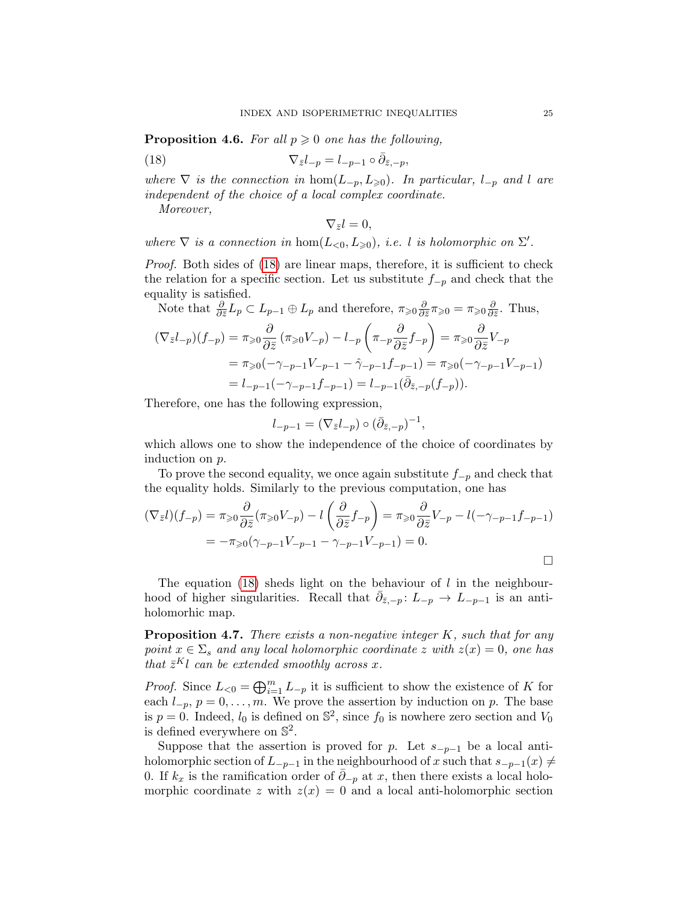**Proposition 4.6.** *For all $p \geqslant 0$ one has the following,*

$$\nabla_{\bar z} l_{-p} = l_{-p-1} \circ \bar\partial_{\bar z, -p}, \tag{18}$$

*where $\nabla$ is the connection in $\hom(L_{-p}, L_{\geqslant 0})$. In particular, $l_{-p}$ and $l$ are independent of the choice of a local complex coordinate.*

*Moreover,*

$$\nabla_{\bar z} l = 0,$$

*where $\nabla$ is a connection in $\hom(L_{<0}, L_{\geqslant 0})$, i.e. $l$ is holomorphic on $\Sigma'$.*

*Proof.* Both sides of (18) are linear maps, therefore, it is sufficient to check the relation for a specific section. Let us substitute $f_{-p}$ and check that the equality is satisfied.

Note that $\frac{\partial}{\partial \bar z} L_p \subset L_{p-1} \oplus L_p$ and therefore, $\pi_{\geqslant 0} \frac{\partial}{\partial \bar z} \pi_{\geqslant 0} = \pi_{\geqslant 0} \frac{\partial}{\partial \bar z}$. Thus,

$$\begin{aligned}
(\nabla_{\bar z} l_{-p})(f_{-p}) &= \pi_{\geqslant 0} \frac{\partial}{\partial \bar z} \left(\pi_{\geqslant 0} V_{-p}\right) - l_{-p}\left(\pi_{-p} \frac{\partial}{\partial \bar z} f_{-p}\right) = \pi_{\geqslant 0} \frac{\partial}{\partial \bar z} V_{-p} \\
&= \pi_{\geqslant 0}(-\gamma_{-p-1} V_{-p-1} - \hat\gamma_{-p-1} f_{-p-1}) = \pi_{\geqslant 0}(-\gamma_{-p-1} V_{-p-1}) \\
&= l_{-p-1}(-\gamma_{-p-1} f_{-p-1}) = l_{-p-1}(\bar\partial_{\bar z, -p}(f_{-p})).
\end{aligned}$$

Therefore, one has the following expression,

$$l_{-p-1} = (\nabla_{\bar z} l_{-p}) \circ (\bar\partial_{\bar z, -p})^{-1},$$

which allows one to show the independence of the choice of coordinates by induction on $p$.

To prove the second equality, we once again substitute $f_{-p}$ and check that the equality holds. Similarly to the previous computation, one has

$$\begin{aligned}
(\nabla_{\bar z} l)(f_{-p}) &= \pi_{\geqslant 0} \frac{\partial}{\partial \bar z}(\pi_{\geqslant 0} V_{-p}) - l\left(\frac{\partial}{\partial \bar z} f_{-p}\right) = \pi_{\geqslant 0} \frac{\partial}{\partial \bar z} V_{-p} - l(-\gamma_{-p-1} f_{-p-1}) \\
&= -\pi_{\geqslant 0}(\gamma_{-p-1} V_{-p-1} - \gamma_{-p-1} V_{-p-1}) = 0.
\end{aligned}$$

$\square$

The equation (18) sheds light on the behaviour of $l$ in the neighbourhood of higher singularities. Recall that $\bar\partial_{\bar z, -p} \colon L_{-p} \to L_{-p-1}$ is an anti-holomorhic map.

**Proposition 4.7.** *There exists a non-negative integer $K$, such that for any point $x \in \Sigma_s$ and any local holomorphic coordinate $z$ with $z(x) = 0$, one has that $\bar z^K l$ can be extended smoothly across $x$.*

*Proof.* Since $L_{<0} = \bigoplus_{i=1}^m L_{-p}$ it is sufficient to show the existence of $K$ for each $l_{-p}$, $p = 0, \ldots, m$. We prove the assertion by induction on $p$. The base is $p = 0$. Indeed, $l_0$ is defined on $\mathbb{S}^2$, since $f_0$ is nowhere zero section and $V_0$ is defined everywhere on $\mathbb{S}^2$.

Suppose that the assertion is proved for $p$. Let $s_{-p-1}$ be a local anti-holomorphic section of $L_{-p-1}$ in the neighbourhood of $x$ such that $s_{-p-1}(x) \neq 0$. If $k_x$ is the ramification order of $\bar\partial_{-p}$ at $x$, then there exists a local holomorphic coordinate $z$ with $z(x) = 0$ and a local anti-holomorphic section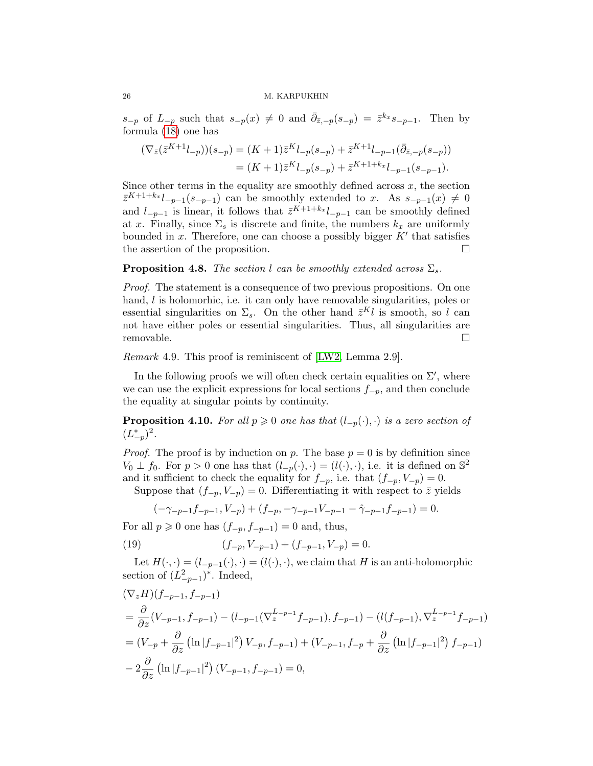$s_{-p}$ of $L_{-p}$ such that $s_{-p}(x) \neq 0$ and $\bar\partial_{\bar z,-p}(s_{-p}) = \bar z^{k_x} s_{-p-1}$. Then by formula (18) one has

$$
\begin{aligned}
(\nabla_{\bar z}(\bar z^{K+1} l_{-p}))(s_{-p}) &= (K+1)\bar z^{K} l_{-p}(s_{-p}) + \bar z^{K+1} l_{-p-1}(\bar\partial_{\bar z,-p}(s_{-p})) \\
&= (K+1)\bar z^{K} l_{-p}(s_{-p}) + \bar z^{K+1+k_x} l_{-p-1}(s_{-p-1}).
\end{aligned}
$$

Since other terms in the equality are smoothly defined across $x$, the section $\bar z^{K+1+k_x} l_{-p-1}(s_{-p-1})$ can be smoothly extended to $x$. As $s_{-p-1}(x) \neq 0$ and $l_{-p-1}$ is linear, it follows that $\bar z^{K+1+k_x} l_{-p-1}$ can be smoothly defined at $x$. Finally, since $\Sigma_s$ is discrete and finite, the numbers $k_x$ are uniformly bounded in $x$. Therefore, one can choose a possibly bigger $K'$ that satisfies the assertion of the proposition. $\square$

**Proposition 4.8.** *The section $l$ can be smoothly extended across $\Sigma_s$.*

*Proof.* The statement is a consequence of two previous propositions. On one hand, $l$ is holomorhic, i.e. it can only have removable singularities, poles or essential singularities on $\Sigma_s$. On the other hand $\bar z^K l$ is smooth, so $l$ can not have either poles or essential singularities. Thus, all singularities are removable. $\square$

*Remark* 4.9. This proof is reminiscent of [LW2, Lemma 2.9].

In the following proofs we will often check certain equalities on $\Sigma'$, where we can use the explicit expressions for local sections $f_{-p}$, and then conclude the equality at singular points by continuity.

**Proposition 4.10.** *For all $p \geqslant 0$ one has that $(l_{-p}(\cdot),\cdot)$ is a zero section of $(L^*_{-p})^2$.*

*Proof.* The proof is by induction on $p$. The base $p=0$ is by definition since $V_0 \perp f_0$. For $p>0$ one has that $(l_{-p}(\cdot),\cdot) = (l(\cdot),\cdot)$, i.e. it is defined on $\mathbb{S}^2$ and it sufficient to check the equality for $f_{-p}$, i.e. that $(f_{-p}, V_{-p}) = 0$.

Suppose that $(f_{-p}, V_{-p}) = 0$. Differentiating it with respect to $\bar z$ yields

$$
(-\gamma_{-p-1} f_{-p-1}, V_{-p}) + (f_{-p}, -\gamma_{-p-1} V_{-p-1} - \hat\gamma_{-p-1} f_{-p-1}) = 0.
$$

For all $p \geqslant 0$ one has $(f_{-p}, f_{-p-1}) = 0$ and, thus,

$$
(f_{-p}, V_{-p-1}) + (f_{-p-1}, V_{-p}) = 0. \tag{19}
$$

Let $H(\cdot,\cdot) = (l_{-p-1}(\cdot),\cdot) = (l(\cdot),\cdot)$, we claim that $H$ is an anti-holomorphic section of $(L^2_{-p-1})^*$. Indeed,

$$
\begin{aligned}
&(\nabla_z H)(f_{-p-1}, f_{-p-1}) \\
&= \frac{\partial}{\partial z}(V_{-p-1}, f_{-p-1}) - (l_{-p-1}(\nabla_z^{L_{-p-1}} f_{-p-1}), f_{-p-1}) - (l(f_{-p-1}), \nabla_z^{L_{-p-1}} f_{-p-1}) \\
&= (V_{-p} + \frac{\partial}{\partial z}\left(\ln|f_{-p-1}|^2\right) V_{-p}, f_{-p-1}) + (V_{-p-1}, f_{-p} + \frac{\partial}{\partial z}\left(\ln|f_{-p-1}|^2\right) f_{-p-1}) \\
&- 2\frac{\partial}{\partial z}\left(\ln|f_{-p-1}|^2\right)(V_{-p-1}, f_{-p-1}) = 0,
\end{aligned}
$$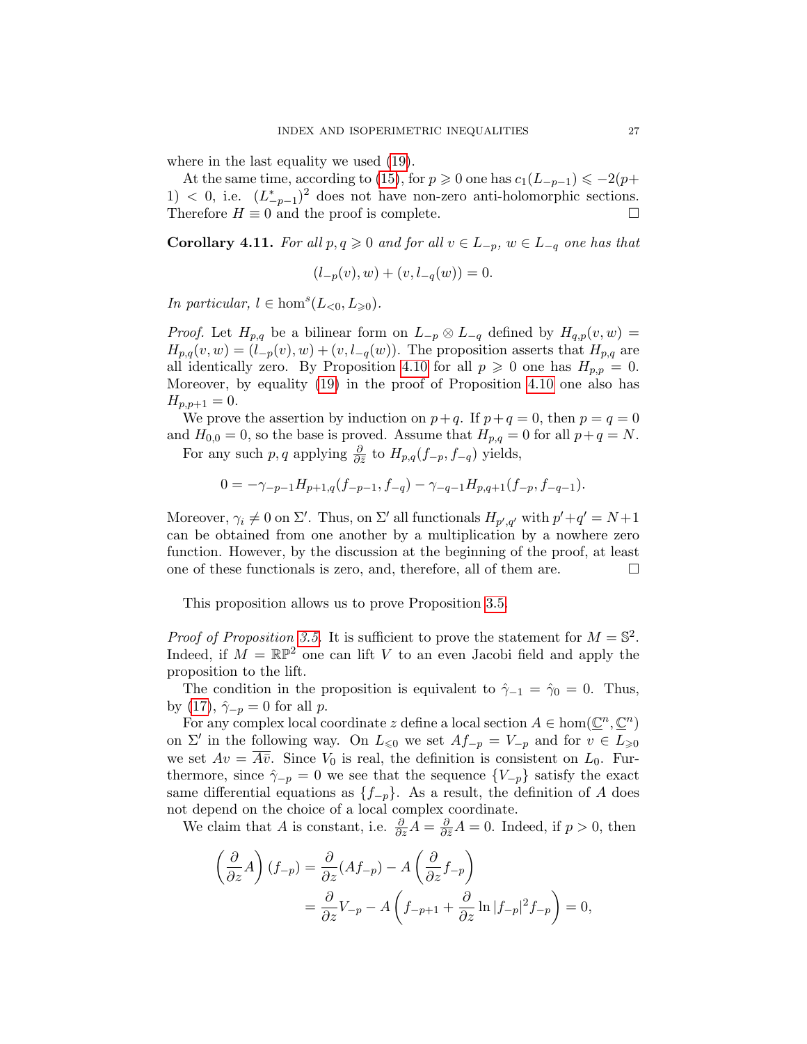where in the last equality we used (19).

At the same time, according to (15), for $p \geqslant 0$ one has $c_1(L_{-p-1}) \leqslant -2(p+1) < 0$, i.e. $(L^*_{-p-1})^2$ does not have non-zero anti-holomorphic sections. Therefore $H \equiv 0$ and the proof is complete. □

**Corollary 4.11.** *For all $p, q \geqslant 0$ and for all $v \in L_{-p}$, $w \in L_{-q}$ one has that*

$$(l_{-p}(v), w) + (v, l_{-q}(w)) = 0.$$

*In particular, $l \in \hom^s(L_{<0}, L_{\geqslant 0})$.*

*Proof.* Let $H_{p,q}$ be a bilinear form on $L_{-p} \otimes L_{-q}$ defined by $H_{q,p}(v,w) = H_{p,q}(v,w) = (l_{-p}(v), w) + (v, l_{-q}(w))$. The proposition asserts that $H_{p,q}$ are all identically zero. By Proposition 4.10 for all $p \geqslant 0$ one has $H_{p,p} = 0$. Moreover, by equality (19) in the proof of Proposition 4.10 one also has $H_{p,p+1} = 0$.

We prove the assertion by induction on $p+q$. If $p+q = 0$, then $p = q = 0$ and $H_{0,0} = 0$, so the base is proved. Assume that $H_{p,q} = 0$ for all $p+q = N$.

For any such $p, q$ applying $\frac{\partial}{\partial \bar z}$ to $H_{p,q}(f_{-p}, f_{-q})$ yields,

$$0 = -\gamma_{-p-1} H_{p+1,q}(f_{-p-1}, f_{-q}) - \gamma_{-q-1} H_{p,q+1}(f_{-p}, f_{-q-1}).$$

Moreover, $\gamma_i \neq 0$ on $\Sigma'$. Thus, on $\Sigma'$ all functionals $H_{p',q'}$ with $p'+q' = N+1$ can be obtained from one another by a multiplication by a nowhere zero function. However, by the discussion at the beginning of the proof, at least one of these functionals is zero, and, therefore, all of them are. □

This proposition allows us to prove Proposition 3.5.

*Proof of Proposition 3.5.* It is sufficient to prove the statement for $M = \mathbb{S}^2$. Indeed, if $M = \mathbb{RP}^2$ one can lift $V$ to an even Jacobi field and apply the proposition to the lift.

The condition in the proposition is equivalent to $\hat\gamma_{-1} = \hat\gamma_0 = 0$. Thus, by (17), $\hat\gamma_{-p} = 0$ for all $p$.

For any complex local coordinate $z$ define a local section $A \in \hom(\underline{\mathbb{C}}^n, \underline{\mathbb{C}}^n)$ on $\Sigma'$ in the following way. On $L_{\leqslant 0}$ we set $Af_{-p} = V_{-p}$ and for $v \in L_{\geqslant 0}$ we set $Av = \overline{A\bar v}$. Since $V_0$ is real, the definition is consistent on $L_0$. Furthermore, since $\hat\gamma_{-p} = 0$ we see that the sequence $\{V_{-p}\}$ satisfy the exact same differential equations as $\{f_{-p}\}$. As a result, the definition of $A$ does not depend on the choice of a local complex coordinate.

We claim that $A$ is constant, i.e. $\frac{\partial}{\partial z}A = \frac{\partial}{\partial \bar z}A = 0$. Indeed, if $p > 0$, then

$$\begin{aligned}
\left(\frac{\partial}{\partial z}A\right)(f_{-p}) &= \frac{\partial}{\partial z}(Af_{-p}) - A\left(\frac{\partial}{\partial z}f_{-p}\right) \\
&= \frac{\partial}{\partial z}V_{-p} - A\left(f_{-p+1} + \frac{\partial}{\partial z}\ln|f_{-p}|^2 f_{-p}\right) = 0,
\end{aligned}$$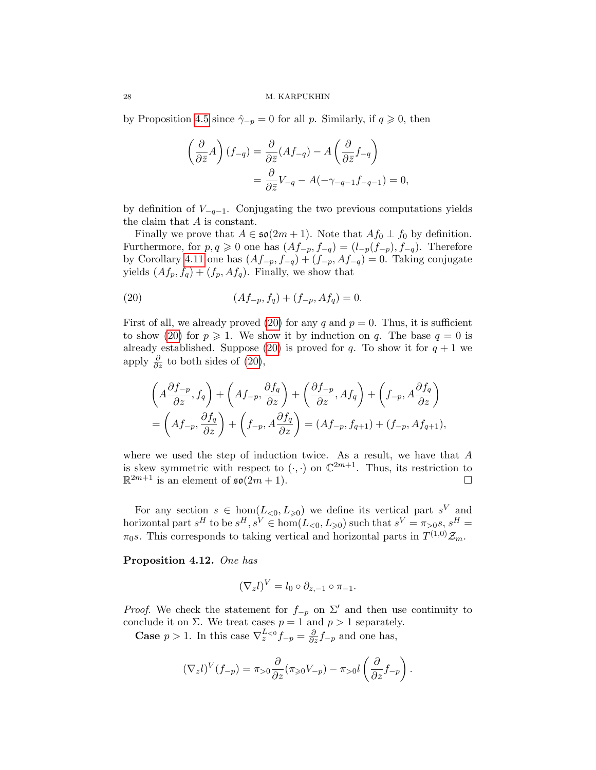by Proposition 4.5 since $\hat{\gamma}_{-p} = 0$ for all $p$. Similarly, if $q \geqslant 0$, then

$$\left(\frac{\partial}{\partial \bar{z}} A\right)(f_{-q}) = \frac{\partial}{\partial \bar{z}}(A f_{-q}) - A\left(\frac{\partial}{\partial \bar{z}} f_{-q}\right)$$
$$= \frac{\partial}{\partial \bar{z}} V_{-q} - A(-\gamma_{-q-1} f_{-q-1}) = 0,$$

by definition of $V_{-q-1}$. Conjugating the two previous computations yields the claim that $A$ is constant.

Finally we prove that $A \in \mathfrak{so}(2m+1)$. Note that $Af_0 \perp f_0$ by definition. Furthermore, for $p, q \geqslant 0$ one has $(Af_{-p}, f_{-q}) = (l_{-p}(f_{-p}), f_{-q})$. Therefore by Corollary 4.11 one has $(Af_{-p}, f_{-q}) + (f_{-p}, Af_{-q}) = 0$. Taking conjugate yields $(Af_p, f_q) + (f_p, Af_q)$. Finally, we show that

$$(Af_{-p}, f_q) + (f_{-p}, Af_q) = 0. \tag{20}$$

First of all, we already proved (20) for any $q$ and $p = 0$. Thus, it is sufficient to show (20) for $p \geqslant 1$. We show it by induction on $q$. The base $q = 0$ is already established. Suppose (20) is proved for $q$. To show it for $q+1$ we apply $\frac{\partial}{\partial z}$ to both sides of (20),

$$\left(A\frac{\partial f_{-p}}{\partial z}, f_q\right) + \left(Af_{-p}, \frac{\partial f_q}{\partial z}\right) + \left(\frac{\partial f_{-p}}{\partial z}, Af_q\right) + \left(f_{-p}, A\frac{\partial f_q}{\partial z}\right)$$
$$= \left(Af_{-p}, \frac{\partial f_q}{\partial z}\right) + \left(f_{-p}, A\frac{\partial f_q}{\partial z}\right) = (Af_{-p}, f_{q+1}) + (f_{-p}, Af_{q+1}),$$

where we used the step of induction twice. As a result, we have that $A$ is skew symmetric with respect to $(\cdot,\cdot)$ on $\mathbb{C}^{2m+1}$. Thus, its restriction to $\mathbb{R}^{2m+1}$ is an element of $\mathfrak{so}(2m+1)$. □

For any section $s \in \hom(L_{<0}, L_{\geqslant 0})$ we define its vertical part $s^V$ and horizontal part $s^H$ to be $s^H, s^V \in \hom(L_{<0}, L_{\geqslant 0})$ such that $s^V = \pi_{>0} s$, $s^H = \pi_0 s$. This corresponds to taking vertical and horizontal parts in $T^{(1,0)}\mathcal{Z}_m$.

**Proposition 4.12.** *One has*

$$(\nabla_z l)^V = l_0 \circ \partial_{z,-1} \circ \pi_{-1}.$$

*Proof.* We check the statement for $f_{-p}$ on $\Sigma'$ and then use continuity to conclude it on $\Sigma$. We treat cases $p = 1$ and $p > 1$ separately.

**Case** $p > 1$. In this case $\nabla_z^{L_{<0}} f_{-p} = \frac{\partial}{\partial z} f_{-p}$ and one has,

$$(\nabla_z l)^V(f_{-p}) = \pi_{>0}\frac{\partial}{\partial z}(\pi_{\geqslant 0} V_{-p}) - \pi_{>0} l\left(\frac{\partial}{\partial z} f_{-p}\right).$$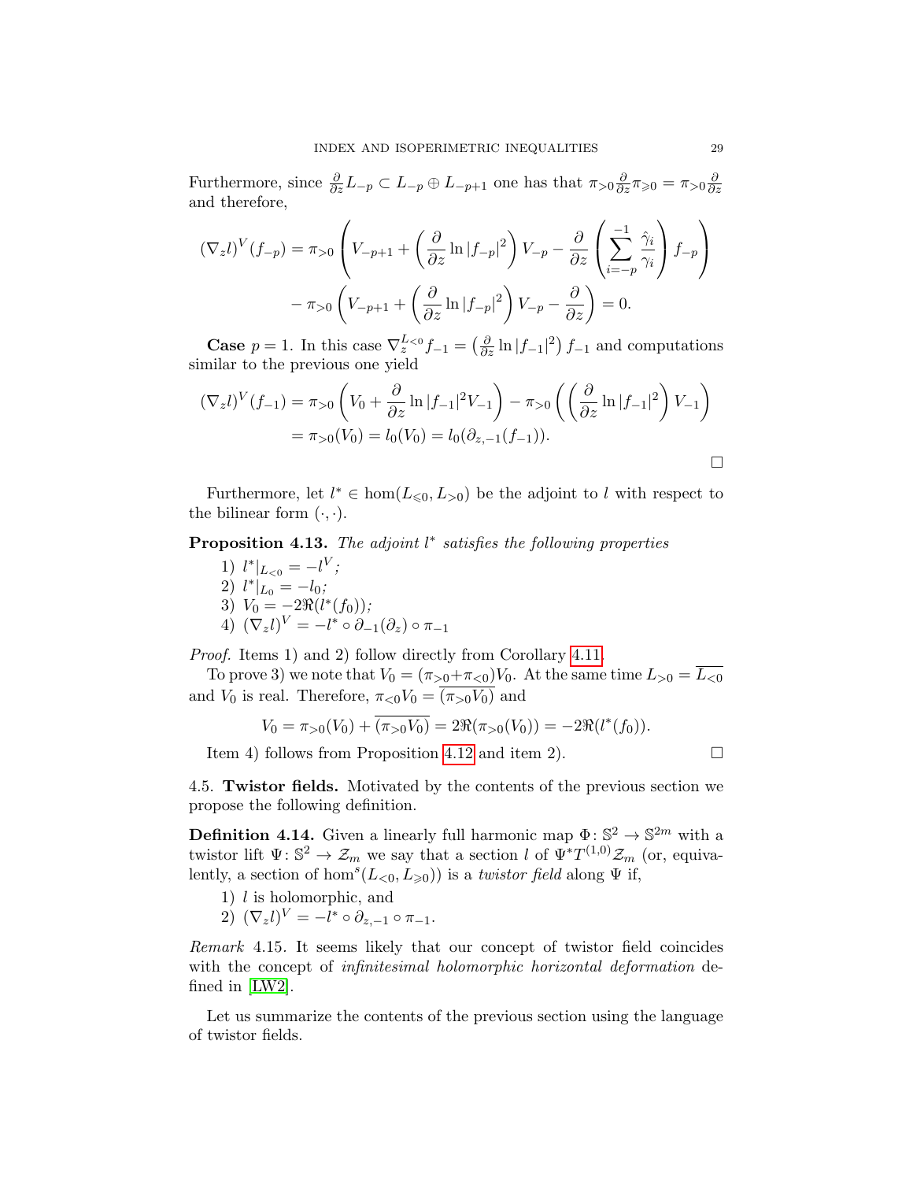Furthermore, since $\frac{\partial}{\partial z} L_{-p} \subset L_{-p} \oplus L_{-p+1}$ one has that $\pi_{>0}\frac{\partial}{\partial z}\pi_{\geqslant 0} = \pi_{>0}\frac{\partial}{\partial z}$ and therefore,

$$
\begin{aligned}
(\nabla_z l)^V(f_{-p}) &= \pi_{>0}\left(V_{-p+1} + \left(\frac{\partial}{\partial z}\ln|f_{-p}|^2\right)V_{-p} - \frac{\partial}{\partial z}\left(\sum_{i=-p}^{-1}\frac{\hat{\gamma}_i}{\gamma_i}\right)f_{-p}\right) \\
&\quad - \pi_{>0}\left(V_{-p+1} + \left(\frac{\partial}{\partial z}\ln|f_{-p}|^2\right)V_{-p} - \frac{\partial}{\partial z}\right) = 0.
\end{aligned}
$$

**Case** $p = 1$. In this case $\nabla_z^{L_{<0}} f_{-1} = \left(\frac{\partial}{\partial z}\ln|f_{-1}|^2\right) f_{-1}$ and computations similar to the previous one yield

$$
\begin{aligned}
(\nabla_z l)^V(f_{-1}) &= \pi_{>0}\left(V_0 + \frac{\partial}{\partial z}\ln|f_{-1}|^2 V_{-1}\right) - \pi_{>0}\left(\left(\frac{\partial}{\partial z}\ln|f_{-1}|^2\right)V_{-1}\right) \\
&= \pi_{>0}(V_0) = l_0(V_0) = l_0(\partial_{z,-1}(f_{-1})).
\end{aligned}
$$

□

Furthermore, let $l^* \in \hom(L_{\leqslant 0}, L_{>0})$ be the adjoint to $l$ with respect to the bilinear form $(\cdot,\cdot)$.

**Proposition 4.13.** *The adjoint $l^*$ satisfies the following properties*

1) $l^*|_{L_{<0}} = -l^V$;
2) $l^*|_{L_0} = -l_0$;
3) $V_0 = -2\Re(l^*(f_0))$;
4) $(\nabla_z l)^V = -l^* \circ \partial_{-1}(\partial_z) \circ \pi_{-1}$

*Proof.* Items 1) and 2) follow directly from Corollary 4.11.

To prove 3) we note that $V_0 = (\pi_{>0}+\pi_{<0})V_0$. At the same time $L_{>0} = \overline{L_{<0}}$ and $V_0$ is real. Therefore, $\pi_{<0}V_0 = \overline{(\pi_{>0}V_0)}$ and

$$
V_0 = \pi_{>0}(V_0) + \overline{(\pi_{>0}V_0)} = 2\Re(\pi_{>0}(V_0)) = -2\Re(l^*(f_0)).
$$

Item 4) follows from Proposition 4.12 and item 2). □

4.5. **Twistor fields.** Motivated by the contents of the previous section we propose the following definition.

**Definition 4.14.** Given a linearly full harmonic map $\Phi\colon \mathbb{S}^2 \to \mathbb{S}^{2m}$ with a twistor lift $\Psi\colon \mathbb{S}^2 \to \mathcal{Z}_m$ we say that a section $l$ of $\Psi^* T^{(1,0)}\mathcal{Z}_m$ (or, equivalently, a section of $\hom^s(L_{<0}, L_{\geqslant 0})$) is a *twistor field* along $\Psi$ if,

1) $l$ is holomorphic, and
2) $(\nabla_z l)^V = -l^* \circ \partial_{z,-1} \circ \pi_{-1}$.

*Remark* 4.15. It seems likely that our concept of twistor field coincides with the concept of *infinitesimal holomorphic horizontal deformation* defined in [LW2].

Let us summarize the contents of the previous section using the language of twistor fields.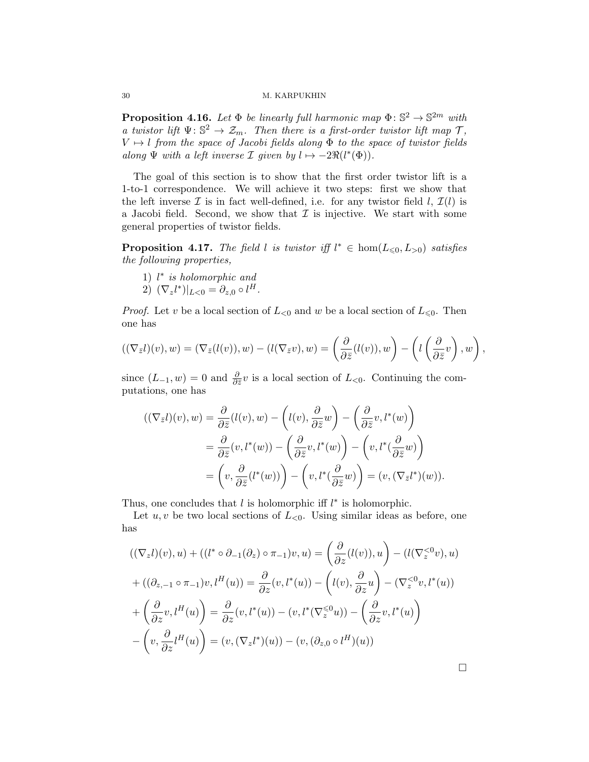**Proposition 4.16.** *Let $\Phi$ be linearly full harmonic map $\Phi\colon \mathbb{S}^2 \to \mathbb{S}^{2m}$ with a twistor lift $\Psi\colon \mathbb{S}^2 \to \mathcal{Z}_m$. Then there is a first-order twistor lift map $\mathcal{T}$, $V \mapsto l$ from the space of Jacobi fields along $\Phi$ to the space of twistor fields along $\Psi$ with a left inverse $\mathcal{I}$ given by $l \mapsto -2\Re(l^*(\Phi))$.*

The goal of this section is to show that the first order twistor lift is a 1-to-1 correspondence. We will achieve it two steps: first we show that the left inverse $\mathcal{I}$ is in fact well-defined, i.e. for any twistor field $l$, $\mathcal{I}(l)$ is a Jacobi field. Second, we show that $\mathcal{I}$ is injective. We start with some general properties of twistor fields.

**Proposition 4.17.** *The field $l$ is twistor iff $l^* \in \hom(L_{\leqslant 0}, L_{>0})$ satisfies the following properties,*

1) *$l^*$ is holomorphic and*
2) *$(\nabla_z l^*)|_{L<0} = \partial_{z,0} \circ l^H$.*

*Proof.* Let $v$ be a local section of $L_{<0}$ and $w$ be a local section of $L_{\leqslant 0}$. Then one has

$$((\nabla_{\bar z} l)(v), w) = (\nabla_{\bar z}(l(v)), w) - (l(\nabla_{\bar z} v), w) = \left(\frac{\partial}{\partial \bar z}(l(v)), w\right) - \left(l\left(\frac{\partial}{\partial \bar z} v\right), w\right),$$

since $(L_{-1}, w) = 0$ and $\frac{\partial}{\partial \bar z} v$ is a local section of $L_{<0}$. Continuing the computations, one has

$$\begin{aligned}
((\nabla_{\bar z} l)(v), w) &= \frac{\partial}{\partial \bar z}(l(v), w) - \left(l(v), \frac{\partial}{\partial \bar z} w\right) - \left(\frac{\partial}{\partial \bar z} v, l^*(w)\right) \\
&= \frac{\partial}{\partial \bar z}(v, l^*(w)) - \left(\frac{\partial}{\partial \bar z} v, l^*(w)\right) - \left(v, l^*(\frac{\partial}{\partial \bar z} w)\right) \\
&= \left(v, \frac{\partial}{\partial \bar z}(l^*(w))\right) - \left(v, l^*(\frac{\partial}{\partial \bar z} w)\right) = (v, (\nabla_{\bar z} l^*)(w)).
\end{aligned}$$

Thus, one concludes that $l$ is holomorphic iff $l^*$ is holomorphic.

Let $u, v$ be two local sections of $L_{<0}$. Using similar ideas as before, one has

$$\begin{aligned}
&((\nabla_z l)(v), u) + ((l^* \circ \partial_{-1}(\partial_z) \circ \pi_{-1}) v, u) = \left(\frac{\partial}{\partial z}(l(v)), u\right) - (l(\nabla_z^{<0} v), u) \\
&+ ((\partial_{z,-1} \circ \pi_{-1}) v, l^H(u)) = \frac{\partial}{\partial z}(v, l^*(u)) - \left(l(v), \frac{\partial}{\partial z} u\right) - (\nabla_z^{<0} v, l^*(u)) \\
&+ \left(\frac{\partial}{\partial z} v, l^H(u)\right) = \frac{\partial}{\partial z}(v, l^*(u)) - (v, l^*(\nabla_z^{\leqslant 0} u)) - \left(\frac{\partial}{\partial z} v, l^*(u)\right) \\
&- \left(v, \frac{\partial}{\partial z} l^H(u)\right) = (v, (\nabla_z l^*)(u)) - (v, (\partial_{z,0} \circ l^H)(u))
\end{aligned}$$

$\square$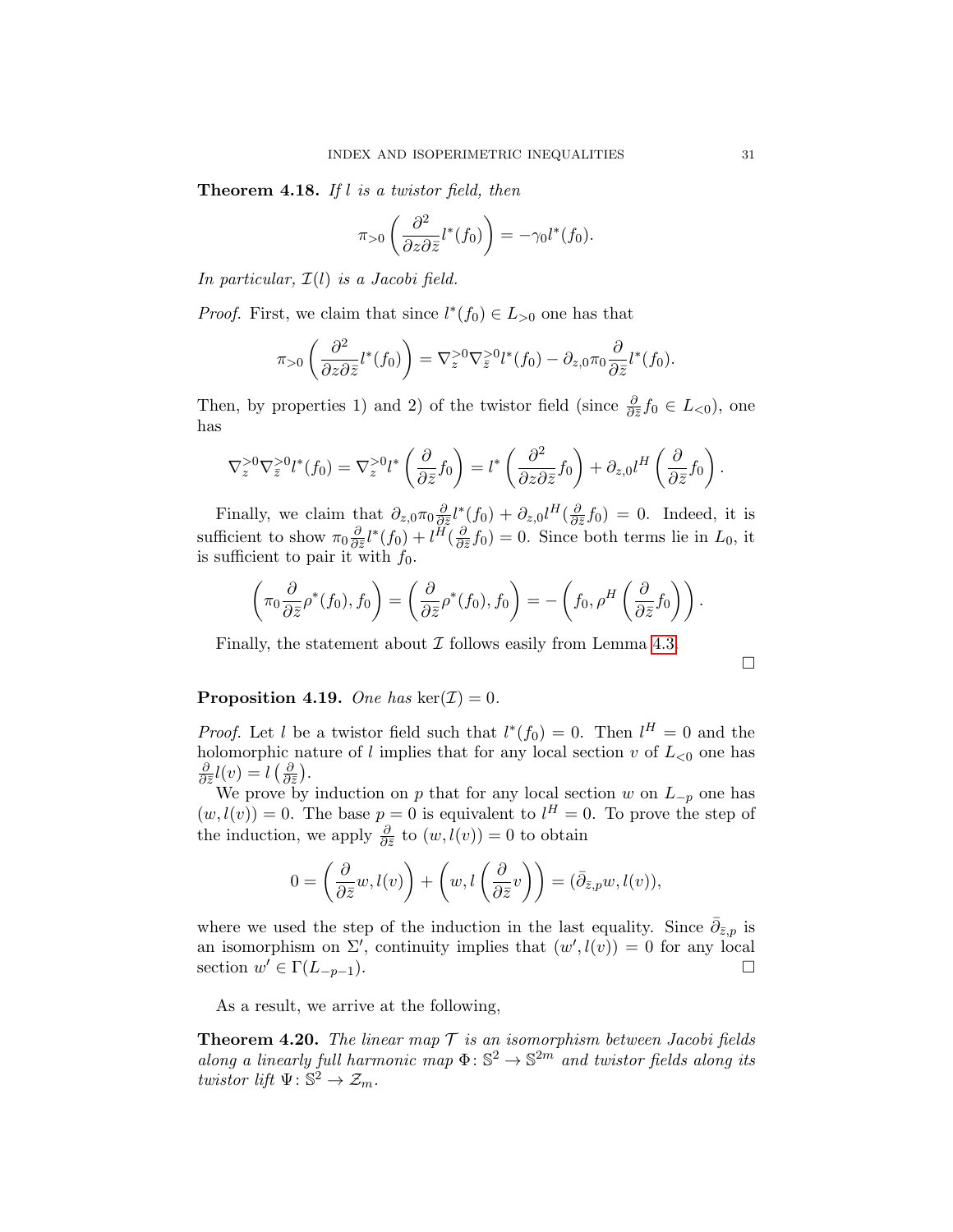**Theorem 4.18.** *If $l$ is a twistor field, then*

$$\pi_{>0}\left(\frac{\partial^2}{\partial z\partial \bar z}l^*(f_0)\right) = -\gamma_0 l^*(f_0).$$

*In particular, $\mathcal{I}(l)$ is a Jacobi field.*

*Proof.* First, we claim that since $l^*(f_0)\in L_{>0}$ one has that

$$\pi_{>0}\left(\frac{\partial^2}{\partial z\partial \bar z}l^*(f_0)\right) = \nabla_z^{>0}\nabla_{\bar z}^{>0}l^*(f_0) - \partial_{z,0}\pi_0\frac{\partial}{\partial \bar z}l^*(f_0).$$

Then, by properties 1) and 2) of the twistor field (since $\frac{\partial}{\partial \bar z}f_0\in L_{<0}$), one has

$$\nabla_z^{>0}\nabla_{\bar z}^{>0}l^*(f_0) = \nabla_z^{>0}l^*\left(\frac{\partial}{\partial \bar z}f_0\right) = l^*\left(\frac{\partial^2}{\partial z\partial \bar z}f_0\right) + \partial_{z,0}l^H\left(\frac{\partial}{\partial \bar z}f_0\right).$$

Finally, we claim that $\partial_{z,0}\pi_0\frac{\partial}{\partial \bar z}l^*(f_0) + \partial_{z,0}l^H(\frac{\partial}{\partial \bar z}f_0) = 0$. Indeed, it is sufficient to show $\pi_0\frac{\partial}{\partial \bar z}l^*(f_0) + l^H(\frac{\partial}{\partial \bar z}f_0) = 0$. Since both terms lie in $L_0$, it is sufficient to pair it with $f_0$.

$$\left(\pi_0\frac{\partial}{\partial \bar z}\rho^*(f_0), f_0\right) = \left(\frac{\partial}{\partial \bar z}\rho^*(f_0), f_0\right) = -\left(f_0, \rho^H\left(\frac{\partial}{\partial \bar z}f_0\right)\right).$$

Finally, the statement about $\mathcal{I}$ follows easily from Lemma 4.3. $\square$

**Proposition 4.19.** *One has $\ker(\mathcal{I}) = 0$.*

*Proof.* Let $l$ be a twistor field such that $l^*(f_0)=0$. Then $l^H=0$ and the holomorphic nature of $l$ implies that for any local section $v$ of $L_{<0}$ one has $\frac{\partial}{\partial \bar z}l(v) = l\left(\frac{\partial}{\partial \bar z}\right)$.

We prove by induction on $p$ that for any local section $w$ on $L_{-p}$ one has $(w, l(v)) = 0$. The base $p=0$ is equivalent to $l^H=0$. To prove the step of the induction, we apply $\frac{\partial}{\partial \bar z}$ to $(w,l(v))=0$ to obtain

$$0 = \left(\frac{\partial}{\partial \bar z}w, l(v)\right) + \left(w, l\left(\frac{\partial}{\partial \bar z}v\right)\right) = (\bar\partial_{\bar z,p}w, l(v)),$$

where we used the step of the induction in the last equality. Since $\bar\partial_{\bar z,p}$ is an isomorphism on $\Sigma'$, continuity implies that $(w', l(v)) = 0$ for any local section $w'\in\Gamma(L_{-p-1})$. $\square$

As a result, we arrive at the following,

**Theorem 4.20.** *The linear map $\mathcal{T}$ is an isomorphism between Jacobi fields along a linearly full harmonic map $\Phi\colon \mathbb{S}^2\to\mathbb{S}^{2m}$ and twistor fields along its twistor lift $\Psi\colon \mathbb{S}^2\to\mathcal{Z}_m$.*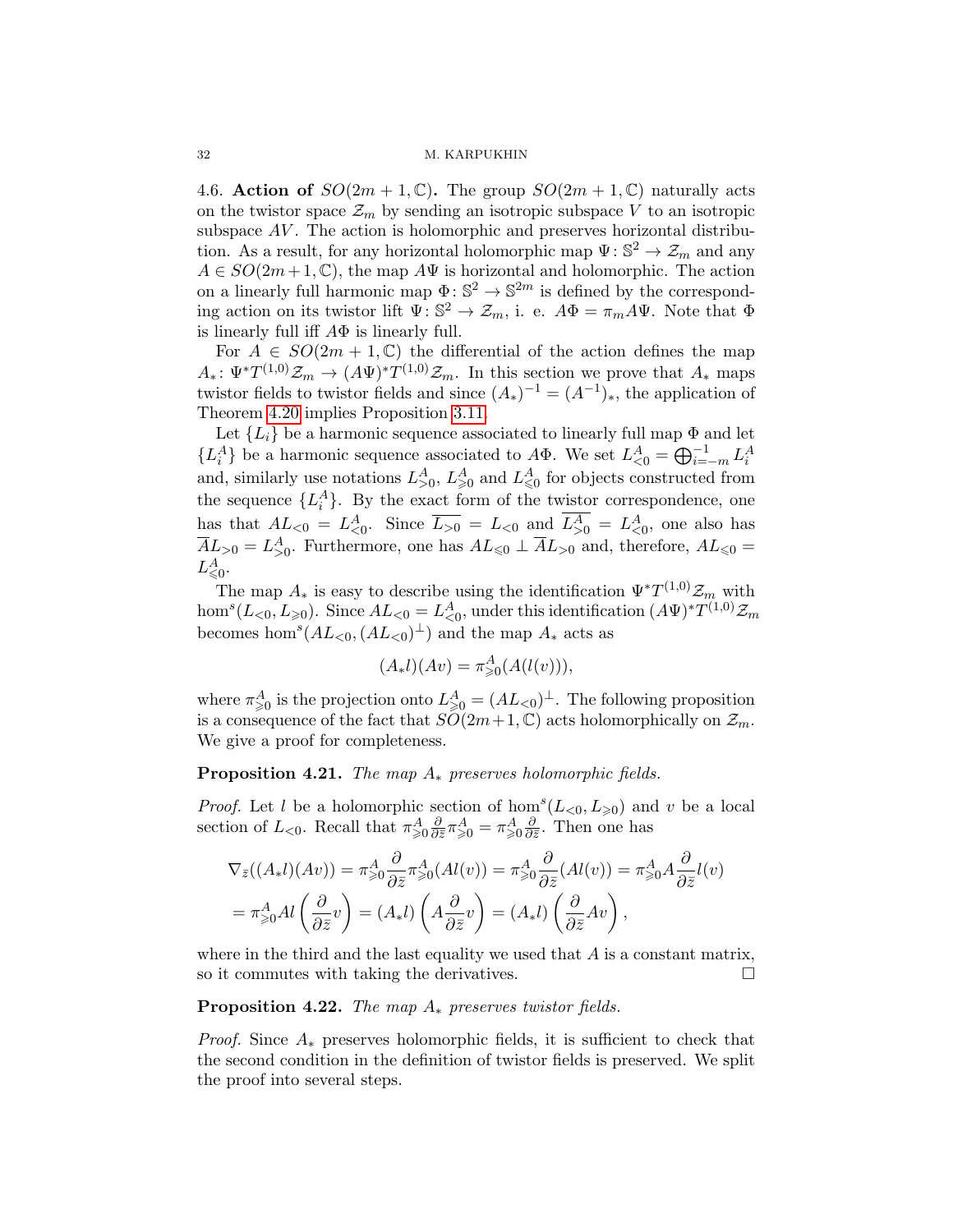4.6. **Action of $SO(2m+1,\mathbb{C})$.** The group $SO(2m+1,\mathbb{C})$ naturally acts on the twistor space $\mathcal{Z}_m$ by sending an isotropic subspace $V$ to an isotropic subspace $AV$. The action is holomorphic and preserves horizontal distribution. As a result, for any horizontal holomorphic map $\Psi\colon \mathbb{S}^2\to\mathcal{Z}_m$ and any $A\in SO(2m+1,\mathbb{C})$, the map $A\Psi$ is horizontal and holomorphic. The action on a linearly full harmonic map $\Phi\colon\mathbb{S}^2\to\mathbb{S}^{2m}$ is defined by the corresponding action on its twistor lift $\Psi\colon\mathbb{S}^2\to\mathcal{Z}_m$, i. e. $A\Phi = \pi_m A\Psi$. Note that $\Phi$ is linearly full iff $A\Phi$ is linearly full.

For $A\in SO(2m+1,\mathbb{C})$ the differential of the action defines the map $A_*\colon \Psi^*T^{(1,0)}\mathcal{Z}_m\to (A\Psi)^*T^{(1,0)}\mathcal{Z}_m$. In this section we prove that $A_*$ maps twistor fields to twistor fields and since $(A_*)^{-1} = (A^{-1})_*$, the application of Theorem 4.20 implies Proposition 3.11.

Let $\{L_i\}$ be a harmonic sequence associated to linearly full map $\Phi$ and let $\{L_i^A\}$ be a harmonic sequence associated to $A\Phi$. We set $L^A_{<0} = \bigoplus_{i=-m}^{-1} L_i^A$ and, similarly use notations $L^A_{>0}$, $L^A_{\geqslant 0}$ and $L^A_{\leqslant 0}$ for objects constructed from the sequence $\{L_i^A\}$. By the exact form of the twistor correspondence, one has that $AL_{<0} = L^A_{<0}$. Since $\overline{L_{>0}} = L_{<0}$ and $\overline{L^A_{>0}} = L^A_{<0}$, one also has $\overline{A}L_{>0} = L^A_{>0}$. Furthermore, one has $AL_{\leqslant 0}\perp \overline{A}L_{>0}$ and, therefore, $AL_{\leqslant 0} = L^A_{\leqslant 0}$.

The map $A_*$ is easy to describe using the identification $\Psi^*T^{(1,0)}\mathcal{Z}_m$ with $\mathrm{hom}^s(L_{<0}, L_{\geqslant 0})$. Since $AL_{<0} = L^A_{<0}$, under this identification $(A\Psi)^*T^{(1,0)}\mathcal{Z}_m$ becomes $\mathrm{hom}^s(AL_{<0}, (AL_{<0})^\perp)$ and the map $A_*$ acts as

$$(A_*l)(Av) = \pi^A_{\geqslant 0}(A(l(v))),$$

where $\pi^A_{\geqslant 0}$ is the projection onto $L^A_{\geqslant 0} = (AL_{<0})^\perp$. The following proposition is a consequence of the fact that $SO(2m+1,\mathbb{C})$ acts holomorphically on $\mathcal{Z}_m$. We give a proof for completeness.

**Proposition 4.21.** *The map $A_*$ preserves holomorphic fields.*

*Proof.* Let $l$ be a holomorphic section of $\mathrm{hom}^s(L_{<0}, L_{\geqslant 0})$ and $v$ be a local section of $L_{<0}$. Recall that $\pi^A_{\geqslant 0}\frac{\partial}{\partial\bar z}\pi^A_{\geqslant 0} = \pi^A_{\geqslant 0}\frac{\partial}{\partial \bar z}$. Then one has

$$\begin{aligned}
\nabla_{\bar z}((A_*l)(Av)) &= \pi^A_{\geqslant 0}\frac{\partial}{\partial\bar z}\pi^A_{\geqslant 0}(Al(v)) = \pi^A_{\geqslant 0}\frac{\partial}{\partial\bar z}(Al(v)) = \pi^A_{\geqslant 0}A\frac{\partial}{\partial\bar z}l(v)\\
&= \pi^A_{\geqslant 0}Al\left(\frac{\partial}{\partial\bar z}v\right) = (A_*l)\left(A\frac{\partial}{\partial\bar z}v\right) = (A_*l)\left(\frac{\partial}{\partial\bar z}Av\right),
\end{aligned}$$

where in the third and the last equality we used that $A$ is a constant matrix, so it commutes with taking the derivatives. $\square$

**Proposition 4.22.** *The map $A_*$ preserves twistor fields.*

*Proof.* Since $A_*$ preserves holomorphic fields, it is sufficient to check that the second condition in the definition of twistor fields is preserved. We split the proof into several steps.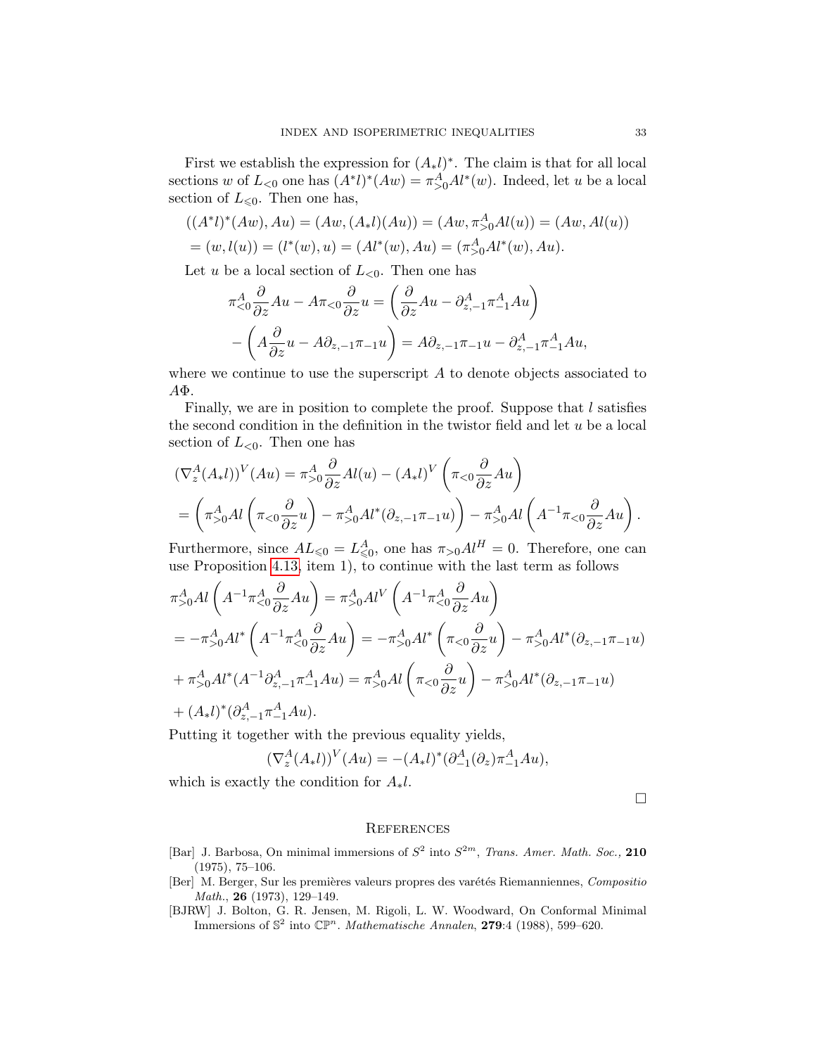First we establish the expression for $(A_*l)^*$. The claim is that for all local sections $w$ of $L_{<0}$ one has $(A^*l)^*(Aw) = \pi^A_{>0}Al^*(w)$. Indeed, let $u$ be a local section of $L_{\leqslant 0}$. Then one has,

$$
\begin{aligned}
&((A^*l)^*(Aw), Au) = (Aw, (A_*l)(Au)) = (Aw, \pi^A_{>0}Al(u)) = (Aw, Al(u))\\
&= (w, l(u)) = (l^*(w), u) = (Al^*(w), Au) = (\pi^A_{>0}Al^*(w), Au).
\end{aligned}
$$

Let $u$ be a local section of $L_{<0}$. Then one has

$$
\begin{aligned}
\pi^A_{<0}\frac{\partial}{\partial z}Au - A\pi_{<0}\frac{\partial}{\partial z}u &= \left(\frac{\partial}{\partial z}Au - \partial^A_{z,-1}\pi^A_{-1}Au\right)\\
&- \left(A\frac{\partial}{\partial z}u - A\partial_{z,-1}\pi_{-1}u\right) = A\partial_{z,-1}\pi_{-1}u - \partial^A_{z,-1}\pi^A_{-1}Au,
\end{aligned}
$$

where we continue to use the superscript $A$ to denote objects associated to $A\Phi$.

Finally, we are in position to complete the proof. Suppose that $l$ satisfies the second condition in the definition in the twistor field and let $u$ be a local section of $L_{<0}$. Then one has

$$
\begin{aligned}
&(\nabla^A_z(A_*l))^V(Au) = \pi^A_{>0}\frac{\partial}{\partial z}Al(u) - (A_*l)^V\left(\pi_{<0}\frac{\partial}{\partial z}Au\right)\\
&= \left(\pi^A_{>0}Al\left(\pi_{<0}\frac{\partial}{\partial z}u\right) - \pi^A_{>0}Al^*(\partial_{z,-1}\pi_{-1}u)\right) - \pi^A_{>0}Al\left(A^{-1}\pi_{<0}\frac{\partial}{\partial z}Au\right).
\end{aligned}
$$

Furthermore, since $AL_{\leqslant 0} = L^A_{\leqslant 0}$, one has $\pi_{>0}Al^H = 0$. Therefore, one can use Proposition 4.13, item 1), to continue with the last term as follows

$$
\begin{aligned}
&\pi^A_{>0}Al\left(A^{-1}\pi^A_{<0}\frac{\partial}{\partial z}Au\right) = \pi^A_{>0}Al^V\left(A^{-1}\pi^A_{<0}\frac{\partial}{\partial z}Au\right)\\
&= -\pi^A_{>0}Al^*\left(A^{-1}\pi^A_{<0}\frac{\partial}{\partial z}Au\right) = -\pi^A_{>0}Al^*\left(\pi_{<0}\frac{\partial}{\partial z}u\right) - \pi^A_{>0}Al^*(\partial_{z,-1}\pi_{-1}u)\\
&+ \pi^A_{>0}Al^*(A^{-1}\partial^A_{z,-1}\pi^A_{-1}Au) = \pi^A_{>0}Al\left(\pi_{<0}\frac{\partial}{\partial z}u\right) - \pi^A_{>0}Al^*(\partial_{z,-1}\pi_{-1}u)\\
&+ (A_*l)^*(\partial^A_{z,-1}\pi^A_{-1}Au).
\end{aligned}
$$

Putting it together with the previous equality yields,

$$
(\nabla^A_z(A_*l))^V(Au) = -(A_*l)^*(\partial^A_{-1}(\partial_z)\pi^A_{-1}Au),
$$

which is exactly the condition for $A_*l$.

□

## References

[Bar] J. Barbosa, On minimal immersions of $S^2$ into $S^{2m}$, *Trans. Amer. Math. Soc.*, **210** (1975), 75–106.

[Ber] M. Berger, Sur les premières valeurs propres des varétés Riemanniennes, *Compositio Math.*, **26** (1973), 129–149.

[BJRW] J. Bolton, G. R. Jensen, M. Rigoli, L. W. Woodward, On Conformal Minimal Immersions of $\mathbb{S}^2$ into $\mathbb{CP}^n$. *Mathematische Annalen*, **279**:4 (1988), 599–620.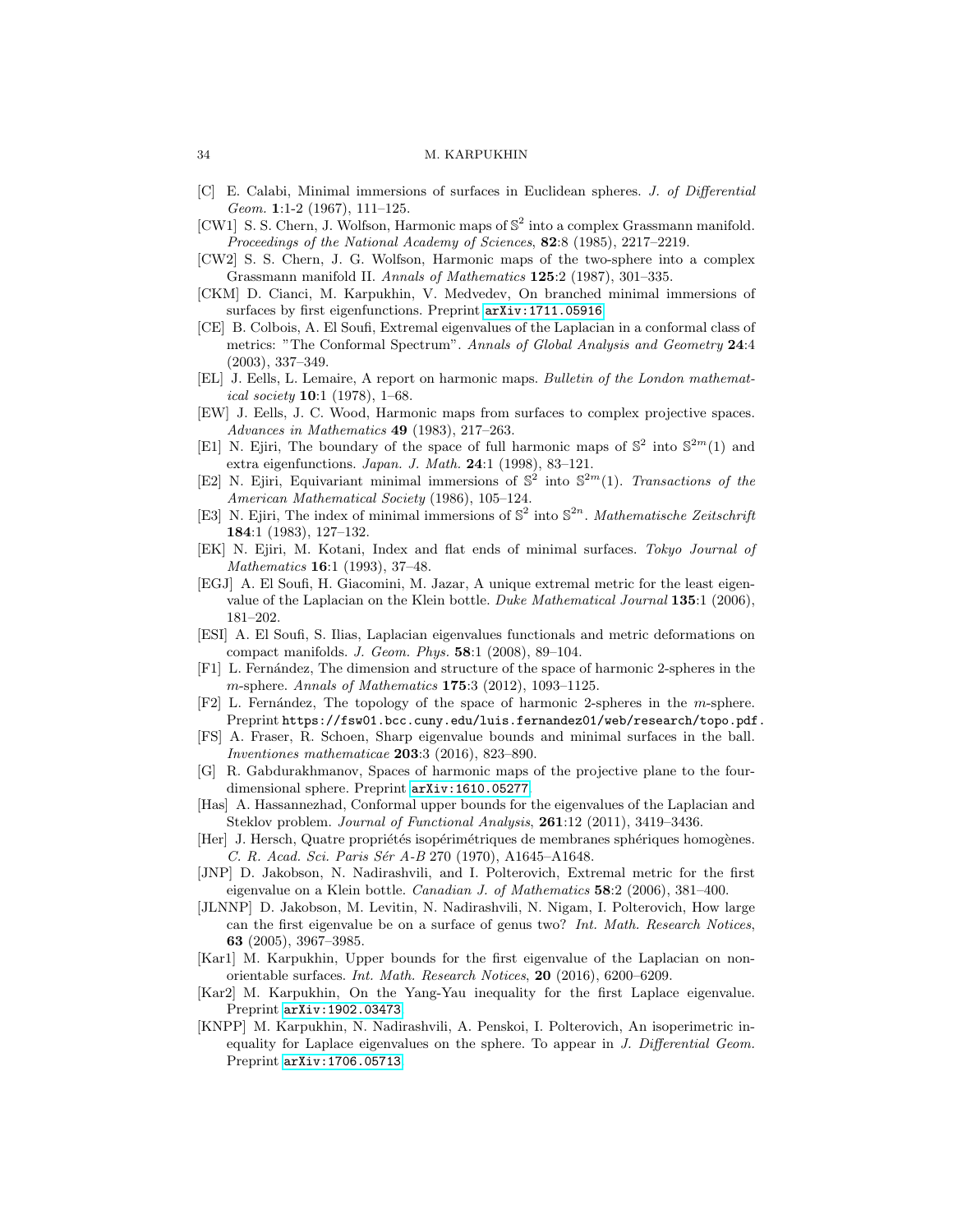- [C] E. Calabi, Minimal immersions of surfaces in Euclidean spheres. *J. of Differential Geom.* **1**:1-2 (1967), 111–125.
- [CW1] S. S. Chern, J. Wolfson, Harmonic maps of $\mathbb{S}^2$ into a complex Grassmann manifold. *Proceedings of the National Academy of Sciences*, **82**:8 (1985), 2217–2219.
- [CW2] S. S. Chern, J. G. Wolfson, Harmonic maps of the two-sphere into a complex Grassmann manifold II. *Annals of Mathematics* **125**:2 (1987), 301–335.
- [CKM] D. Cianci, M. Karpukhin, V. Medvedev, On branched minimal immersions of surfaces by first eigenfunctions. Preprint arXiv:1711.05916.
- [CE] B. Colbois, A. El Soufi, Extremal eigenvalues of the Laplacian in a conformal class of metrics: "The Conformal Spectrum". *Annals of Global Analysis and Geometry* **24**:4 (2003), 337–349.
- [EL] J. Eells, L. Lemaire, A report on harmonic maps. *Bulletin of the London mathematical society* **10**:1 (1978), 1–68.
- [EW] J. Eells, J. C. Wood, Harmonic maps from surfaces to complex projective spaces. *Advances in Mathematics* **49** (1983), 217–263.
- [E1] N. Ejiri, The boundary of the space of full harmonic maps of $\mathbb{S}^2$ into $\mathbb{S}^{2m}(1)$ and extra eigenfunctions. *Japan. J. Math.* **24**:1 (1998), 83–121.
- [E2] N. Ejiri, Equivariant minimal immersions of $\mathbb{S}^2$ into $\mathbb{S}^{2m}(1)$. *Transactions of the American Mathematical Society* (1986), 105–124.
- [E3] N. Ejiri, The index of minimal immersions of $\mathbb{S}^2$ into $\mathbb{S}^{2n}$. *Mathematische Zeitschrift* **184**:1 (1983), 127–132.
- [EK] N. Ejiri, M. Kotani, Index and flat ends of minimal surfaces. *Tokyo Journal of Mathematics* **16**:1 (1993), 37–48.
- [EGJ] A. El Soufi, H. Giacomini, M. Jazar, A unique extremal metric for the least eigenvalue of the Laplacian on the Klein bottle. *Duke Mathematical Journal* **135**:1 (2006), 181–202.
- [ESI] A. El Soufi, S. Ilias, Laplacian eigenvalues functionals and metric deformations on compact manifolds. *J. Geom. Phys.* **58**:1 (2008), 89–104.
- [F1] L. Fernández, The dimension and structure of the space of harmonic 2-spheres in the $m$-sphere. *Annals of Mathematics* **175**:3 (2012), 1093–1125.
- [F2] L. Fernández, The topology of the space of harmonic 2-spheres in the $m$-sphere. Preprint https://fsw01.bcc.cuny.edu/luis.fernandez01/web/research/topo.pdf.
- [FS] A. Fraser, R. Schoen, Sharp eigenvalue bounds and minimal surfaces in the ball. *Inventiones mathematicae* **203**:3 (2016), 823–890.
- [G] R. Gabdurakhmanov, Spaces of harmonic maps of the projective plane to the four-dimensional sphere. Preprint arXiv:1610.05277.
- [Has] A. Hassannezhad, Conformal upper bounds for the eigenvalues of the Laplacian and Steklov problem. *Journal of Functional Analysis*, **261**:12 (2011), 3419–3436.
- [Her] J. Hersch, Quatre propriétés isopérimétriques de membranes sphériques homogènes. *C. R. Acad. Sci. Paris Sér A-B* 270 (1970), A1645–A1648.
- [JNP] D. Jakobson, N. Nadirashvili, and I. Polterovich, Extremal metric for the first eigenvalue on a Klein bottle. *Canadian J. of Mathematics* **58**:2 (2006), 381–400.
- [JLNNP] D. Jakobson, M. Levitin, N. Nadirashvili, N. Nigam, I. Polterovich, How large can the first eigenvalue be on a surface of genus two? *Int. Math. Research Notices*, **63** (2005), 3967–3985.
- [Kar1] M. Karpukhin, Upper bounds for the first eigenvalue of the Laplacian on non-orientable surfaces. *Int. Math. Research Notices*, **20** (2016), 6200–6209.
- [Kar2] M. Karpukhin, On the Yang-Yau inequality for the first Laplace eigenvalue. Preprint arXiv:1902.03473.
- [KNPP] M. Karpukhin, N. Nadirashvili, A. Penskoi, I. Polterovich, An isoperimetric inequality for Laplace eigenvalues on the sphere. To appear in *J. Differential Geom.* Preprint arXiv:1706.05713.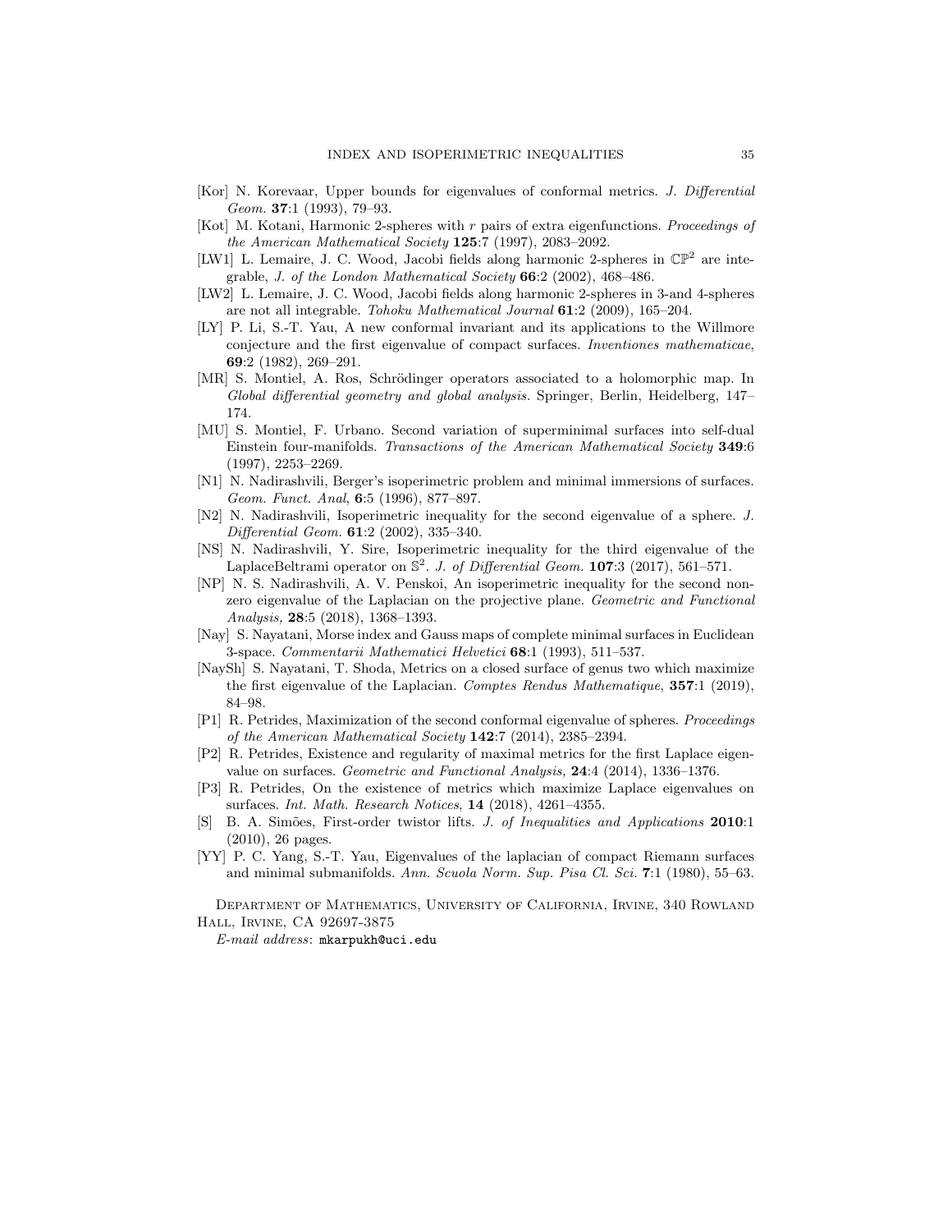[Kor] N. Korevaar, Upper bounds for eigenvalues of conformal metrics. *J. Differential Geom.* **37**:1 (1993), 79–93.

[Kot] M. Kotani, Harmonic 2-spheres with $r$ pairs of extra eigenfunctions. *Proceedings of the American Mathematical Society* **125**:7 (1997), 2083–2092.

[LW1] L. Lemaire, J. C. Wood, Jacobi fields along harmonic 2-spheres in $\mathbb{CP}^2$ are integrable, *J. of the London Mathematical Society* **66**:2 (2002), 468–486.

[LW2] L. Lemaire, J. C. Wood, Jacobi fields along harmonic 2-spheres in 3-and 4-spheres are not all integrable. *Tohoku Mathematical Journal* **61**:2 (2009), 165–204.

[LY] P. Li, S.-T. Yau, A new conformal invariant and its applications to the Willmore conjecture and the first eigenvalue of compact surfaces. *Inventiones mathematicae*, **69**:2 (1982), 269–291.

[MR] S. Montiel, A. Ros, Schrödinger operators associated to a holomorphic map. In *Global differential geometry and global analysis.* Springer, Berlin, Heidelberg, 147–174.

[MU] S. Montiel, F. Urbano. Second variation of superminimal surfaces into self-dual Einstein four-manifolds. *Transactions of the American Mathematical Society* **349**:6 (1997), 2253–2269.

[N1] N. Nadirashvili, Berger's isoperimetric problem and minimal immersions of surfaces. *Geom. Funct. Anal*, **6**:5 (1996), 877–897.

[N2] N. Nadirashvili, Isoperimetric inequality for the second eigenvalue of a sphere. *J. Differential Geom.* **61**:2 (2002), 335–340.

[NS] N. Nadirashvili, Y. Sire, Isoperimetric inequality for the third eigenvalue of the LaplaceBeltrami operator on $\mathbb{S}^2$. *J. of Differential Geom.* **107**:3 (2017), 561–571.

[NP] N. S. Nadirashvili, A. V. Penskoi, An isoperimetric inequality for the second non-zero eigenvalue of the Laplacian on the projective plane. *Geometric and Functional Analysis,* **28**:5 (2018), 1368–1393.

[Nay] S. Nayatani, Morse index and Gauss maps of complete minimal surfaces in Euclidean 3-space. *Commentarii Mathematici Helvetici* **68**:1 (1993), 511–537.

[NaySh] S. Nayatani, T. Shoda, Metrics on a closed surface of genus two which maximize the first eigenvalue of the Laplacian. *Comptes Rendus Mathematique*, **357**:1 (2019), 84–98.

[P1] R. Petrides, Maximization of the second conformal eigenvalue of spheres. *Proceedings of the American Mathematical Society* **142**:7 (2014), 2385–2394.

[P2] R. Petrides, Existence and regularity of maximal metrics for the first Laplace eigenvalue on surfaces. *Geometric and Functional Analysis,* **24**:4 (2014), 1336–1376.

[P3] R. Petrides, On the existence of metrics which maximize Laplace eigenvalues on surfaces. *Int. Math. Research Notices*, **14** (2018), 4261–4355.

[S] B. A. Simões, First-order twistor lifts. *J. of Inequalities and Applications* **2010**:1 (2010), 26 pages.

[YY] P. C. Yang, S.-T. Yau, Eigenvalues of the laplacian of compact Riemann surfaces and minimal submanifolds. *Ann. Scuola Norm. Sup. Pisa Cl. Sci.* **7**:1 (1980), 55–63.

Department of Mathematics, University of California, Irvine, 340 Rowland Hall, Irvine, CA 92697-3875

*E-mail address*: mkarpukh@uci.edu